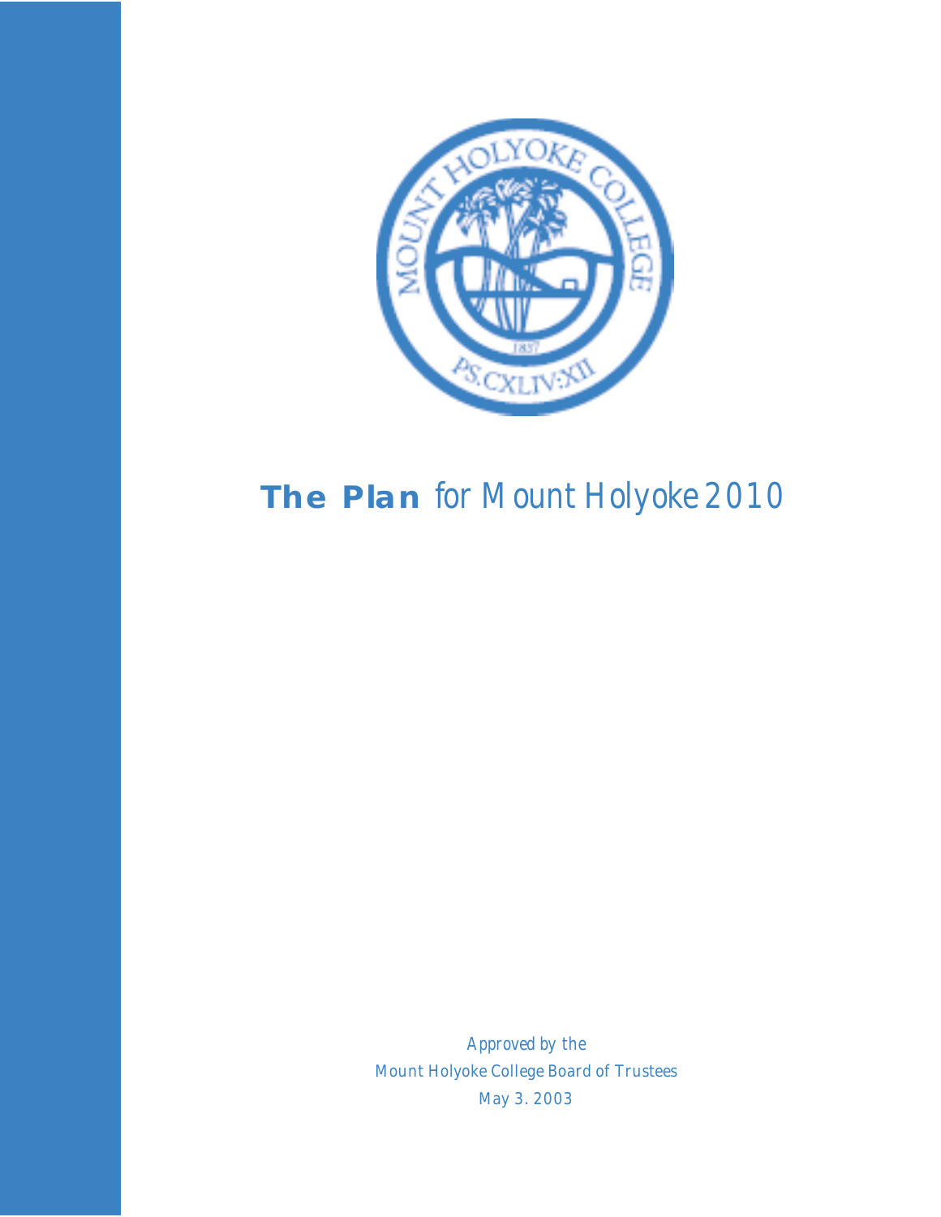# **The Plan** *for Mount Holyoke 2010*

*Approved by the*
*Mount Holyoke College Board of Trustees*
*May 3. 2003*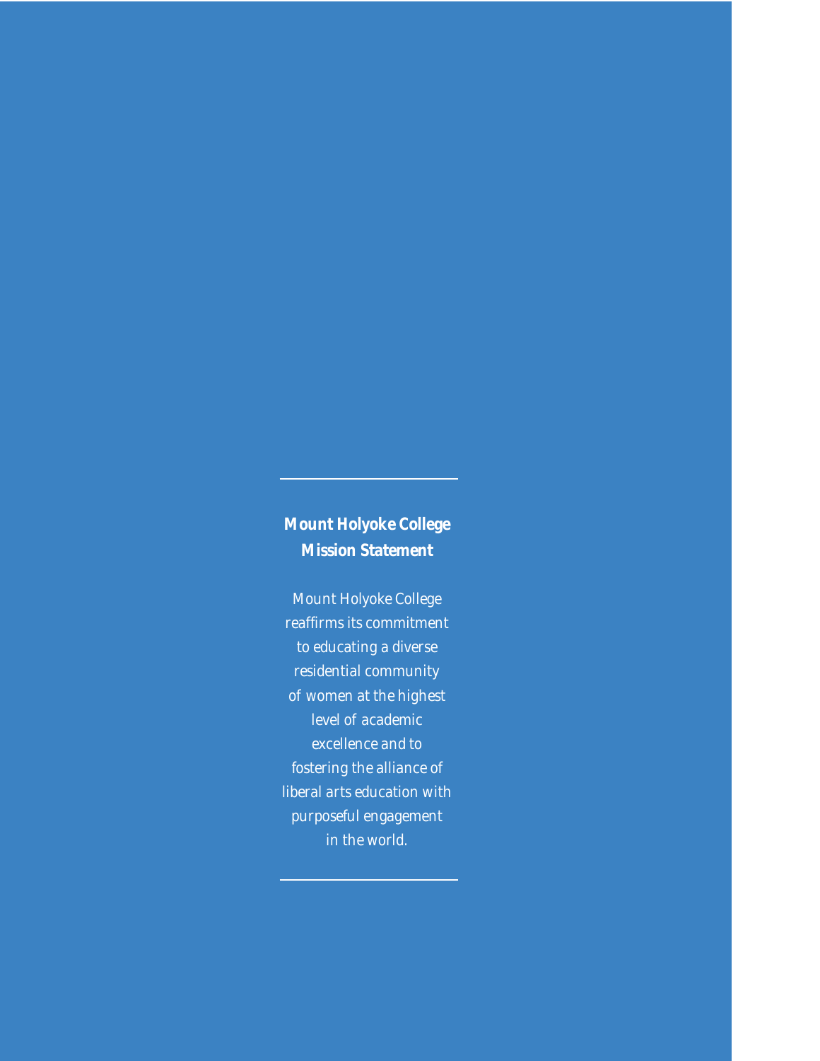---

**Mount Holyoke College Mission Statement**

*Mount Holyoke College reaffirms its commitment to educating a diverse residential community of women at the highest level of academic excellence and to fostering the alliance of liberal arts education with purposeful engagement in the world.*

---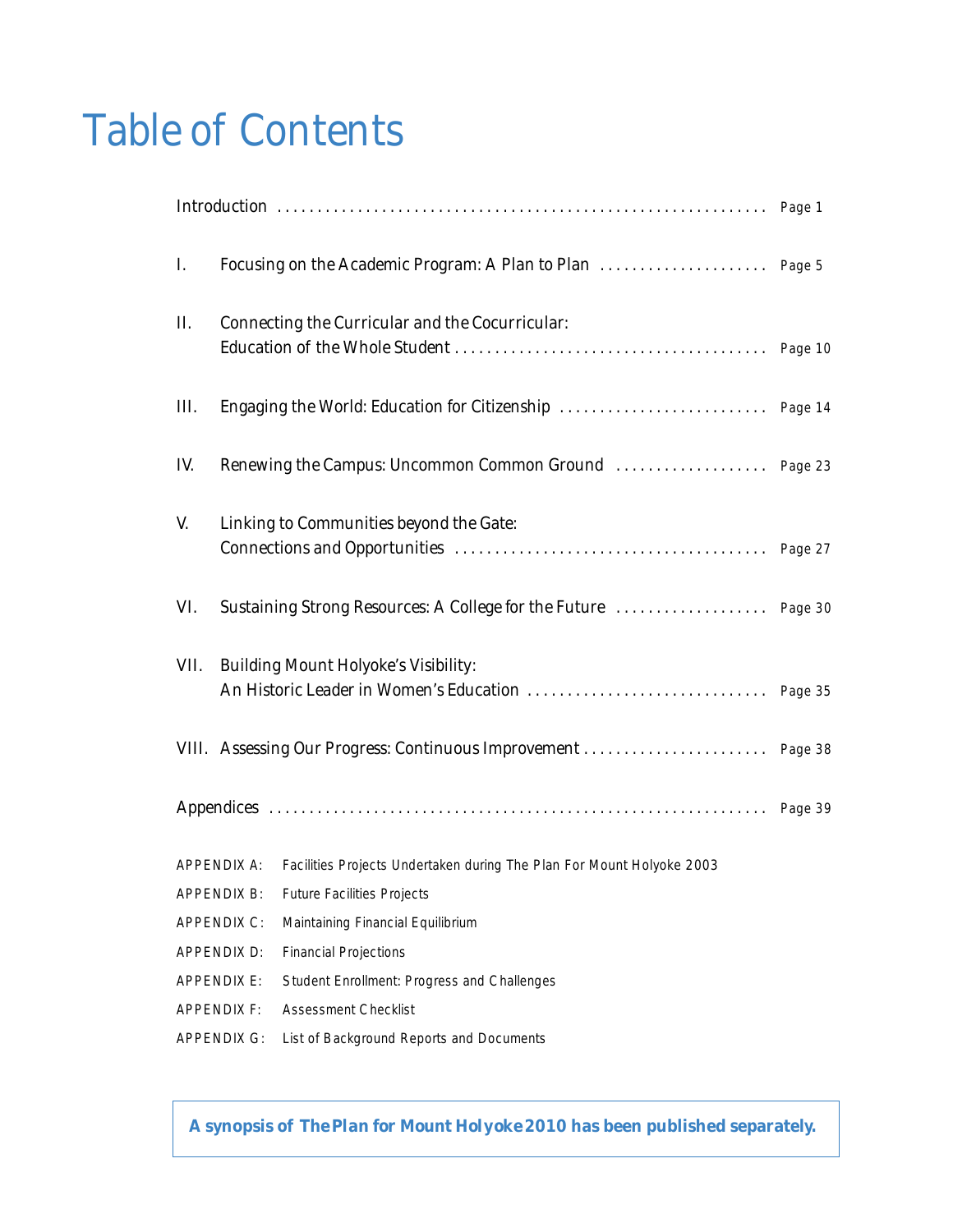# Table of Contents

| | | |
|---|---|---|
| Introduction | | Page 1 |
| I. | Focusing on the Academic Program: A Plan to Plan | Page 5 |
| II. | Connecting the Curricular and the Cocurricular: Education of the Whole Student | Page 10 |
| III. | Engaging the World: Education for Citizenship | Page 14 |
| IV. | Renewing the Campus: Uncommon Common Ground | Page 23 |
| V. | Linking to Communities beyond the Gate: Connections and Opportunities | Page 27 |
| VI. | Sustaining Strong Resources: A College for the Future | Page 30 |
| VII. | Building Mount Holyoke's Visibility: An Historic Leader in Women's Education | Page 35 |
| VIII. | Assessing Our Progress: Continuous Improvement | Page 38 |
| Appendices | | Page 39 |

APPENDIX A: Facilities Projects Undertaken during The Plan For Mount Holyoke 2003

APPENDIX B: Future Facilities Projects

APPENDIX C: Maintaining Financial Equilibrium

APPENDIX D: Financial Projections

APPENDIX E: Student Enrollment: Progress and Challenges

APPENDIX F: Assessment Checklist

APPENDIX G: List of Background Reports and Documents

**A synopsis of *The Plan for Mount Holyoke 2010* has been published separately.**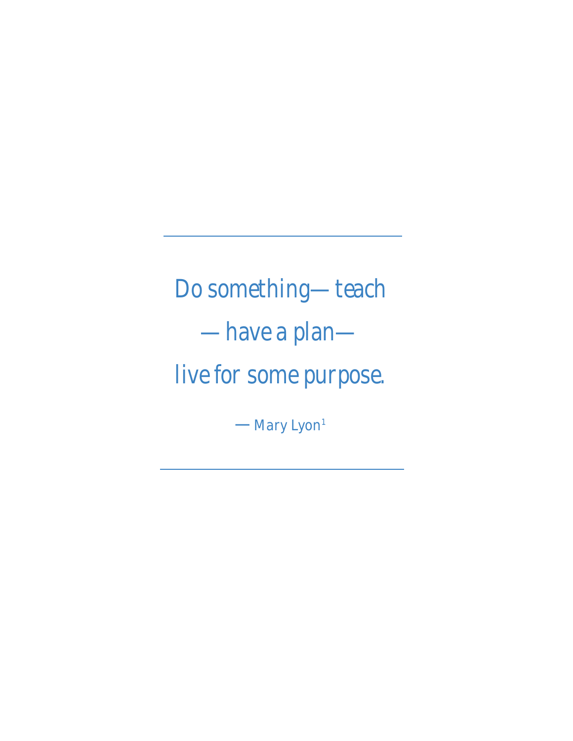---

*Do something—teach*
*—have a plan—*
*live for some purpose.*

— Mary Lyon[1]

---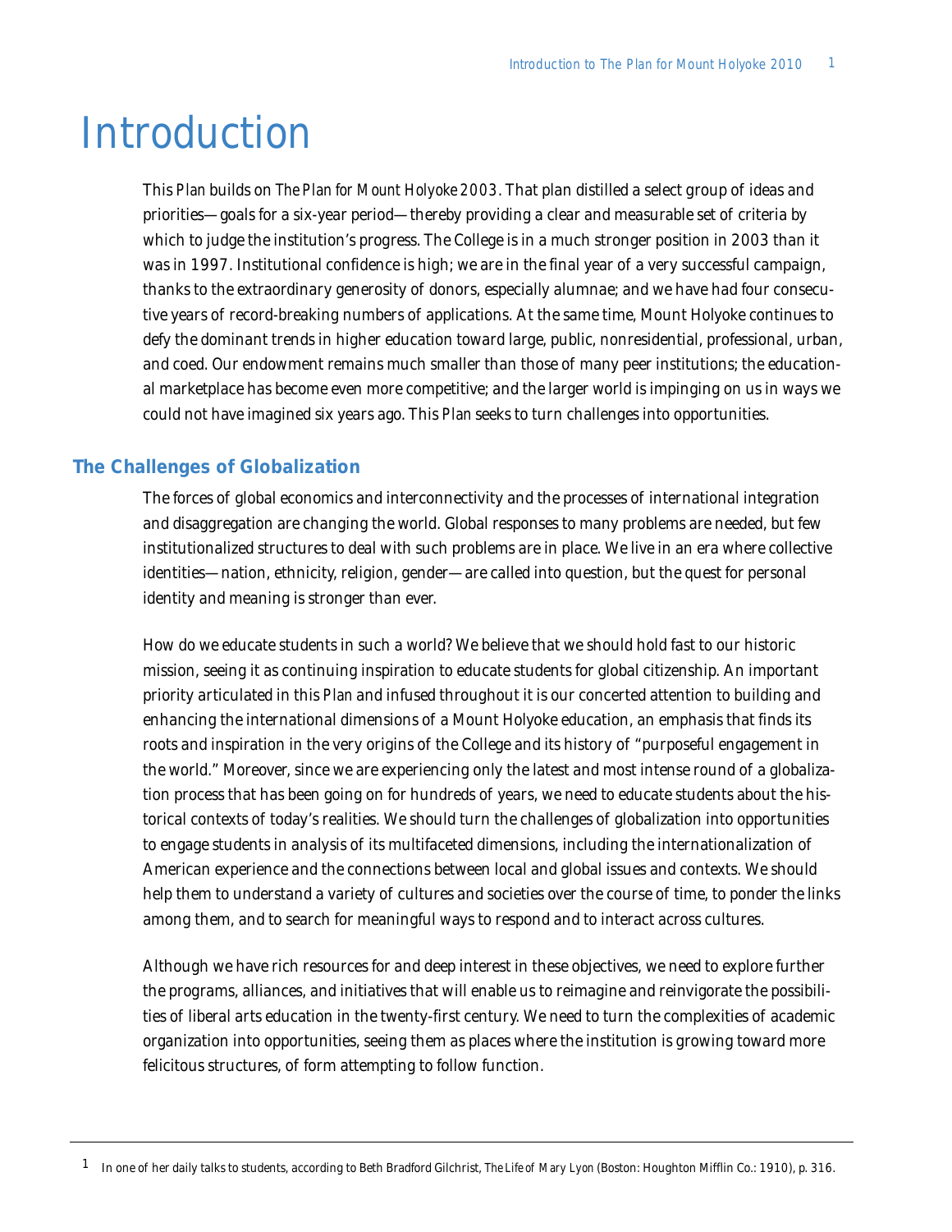# Introduction

This *Plan* builds on *The Plan for Mount Holyoke 2003*. That plan distilled a select group of ideas and priorities—goals for a six-year period—thereby providing a clear and measurable set of criteria by which to judge the institution's progress. The College is in a much stronger position in 2003 than it was in 1997. Institutional confidence is high; we are in the final year of a very successful campaign, thanks to the extraordinary generosity of donors, especially alumnae; and we have had four consecutive years of record-breaking numbers of applications. At the same time, Mount Holyoke continues to defy the dominant trends in higher education toward large, public, nonresidential, professional, urban, and coed. Our endowment remains much smaller than those of many peer institutions; the educational marketplace has become even more competitive; and the larger world is impinging on us in ways we could not have imagined six years ago. This *Plan* seeks to turn challenges into opportunities.

## The Challenges of Globalization

The forces of global economics and interconnectivity and the processes of international integration and disaggregation are changing the world. Global responses to many problems are needed, but few institutionalized structures to deal with such problems are in place. We live in an era where collective identities—nation, ethnicity, religion, gender—are called into question, but the quest for personal identity and meaning is stronger than ever.

How do we educate students in such a world? We believe that we should hold fast to our historic mission, seeing it as continuing inspiration to educate students for global citizenship. An important priority articulated in this *Plan* and infused throughout it is our concerted attention to building and enhancing the international dimensions of a Mount Holyoke education, an emphasis that finds its roots and inspiration in the very origins of the College and its history of "purposeful engagement in the world." Moreover, since we are experiencing only the latest and most intense round of a globalization process that has been going on for hundreds of years, we need to educate students about the historical contexts of today's realities. We should turn the challenges of globalization into opportunities to engage students in analysis of its multifaceted dimensions, including the internationalization of American experience and the connections between local and global issues and contexts. We should help them to understand a variety of cultures and societies over the course of time, to ponder the links among them, and to search for meaningful ways to respond and to interact across cultures.

Although we have rich resources for and deep interest in these objectives, we need to explore further the programs, alliances, and initiatives that will enable us to reimagine and reinvigorate the possibilities of liberal arts education in the twenty-first century. We need to turn the complexities of academic organization into opportunities, seeing them as places where the institution is growing toward more felicitous structures, of form attempting to follow function.

---

[1] In one of her daily talks to students, according to Beth Bradford Gilchrist, *The Life of Mary Lyon* (Boston: Houghton Mifflin Co.: 1910), p. 316.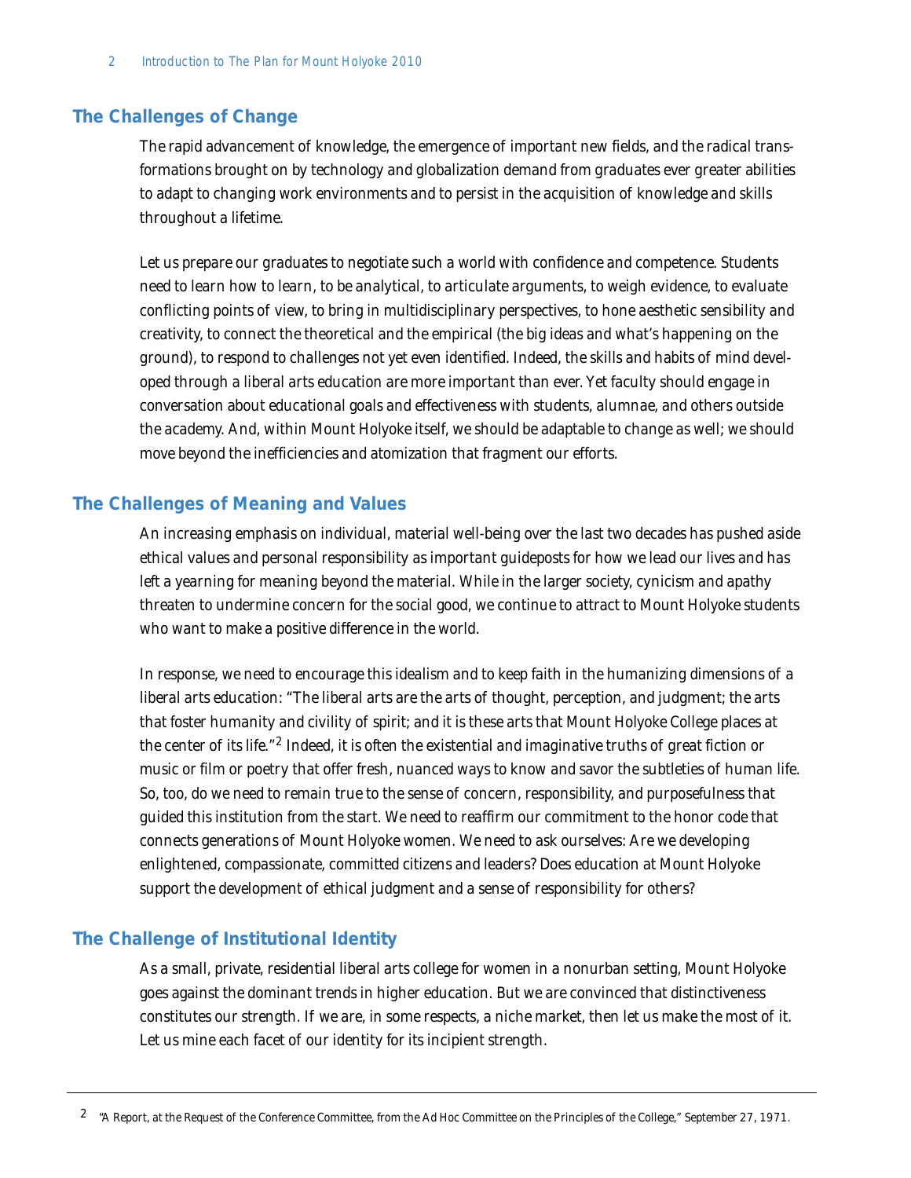## The Challenges of Change

The rapid advancement of knowledge, the emergence of important new fields, and the radical transformations brought on by technology and globalization demand from graduates ever greater abilities to adapt to changing work environments and to persist in the acquisition of knowledge and skills throughout a lifetime.

Let us prepare our graduates to negotiate such a world with confidence and competence. Students need to learn how to learn, to be analytical, to articulate arguments, to weigh evidence, to evaluate conflicting points of view, to bring in multidisciplinary perspectives, to hone aesthetic sensibility and creativity, to connect the theoretical and the empirical (the big ideas and what's happening on the ground), to respond to challenges not yet even identified. Indeed, the skills and habits of mind developed through a liberal arts education are more important than ever. Yet faculty should engage in conversation about educational goals and effectiveness with students, alumnae, and others outside the academy. And, within Mount Holyoke itself, we should be adaptable to change as well; we should move beyond the inefficiencies and atomization that fragment our efforts.

## The Challenges of Meaning and Values

An increasing emphasis on individual, material well-being over the last two decades has pushed aside ethical values and personal responsibility as important guideposts for how we lead our lives and has left a yearning for meaning beyond the material. While in the larger society, cynicism and apathy threaten to undermine concern for the social good, we continue to attract to Mount Holyoke students who want to make a positive difference in the world.

In response, we need to encourage this idealism and to keep faith in the humanizing dimensions of a liberal arts education: "The liberal arts are the arts of thought, perception, and judgment; the arts that foster humanity and civility of spirit; and it is these arts that Mount Holyoke College places at the center of its life."[2] Indeed, it is often the existential and imaginative truths of great fiction or music or film or poetry that offer fresh, nuanced ways to know and savor the subtleties of human life. So, too, do we need to remain true to the sense of concern, responsibility, and purposefulness that guided this institution from the start. We need to reaffirm our commitment to the honor code that connects generations of Mount Holyoke women. We need to ask ourselves: Are we developing enlightened, compassionate, committed citizens and leaders? Does education at Mount Holyoke support the development of ethical judgment and a sense of responsibility for others?

## The Challenge of Institutional Identity

As a small, private, residential liberal arts college for women in a nonurban setting, Mount Holyoke goes against the dominant trends in higher education. But we are convinced that distinctiveness constitutes our strength. If we are, in some respects, a niche market, then let us make the most of it. Let us mine each facet of our identity for its incipient strength.

---

[2] "A Report, at the Request of the Conference Committee, from the Ad Hoc Committee on the Principles of the College," September 27, 1971.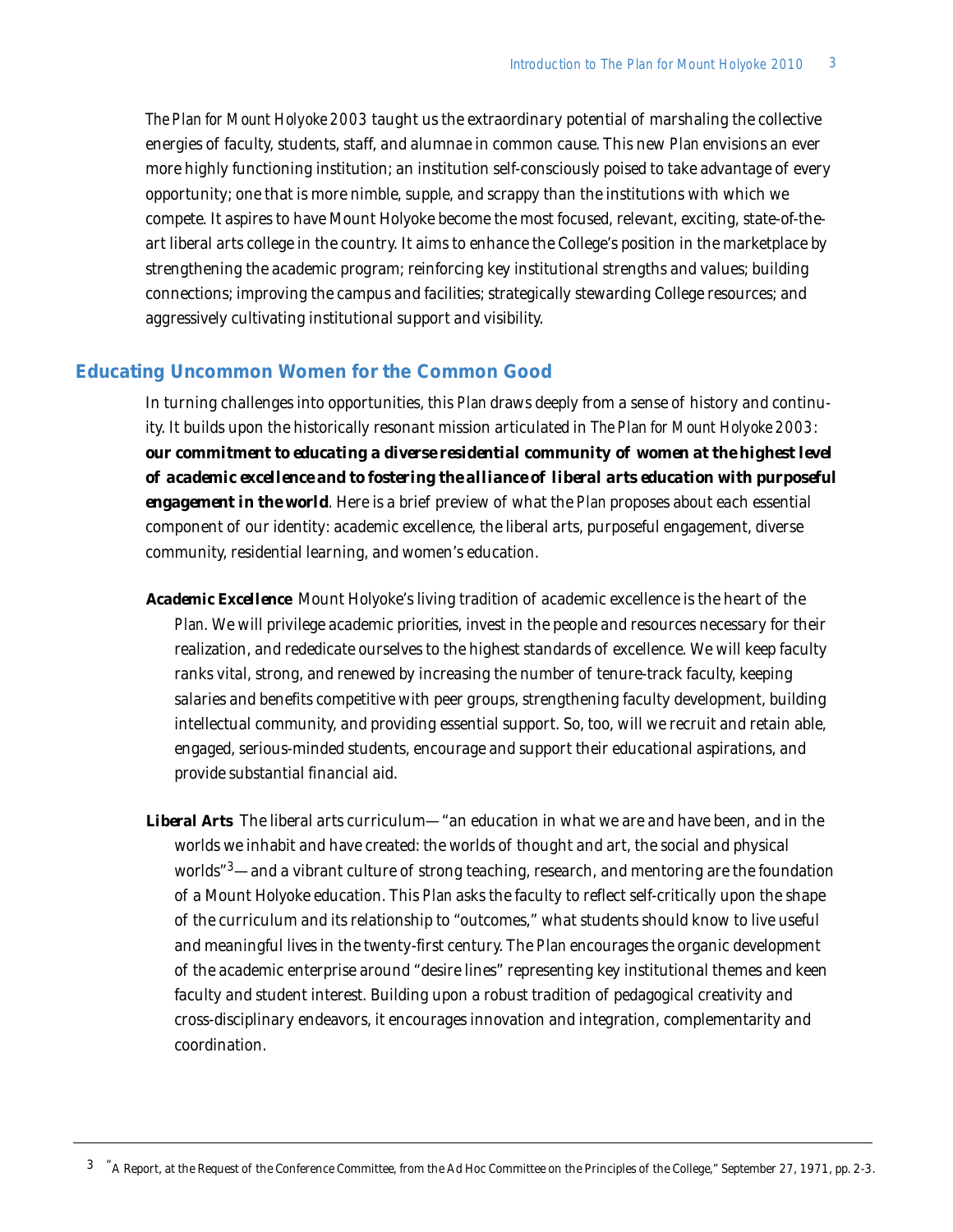*The Plan for Mount Holyoke 2003* taught us the extraordinary potential of marshaling the collective energies of faculty, students, staff, and alumnae in common cause. This new *Plan* envisions an ever more highly functioning institution; an institution self-consciously poised to take advantage of every opportunity; one that is more nimble, supple, and scrappy than the institutions with which we compete. It aspires to have Mount Holyoke become the most focused, relevant, exciting, state-of-the-art liberal arts college in the country. It aims to enhance the College's position in the marketplace by strengthening the academic program; reinforcing key institutional strengths and values; building connections; improving the campus and facilities; strategically stewarding College resources; and aggressively cultivating institutional support and visibility.

## Educating Uncommon Women for the Common Good

In turning challenges into opportunities, this *Plan* draws deeply from a sense of history and continuity. It builds upon the historically resonant mission articulated in *The Plan for Mount Holyoke 2003*: **our commitment to educating a diverse residential community of women at the highest level of academic excellence and to fostering the alliance of liberal arts education with purposeful engagement in the world**. Here is a brief preview of what the *Plan* proposes about each essential component of our identity: academic excellence, the liberal arts, purposeful engagement, diverse community, residential learning, and women's education.

**Academic Excellence** Mount Holyoke's living tradition of academic excellence is the heart of the *Plan*. We will privilege academic priorities, invest in the people and resources necessary for their realization, and rededicate ourselves to the highest standards of excellence. We will keep faculty ranks vital, strong, and renewed by increasing the number of tenure-track faculty, keeping salaries and benefits competitive with peer groups, strengthening faculty development, building intellectual community, and providing essential support. So, too, will we recruit and retain able, engaged, serious-minded students, encourage and support their educational aspirations, and provide substantial financial aid.

**Liberal Arts** The liberal arts curriculum—"an education in what we are and have been, and in the worlds we inhabit and have created: the worlds of thought and art, the social and physical worlds"[3]—and a vibrant culture of strong teaching, research, and mentoring are the foundation of a Mount Holyoke education. This *Plan* asks the faculty to reflect self-critically upon the shape of the curriculum and its relationship to "outcomes," what students should know to live useful and meaningful lives in the twenty-first century. The *Plan* encourages the organic development of the academic enterprise around "desire lines" representing key institutional themes and keen faculty and student interest. Building upon a robust tradition of pedagogical creativity and cross-disciplinary endeavors, it encourages innovation and integration, complementarity and coordination.

---

[3] "A Report, at the Request of the Conference Committee, from the Ad Hoc Committee on the Principles of the College," September 27, 1971, pp. 2-3.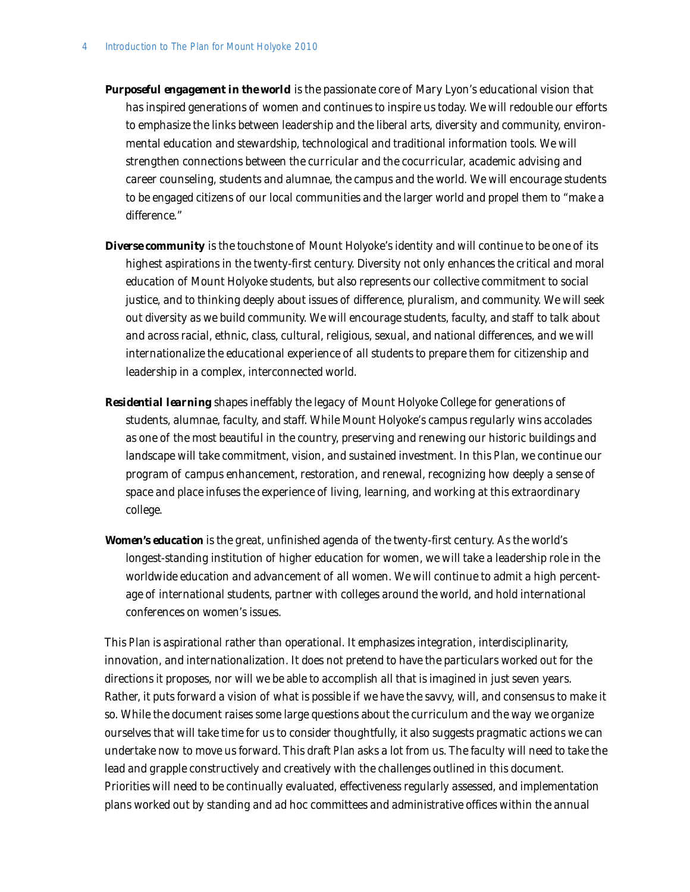**Purposeful engagement in the world** is the passionate core of Mary Lyon's educational vision that has inspired generations of women and continues to inspire us today. We will redouble our efforts to emphasize the links between leadership and the liberal arts, diversity and community, environmental education and stewardship, technological and traditional information tools. We will strengthen connections between the curricular and the cocurricular, academic advising and career counseling, students and alumnae, the campus and the world. We will encourage students to be engaged citizens of our local communities and the larger world and propel them to "make a difference."

**Diverse community** is the touchstone of Mount Holyoke's identity and will continue to be one of its highest aspirations in the twenty-first century. Diversity not only enhances the critical and moral education of Mount Holyoke students, but also represents our collective commitment to social justice, and to thinking deeply about issues of difference, pluralism, and community. We will seek out diversity as we build community. We will encourage students, faculty, and staff to talk about and across racial, ethnic, class, cultural, religious, sexual, and national differences, and we will internationalize the educational experience of all students to prepare them for citizenship and leadership in a complex, interconnected world.

**Residential learning** shapes ineffably the legacy of Mount Holyoke College for generations of students, alumnae, faculty, and staff. While Mount Holyoke's campus regularly wins accolades as one of the most beautiful in the country, preserving and renewing our historic buildings and landscape will take commitment, vision, and sustained investment. In this *Plan*, we continue our program of campus enhancement, restoration, and renewal, recognizing how deeply a sense of space and place infuses the experience of living, learning, and working at this extraordinary college.

**Women's education** is the great, unfinished agenda of the twenty-first century. As the world's longest-standing institution of higher education for women, we will take a leadership role in the worldwide education and advancement of all women. We will continue to admit a high percentage of international students, partner with colleges around the world, and hold international conferences on women's issues.

This *Plan* is aspirational rather than operational. It emphasizes integration, interdisciplinarity, innovation, and internationalization. It does not pretend to have the particulars worked out for the directions it proposes, nor will we be able to accomplish all that is imagined in just seven years. Rather, it puts forward a vision of what is possible if we have the savvy, will, and consensus to make it so. While the document raises some large questions about the curriculum and the way we organize ourselves that will take time for us to consider thoughtfully, it also suggests pragmatic actions we can undertake now to move us forward. This draft *Plan* asks a lot from us. The faculty will need to take the lead and grapple constructively and creatively with the challenges outlined in this document. Priorities will need to be continually evaluated, effectiveness regularly assessed, and implementation plans worked out by standing and ad hoc committees and administrative offices within the annual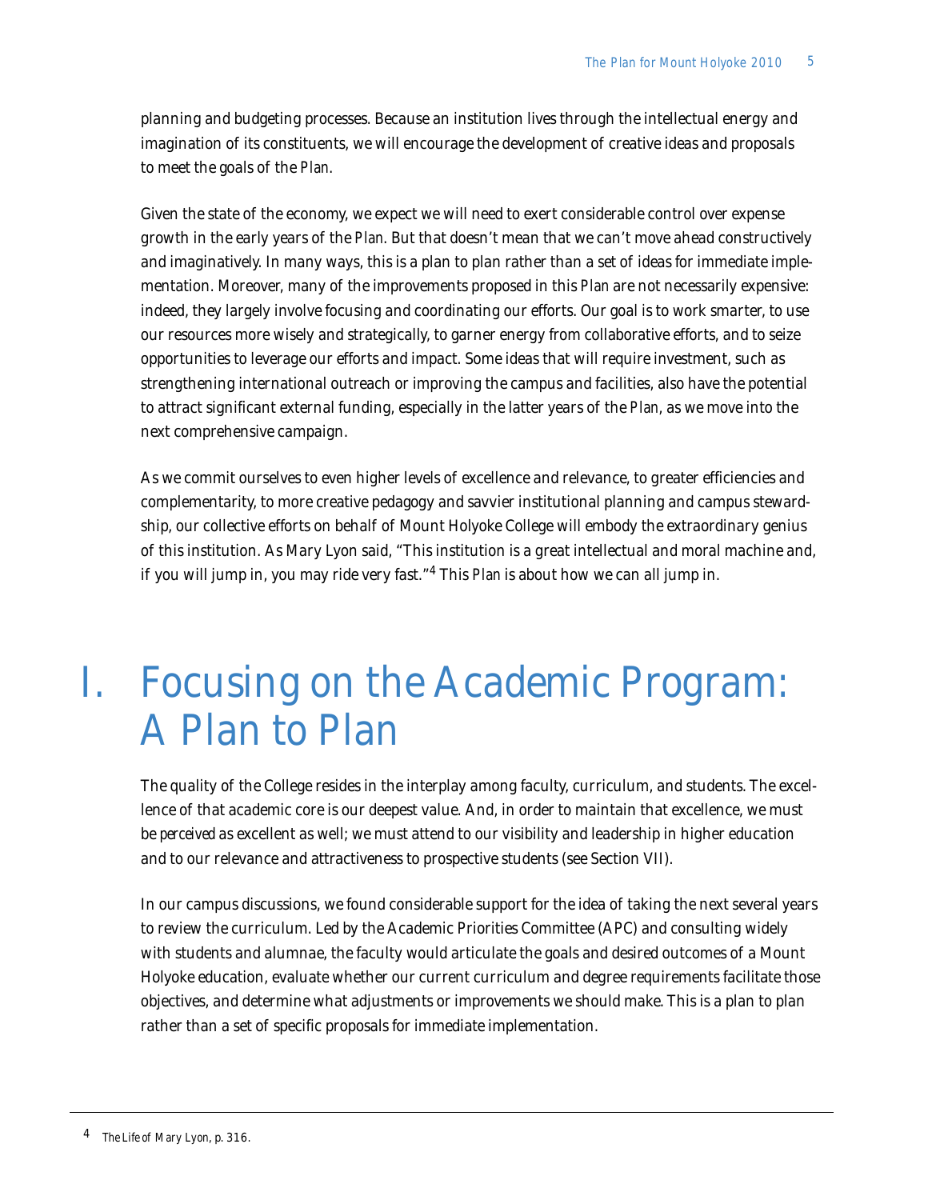planning and budgeting processes. Because an institution lives through the intellectual energy and imagination of its constituents, we will encourage the development of creative ideas and proposals to meet the goals of the *Plan*.

Given the state of the economy, we expect we will need to exert considerable control over expense growth in the early years of the *Plan*. But that doesn't mean that we can't move ahead constructively and imaginatively. In many ways, this is a plan to plan rather than a set of ideas for immediate implementation. Moreover, many of the improvements proposed in this *Plan* are not necessarily expensive: indeed, they largely involve focusing and coordinating our efforts. Our goal is to work smarter, to use our resources more wisely and strategically, to garner energy from collaborative efforts, and to seize opportunities to leverage our efforts and impact. Some ideas that will require investment, such as strengthening international outreach or improving the campus and facilities, also have the potential to attract significant external funding, especially in the latter years of the *Plan*, as we move into the next comprehensive campaign.

As we commit ourselves to even higher levels of excellence and relevance, to greater efficiencies and complementarity, to more creative pedagogy and savvier institutional planning and campus stewardship, our collective efforts on behalf of Mount Holyoke College will embody the extraordinary genius of this institution. As Mary Lyon said, "This institution is a great intellectual and moral machine and, if you will jump in, you may ride very fast."[4] This *Plan* is about how we can all jump in.

# I. Focusing on the Academic Program: A Plan to Plan

The quality of the College resides in the interplay among faculty, curriculum, and students. The excellence of that academic core is our deepest value. And, in order to maintain that excellence, we must be *perceived* as excellent as well; we must attend to our visibility and leadership in higher education and to our relevance and attractiveness to prospective students (see Section VII).

In our campus discussions, we found considerable support for the idea of taking the next several years to review the curriculum. Led by the Academic Priorities Committee (APC) and consulting widely with students and alumnae, the faculty would articulate the goals and desired outcomes of a Mount Holyoke education, evaluate whether our current curriculum and degree requirements facilitate those objectives, and determine what adjustments or improvements we should make. This is a plan to plan rather than a set of specific proposals for immediate implementation.

---

[4] *The Life of Mary Lyon*, p. 316.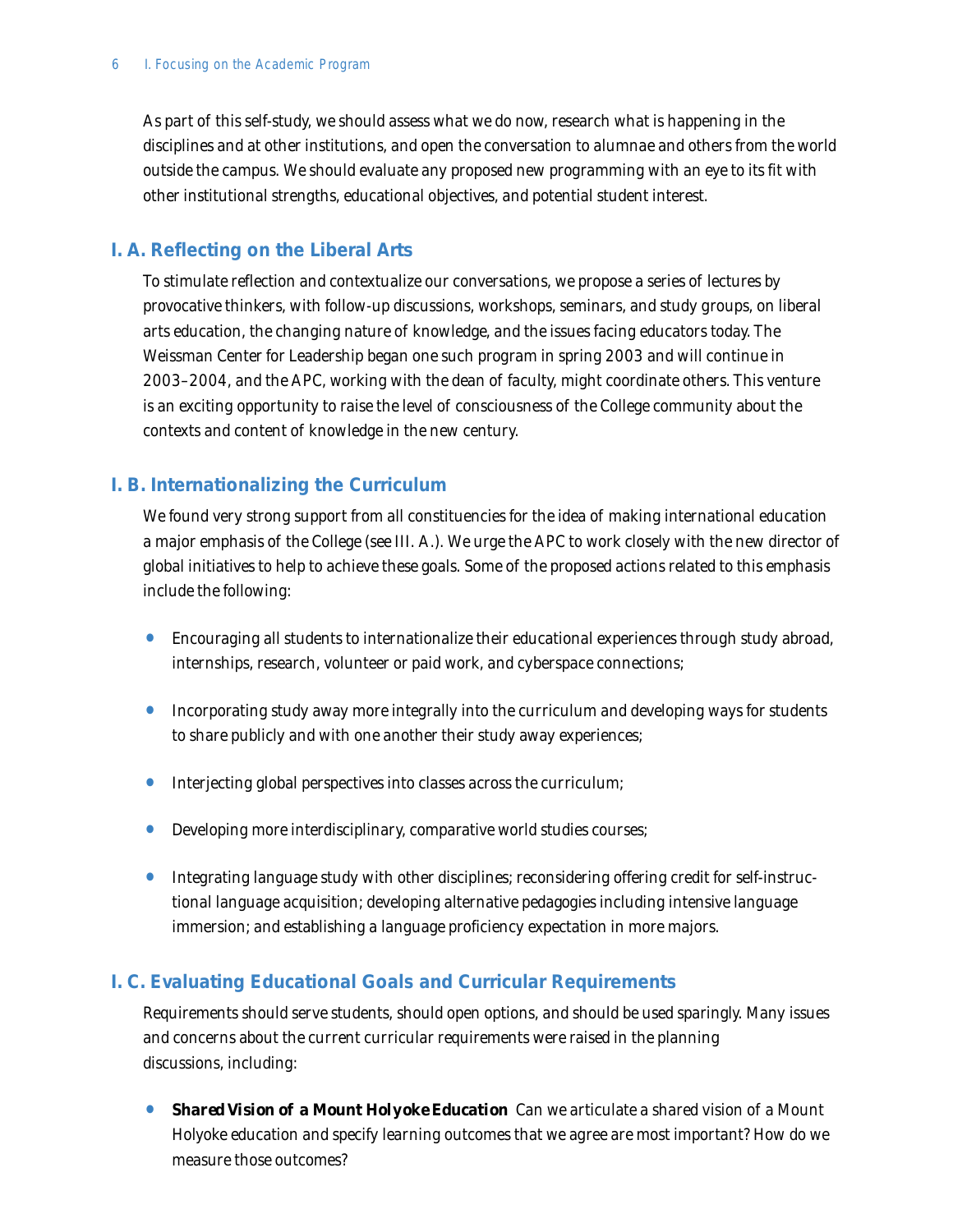As part of this self-study, we should assess what we do now, research what is happening in the disciplines and at other institutions, and open the conversation to alumnae and others from the world outside the campus. We should evaluate any proposed new programming with an eye to its fit with other institutional strengths, educational objectives, and potential student interest.

## I. A. Reflecting on the Liberal Arts

To stimulate reflection and contextualize our conversations, we propose a series of lectures by provocative thinkers, with follow-up discussions, workshops, seminars, and study groups, on liberal arts education, the changing nature of knowledge, and the issues facing educators today. The Weissman Center for Leadership began one such program in spring 2003 and will continue in 2003–2004, and the APC, working with the dean of faculty, might coordinate others. This venture is an exciting opportunity to raise the level of consciousness of the College community about the contexts and content of knowledge in the new century.

## I. B. Internationalizing the Curriculum

We found very strong support from all constituencies for the idea of making international education a major emphasis of the College (see III. A.). We urge the APC to work closely with the new director of global initiatives to help to achieve these goals. Some of the proposed actions related to this emphasis include the following:

- Encouraging all students to internationalize their educational experiences through study abroad, internships, research, volunteer or paid work, and cyberspace connections;
- Incorporating study away more integrally into the curriculum and developing ways for students to share publicly and with one another their study away experiences;
- Interjecting global perspectives into classes across the curriculum;
- Developing more interdisciplinary, comparative world studies courses;
- Integrating language study with other disciplines; reconsidering offering credit for self-instructional language acquisition; developing alternative pedagogies including intensive language immersion; and establishing a language proficiency expectation in more majors.

## I. C. Evaluating Educational Goals and Curricular Requirements

Requirements should serve students, should open options, and should be used sparingly. Many issues and concerns about the current curricular requirements were raised in the planning discussions, including:

- **Shared Vision of a Mount Holyoke Education** Can we articulate a shared vision of a Mount Holyoke education and specify learning outcomes that we agree are most important? How do we measure those outcomes?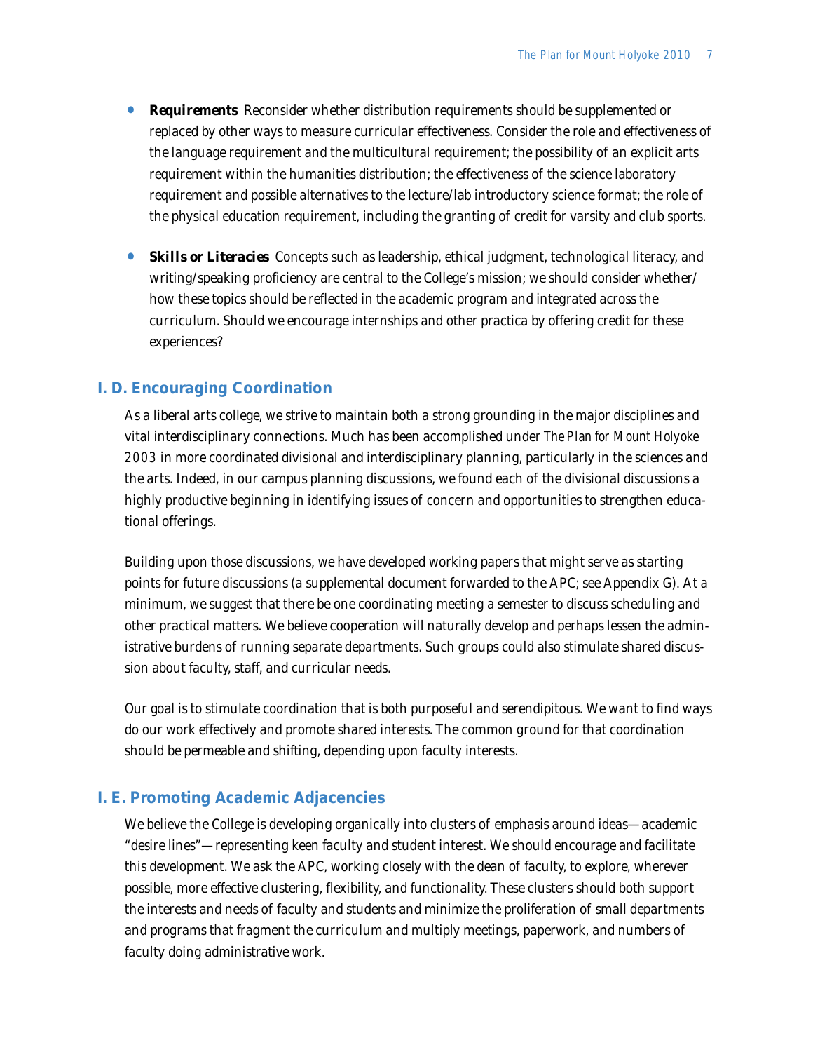- **Requirements** Reconsider whether distribution requirements should be supplemented or replaced by other ways to measure curricular effectiveness. Consider the role and effectiveness of the language requirement and the multicultural requirement; the possibility of an explicit arts requirement within the humanities distribution; the effectiveness of the science laboratory requirement and possible alternatives to the lecture/lab introductory science format; the role of the physical education requirement, including the granting of credit for varsity and club sports.

- **Skills or Literacies** Concepts such as leadership, ethical judgment, technological literacy, and writing/speaking proficiency are central to the College's mission; we should consider whether/how these topics should be reflected in the academic program and integrated across the curriculum. Should we encourage internships and other practica by offering credit for these experiences?

## I. D. Encouraging Coordination

As a liberal arts college, we strive to maintain both a strong grounding in the major disciplines and vital interdisciplinary connections. Much has been accomplished under *The Plan for Mount Holyoke 2003* in more coordinated divisional and interdisciplinary planning, particularly in the sciences and the arts. Indeed, in our campus planning discussions, we found each of the divisional discussions a highly productive beginning in identifying issues of concern and opportunities to strengthen educational offerings.

Building upon those discussions, we have developed working papers that might serve as starting points for future discussions (a supplemental document forwarded to the APC; see Appendix G). At a minimum, we suggest that there be one coordinating meeting a semester to discuss scheduling and other practical matters. We believe cooperation will naturally develop and perhaps lessen the administrative burdens of running separate departments. Such groups could also stimulate shared discussion about faculty, staff, and curricular needs.

Our goal is to stimulate coordination that is both purposeful and serendipitous. We want to find ways do our work effectively and promote shared interests. The common ground for that coordination should be permeable and shifting, depending upon faculty interests.

## I. E. Promoting Academic Adjacencies

We believe the College is developing organically into clusters of emphasis around ideas—academic "desire lines"—representing keen faculty and student interest. We should encourage and facilitate this development. We ask the APC, working closely with the dean of faculty, to explore, wherever possible, more effective clustering, flexibility, and functionality. These clusters should both support the interests and needs of faculty and students and minimize the proliferation of small departments and programs that fragment the curriculum and multiply meetings, paperwork, and numbers of faculty doing administrative work.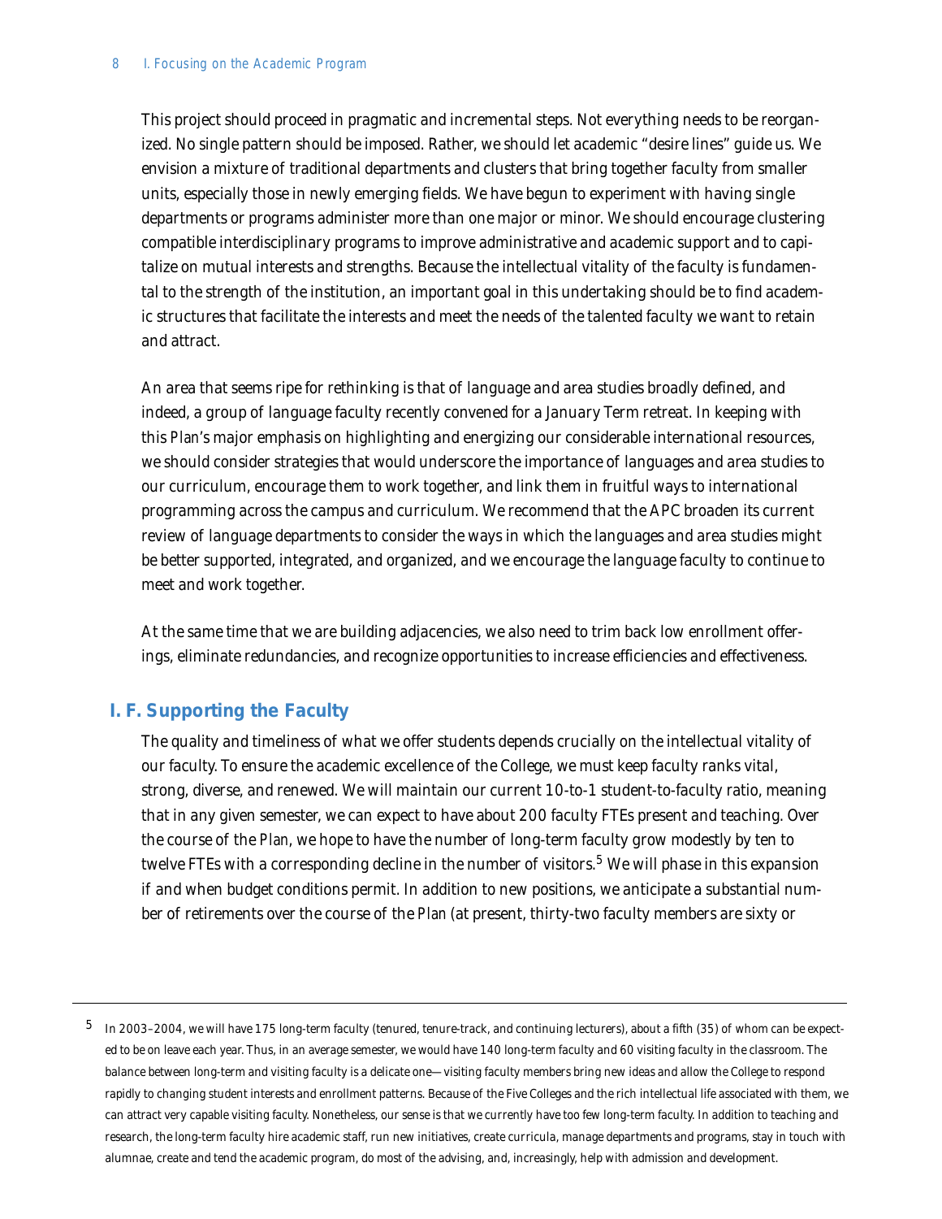This project should proceed in pragmatic and incremental steps. Not everything needs to be reorganized. No single pattern should be imposed. Rather, we should let academic "desire lines" guide us. We envision a mixture of traditional departments and clusters that bring together faculty from smaller units, especially those in newly emerging fields. We have begun to experiment with having single departments or programs administer more than one major or minor. We should encourage clustering compatible interdisciplinary programs to improve administrative and academic support and to capitalize on mutual interests and strengths. Because the intellectual vitality of the faculty is fundamental to the strength of the institution, an important goal in this undertaking should be to find academic structures that facilitate the interests and meet the needs of the talented faculty we want to retain and attract.

An area that seems ripe for rethinking is that of language and area studies broadly defined, and indeed, a group of language faculty recently convened for a January Term retreat. In keeping with this *Plan*'s major emphasis on highlighting and energizing our considerable international resources, we should consider strategies that would underscore the importance of languages and area studies to our curriculum, encourage them to work together, and link them in fruitful ways to international programming across the campus and curriculum. We recommend that the APC broaden its current review of language departments to consider the ways in which the languages and area studies might be better supported, integrated, and organized, and we encourage the language faculty to continue to meet and work together.

At the same time that we are building adjacencies, we also need to trim back low enrollment offerings, eliminate redundancies, and recognize opportunities to increase efficiencies and effectiveness.

## I. F. Supporting the Faculty

The quality and timeliness of what we offer students depends crucially on the intellectual vitality of our faculty. To ensure the academic excellence of the College, we must keep faculty ranks vital, strong, diverse, and renewed. We will maintain our current 10-to-1 student-to-faculty ratio, meaning that in any given semester, we can expect to have about 200 faculty FTEs present and teaching. Over the course of the *Plan*, we hope to have the number of long-term faculty grow modestly by ten to twelve FTEs with a corresponding decline in the number of visitors.[5] We will phase in this expansion if and when budget conditions permit. In addition to new positions, we anticipate a substantial number of retirements over the course of the *Plan* (at present, thirty-two faculty members are sixty or

---

[5] In 2003–2004, we will have 175 long-term faculty (tenured, tenure-track, and continuing lecturers), about a fifth (35) of whom can be expected to be on leave each year. Thus, in an average semester, we would have 140 long-term faculty and 60 visiting faculty in the classroom. The balance between long-term and visiting faculty is a delicate one—visiting faculty members bring new ideas and allow the College to respond rapidly to changing student interests and enrollment patterns. Because of the Five Colleges and the rich intellectual life associated with them, we can attract very capable visiting faculty. Nonetheless, our sense is that we currently have too few long-term faculty. In addition to teaching and research, the long-term faculty hire academic staff, run new initiatives, create curricula, manage departments and programs, stay in touch with alumnae, create and tend the academic program, do most of the advising, and, increasingly, help with admission and development.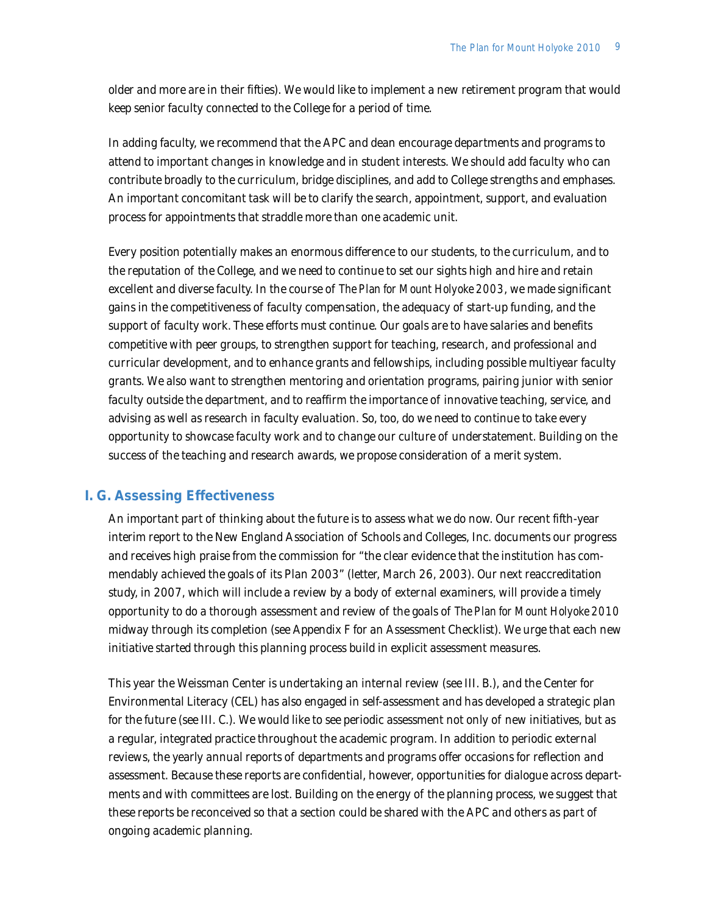older and more are in their fifties). We would like to implement a new retirement program that would keep senior faculty connected to the College for a period of time.

In adding faculty, we recommend that the APC and dean encourage departments and programs to attend to important changes in knowledge and in student interests. We should add faculty who can contribute broadly to the curriculum, bridge disciplines, and add to College strengths and emphases. An important concomitant task will be to clarify the search, appointment, support, and evaluation process for appointments that straddle more than one academic unit.

Every position potentially makes an enormous difference to our students, to the curriculum, and to the reputation of the College, and we need to continue to set our sights high and hire and retain excellent and diverse faculty. In the course of *The Plan for Mount Holyoke 2003*, we made significant gains in the competitiveness of faculty compensation, the adequacy of start-up funding, and the support of faculty work. These efforts must continue. Our goals are to have salaries and benefits competitive with peer groups, to strengthen support for teaching, research, and professional and curricular development, and to enhance grants and fellowships, including possible multiyear faculty grants. We also want to strengthen mentoring and orientation programs, pairing junior with senior faculty outside the department, and to reaffirm the importance of innovative teaching, service, and advising as well as research in faculty evaluation. So, too, do we need to continue to take every opportunity to showcase faculty work and to change our culture of understatement. Building on the success of the teaching and research awards, we propose consideration of a merit system.

## I. G. Assessing Effectiveness

An important part of thinking about the future is to assess what we do now. Our recent fifth-year interim report to the New England Association of Schools and Colleges, Inc. documents our progress and receives high praise from the commission for "the clear evidence that the institution has commendably achieved the goals of its Plan 2003" (letter, March 26, 2003). Our next reaccreditation study, in 2007, which will include a review by a body of external examiners, will provide a timely opportunity to do a thorough assessment and review of the goals of *The Plan for Mount Holyoke 2010* midway through its completion (see Appendix F for an Assessment Checklist). We urge that each new initiative started through this planning process build in explicit assessment measures.

This year the Weissman Center is undertaking an internal review (see III. B.), and the Center for Environmental Literacy (CEL) has also engaged in self-assessment and has developed a strategic plan for the future (see III. C.). We would like to see periodic assessment not only of new initiatives, but as a regular, integrated practice throughout the academic program. In addition to periodic external reviews, the yearly annual reports of departments and programs offer occasions for reflection and assessment. Because these reports are confidential, however, opportunities for dialogue across departments and with committees are lost. Building on the energy of the planning process, we suggest that these reports be reconceived so that a section could be shared with the APC and others as part of ongoing academic planning.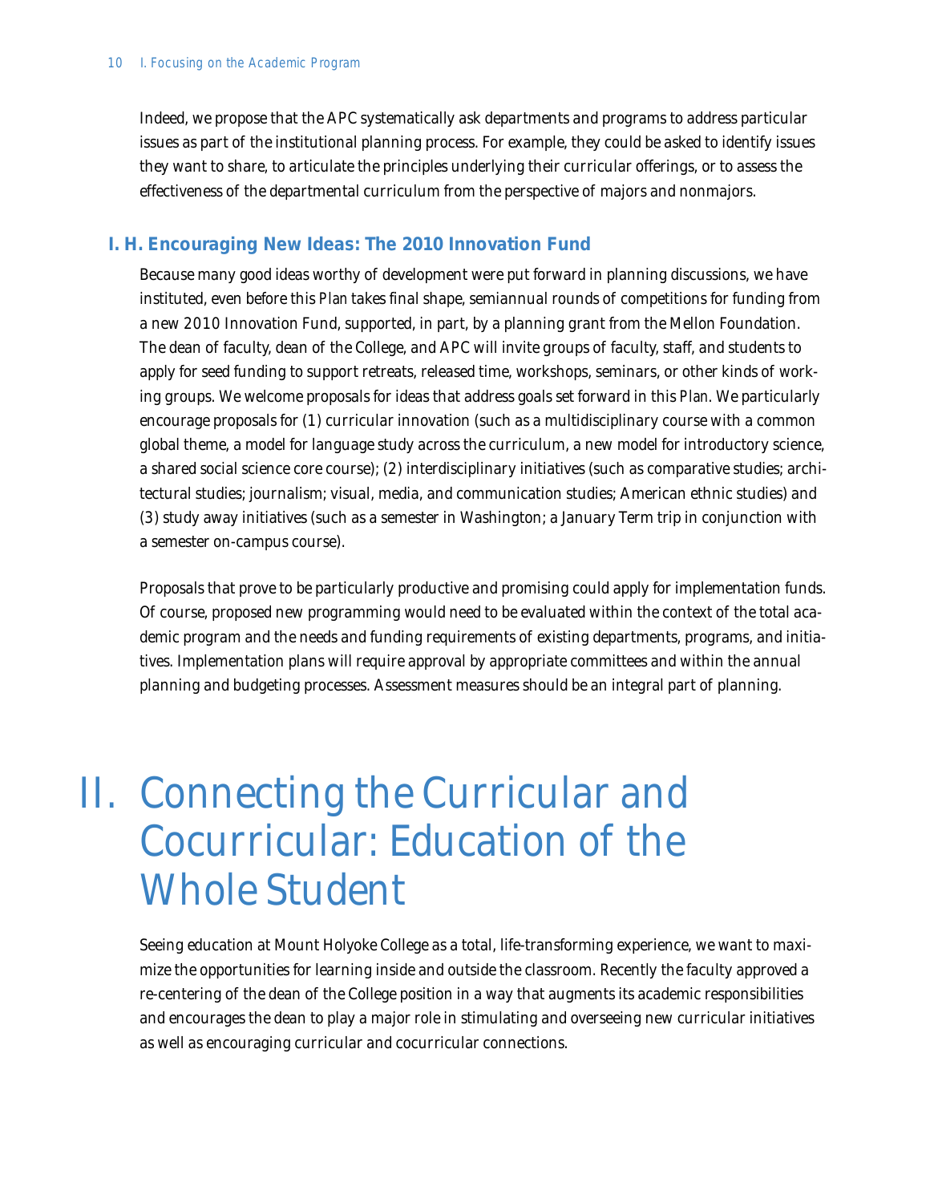Indeed, we propose that the APC systematically ask departments and programs to address particular issues as part of the institutional planning process. For example, they could be asked to identify issues they want to share, to articulate the principles underlying their curricular offerings, or to assess the effectiveness of the departmental curriculum from the perspective of majors and nonmajors.

### I. H. Encouraging New Ideas: The 2010 Innovation Fund

Because many good ideas worthy of development were put forward in planning discussions, we have instituted, even before this Plan takes final shape, semiannual rounds of competitions for funding from a new 2010 Innovation Fund, supported, in part, by a planning grant from the Mellon Foundation. The dean of faculty, dean of the College, and APC will invite groups of faculty, staff, and students to apply for seed funding to support retreats, released time, workshops, seminars, or other kinds of working groups. We welcome proposals for ideas that address goals set forward in this Plan. We particularly encourage proposals for (1) curricular innovation (such as a multidisciplinary course with a common global theme, a model for language study across the curriculum, a new model for introductory science, a shared social science core course); (2) interdisciplinary initiatives (such as comparative studies; architectural studies; journalism; visual, media, and communication studies; American ethnic studies) and (3) study away initiatives (such as a semester in Washington; a January Term trip in conjunction with a semester on-campus course).

Proposals that prove to be particularly productive and promising could apply for implementation funds. Of course, proposed new programming would need to be evaluated within the context of the total academic program and the needs and funding requirements of existing departments, programs, and initiatives. Implementation plans will require approval by appropriate committees and within the annual planning and budgeting processes. Assessment measures should be an integral part of planning.

# II. Connecting the Curricular and Cocurricular: Education of the Whole Student

Seeing education at Mount Holyoke College as a total, life-transforming experience, we want to maximize the opportunities for learning inside and outside the classroom. Recently the faculty approved a re-centering of the dean of the College position in a way that augments its academic responsibilities and encourages the dean to play a major role in stimulating and overseeing new curricular initiatives as well as encouraging curricular and cocurricular connections.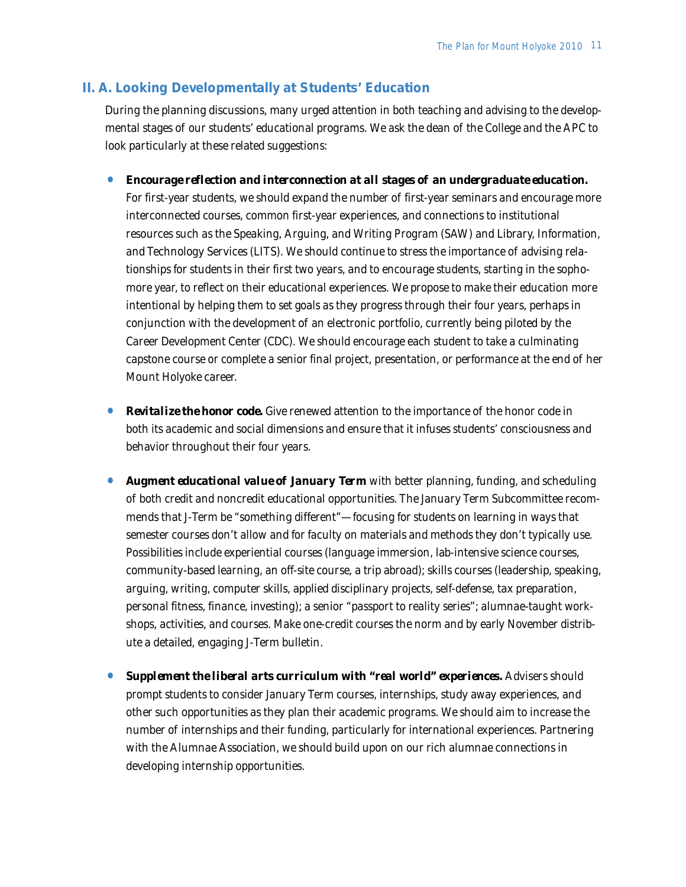## II. A. Looking Developmentally at Students' Education

During the planning discussions, many urged attention in both teaching and advising to the developmental stages of our students' educational programs. We ask the dean of the College and the APC to look particularly at these related suggestions:

- ***Encourage reflection and interconnection at all stages of an undergraduate education.*** For first-year students, we should expand the number of first-year seminars and encourage more interconnected courses, common first-year experiences, and connections to institutional resources such as the Speaking, Arguing, and Writing Program (SAW) and Library, Information, and Technology Services (LITS). We should continue to stress the importance of advising relationships for students in their first two years, and to encourage students, starting in the sophomore year, to reflect on their educational experiences. We propose to make their education more intentional by helping them to set goals as they progress through their four years, perhaps in conjunction with the development of an electronic portfolio, currently being piloted by the Career Development Center (CDC). We should encourage each student to take a culminating capstone course or complete a senior final project, presentation, or performance at the end of her Mount Holyoke career.

- ***Revitalize the honor code.*** Give renewed attention to the importance of the honor code in both its academic and social dimensions and ensure that it infuses students' consciousness and behavior throughout their four years.

- ***Augment educational value of January Term*** with better planning, funding, and scheduling of both credit and noncredit educational opportunities. The January Term Subcommittee recommends that J-Term be "something different"—focusing for students on learning in ways that semester courses don't allow and for faculty on materials and methods they don't typically use. Possibilities include experiential courses (language immersion, lab-intensive science courses, community-based learning, an off-site course, a trip abroad); skills courses (leadership, speaking, arguing, writing, computer skills, applied disciplinary projects, self-defense, tax preparation, personal fitness, finance, investing); a senior "passport to reality series"; alumnae-taught workshops, activities, and courses. Make one-credit courses the norm and by early November distribute a detailed, engaging J-Term bulletin.

- ***Supplement the liberal arts curriculum with "real world" experiences.*** Advisers should prompt students to consider January Term courses, internships, study away experiences, and other such opportunities as they plan their academic programs. We should aim to increase the number of internships and their funding, particularly for international experiences. Partnering with the Alumnae Association, we should build upon on our rich alumnae connections in developing internship opportunities.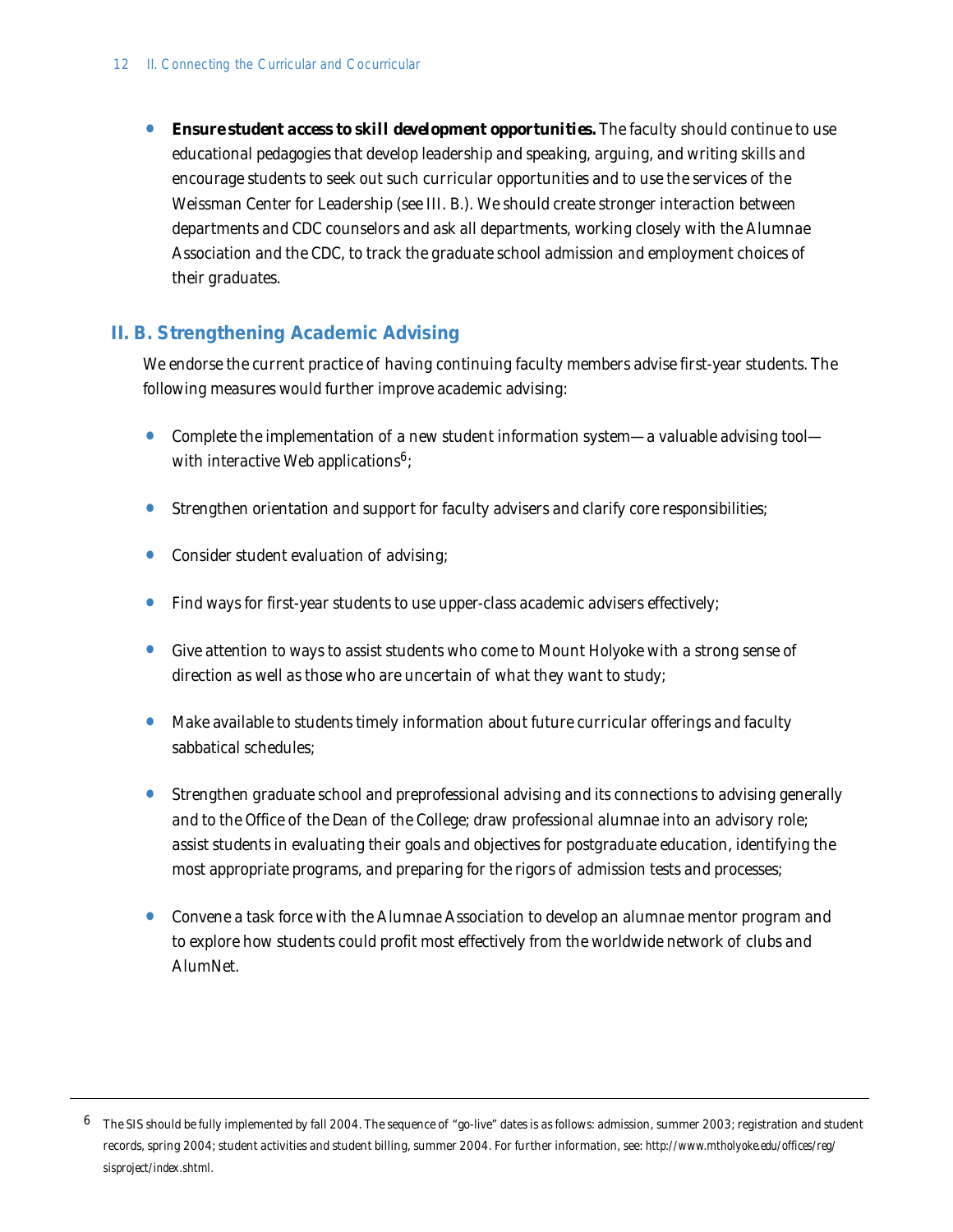- ***Ensure student access to skill development opportunities.*** The faculty should continue to use educational pedagogies that develop leadership and speaking, arguing, and writing skills and encourage students to seek out such curricular opportunities and to use the services of the Weissman Center for Leadership (see III. B.). We should create stronger interaction between departments and CDC counselors and ask all departments, working closely with the Alumnae Association and the CDC, to track the graduate school admission and employment choices of their graduates.

## II. B. Strengthening Academic Advising

We endorse the current practice of having continuing faculty members advise first-year students. The following measures would further improve academic advising:

- Complete the implementation of a new student information system—a valuable advising tool—with interactive Web applications[6];
- Strengthen orientation and support for faculty advisers and clarify core responsibilities;
- Consider student evaluation of advising;
- Find ways for first-year students to use upper-class academic advisers effectively;
- Give attention to ways to assist students who come to Mount Holyoke with a strong sense of direction as well as those who are uncertain of what they want to study;
- Make available to students timely information about future curricular offerings and faculty sabbatical schedules;
- Strengthen graduate school and preprofessional advising and its connections to advising generally and to the Office of the Dean of the College; draw professional alumnae into an advisory role; assist students in evaluating their goals and objectives for postgraduate education, identifying the most appropriate programs, and preparing for the rigors of admission tests and processes;
- Convene a task force with the Alumnae Association to develop an alumnae mentor program and to explore how students could profit most effectively from the worldwide network of clubs and AlumNet.

---

[6] The SIS should be fully implemented by fall 2004. The sequence of "go-live" dates is as follows: admission, summer 2003; registration and student records, spring 2004; student activities and student billing, summer 2004. For further information, see: *http://www.mtholyoke.edu/offices/reg/sisproject/index.shtml*.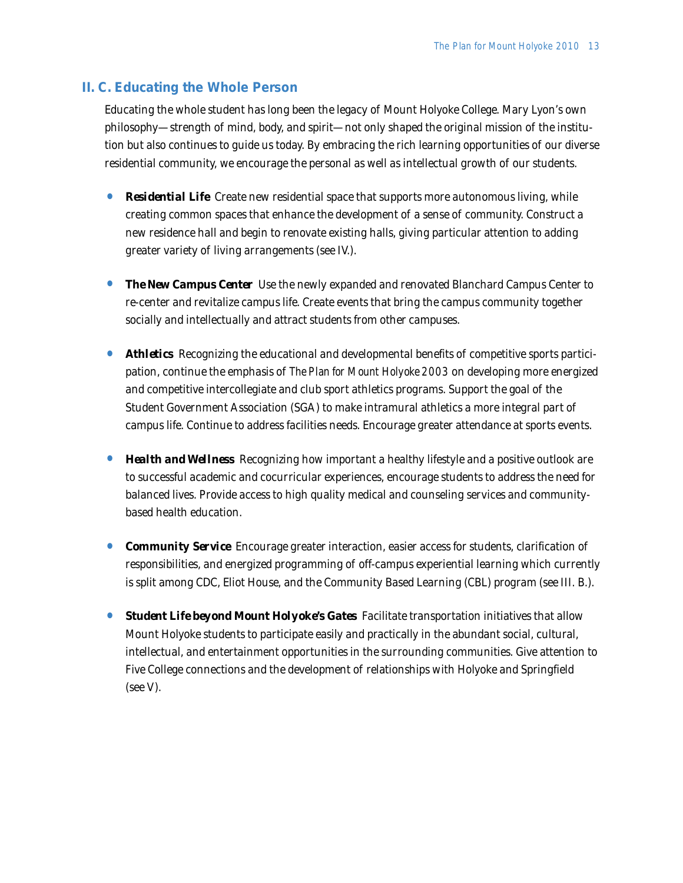## II. C. Educating the Whole Person

Educating the whole student has long been the legacy of Mount Holyoke College. Mary Lyon's own philosophy—strength of mind, body, and spirit—not only shaped the original mission of the institution but also continues to guide us today. By embracing the rich learning opportunities of our diverse residential community, we encourage the personal as well as intellectual growth of our students.

- ***Residential Life*** Create new residential space that supports more autonomous living, while creating common spaces that enhance the development of a sense of community. Construct a new residence hall and begin to renovate existing halls, giving particular attention to adding greater variety of living arrangements (see IV.).

- ***The New Campus Center*** Use the newly expanded and renovated Blanchard Campus Center to re-center and revitalize campus life. Create events that bring the campus community together socially and intellectually and attract students from other campuses.

- ***Athletics*** Recognizing the educational and developmental benefits of competitive sports participation, continue the emphasis of *The Plan for Mount Holyoke 2003* on developing more energized and competitive intercollegiate and club sport athletics programs. Support the goal of the Student Government Association (SGA) to make intramural athletics a more integral part of campus life. Continue to address facilities needs. Encourage greater attendance at sports events.

- ***Health and Wellness*** Recognizing how important a healthy lifestyle and a positive outlook are to successful academic and cocurricular experiences, encourage students to address the need for balanced lives. Provide access to high quality medical and counseling services and community-based health education.

- ***Community Service*** Encourage greater interaction, easier access for students, clarification of responsibilities, and energized programming of off-campus experiential learning which currently is split among CDC, Eliot House, and the Community Based Learning (CBL) program (see III. B.).

- ***Student Life beyond Mount Holyoke's Gates*** Facilitate transportation initiatives that allow Mount Holyoke students to participate easily and practically in the abundant social, cultural, intellectual, and entertainment opportunities in the surrounding communities. Give attention to Five College connections and the development of relationships with Holyoke and Springfield (see V).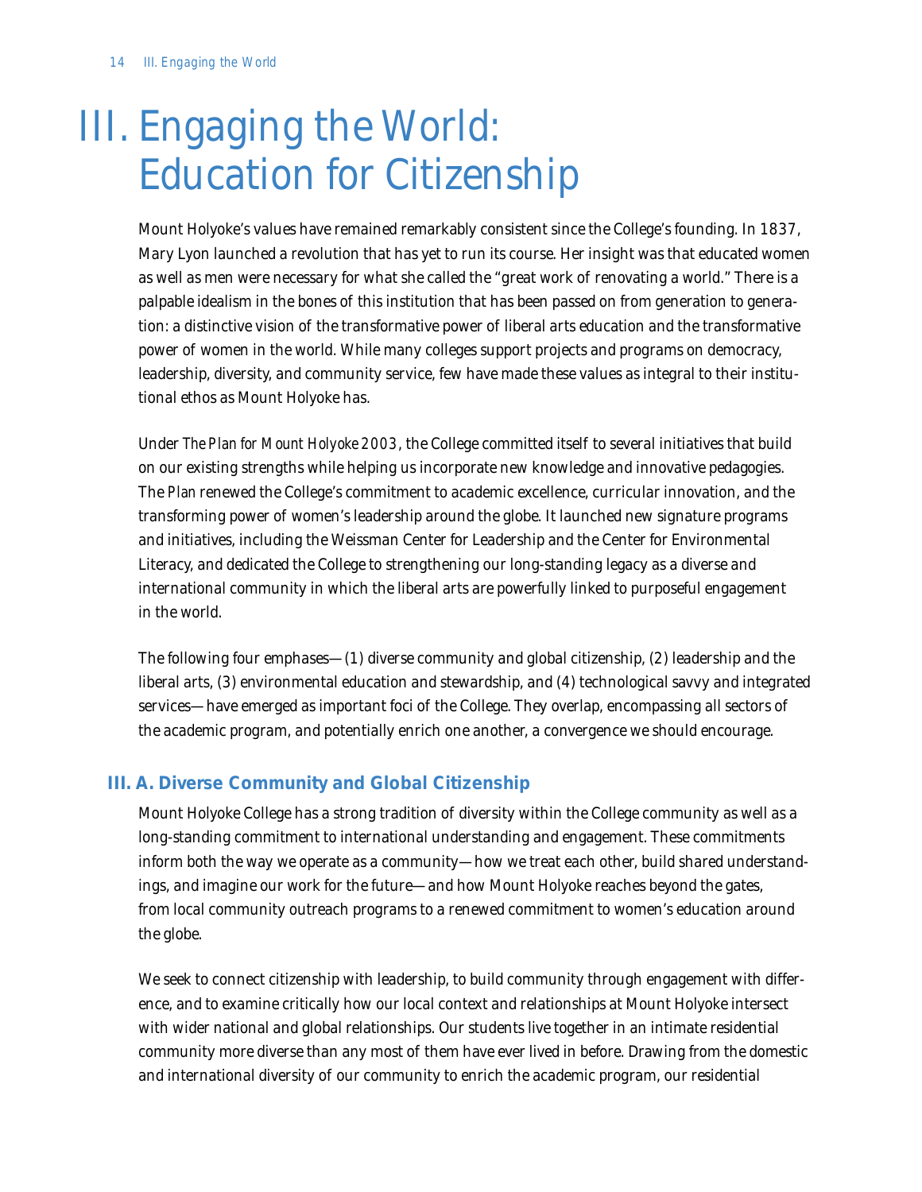# III. Engaging the World: Education for Citizenship

Mount Holyoke's values have remained remarkably consistent since the College's founding. In 1837, Mary Lyon launched a revolution that has yet to run its course. Her insight was that educated women as well as men were necessary for what she called the "great work of renovating a world." There is a palpable idealism in the bones of this institution that has been passed on from generation to generation: a distinctive vision of the transformative power of liberal arts education and the transformative power of women in the world. While many colleges support projects and programs on democracy, leadership, diversity, and community service, few have made these values as integral to their institutional ethos as Mount Holyoke has.

Under *The Plan for Mount Holyoke 2003*, the College committed itself to several initiatives that build on our existing strengths while helping us incorporate new knowledge and innovative pedagogies. The *Plan* renewed the College's commitment to academic excellence, curricular innovation, and the transforming power of women's leadership around the globe. It launched new signature programs and initiatives, including the Weissman Center for Leadership and the Center for Environmental Literacy, and dedicated the College to strengthening our long-standing legacy as a diverse and international community in which the liberal arts are powerfully linked to purposeful engagement in the world.

The following four emphases—(1) diverse community and global citizenship, (2) leadership and the liberal arts, (3) environmental education and stewardship, and (4) technological savvy and integrated services—have emerged as important foci of the College. They overlap, encompassing all sectors of the academic program, and potentially enrich one another, a convergence we should encourage.

## III. A. Diverse Community and Global Citizenship

Mount Holyoke College has a strong tradition of diversity within the College community as well as a long-standing commitment to international understanding and engagement. These commitments inform both the way we operate as a community—how we treat each other, build shared understandings, and imagine our work for the future—and how Mount Holyoke reaches beyond the gates, from local community outreach programs to a renewed commitment to women's education around the globe.

We seek to connect citizenship with leadership, to build community through engagement with difference, and to examine critically how our local context and relationships at Mount Holyoke intersect with wider national and global relationships. Our students live together in an intimate residential community more diverse than any most of them have ever lived in before. Drawing from the domestic and international diversity of our community to enrich the academic program, our residential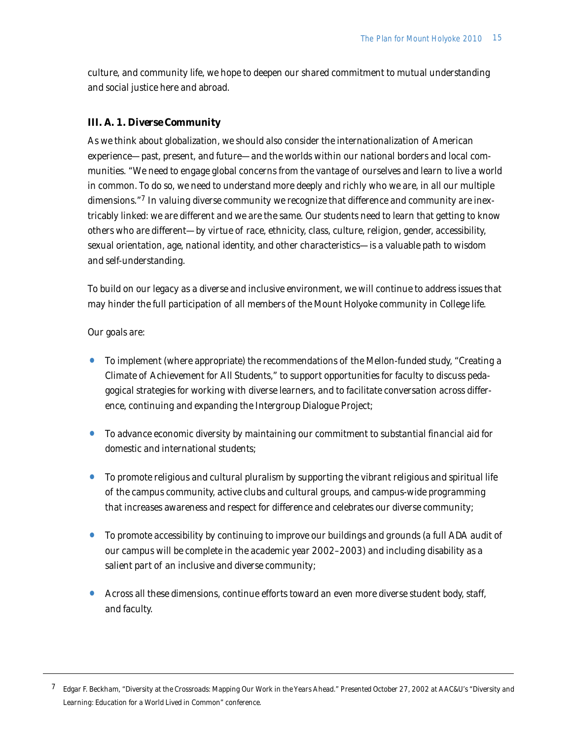culture, and community life, we hope to deepen our shared commitment to mutual understanding and social justice here and abroad.

### III. A. 1. *Diverse Community*

As we think about globalization, we should also consider the internationalization of American experience—past, present, and future—and the worlds within our national borders and local communities. "We need to engage global concerns from the vantage of ourselves and learn to live a world in common. To do so, we need to understand more deeply and richly who we are, in all our multiple dimensions."[7] In valuing diverse community we recognize that difference and community are inextricably linked: we are different and we are the same. Our students need to learn that getting to know others who are different—by virtue of race, ethnicity, class, culture, religion, gender, accessibility, sexual orientation, age, national identity, and other characteristics—is a valuable path to wisdom and self-understanding.

To build on our legacy as a diverse and inclusive environment, we will continue to address issues that may hinder the full participation of all members of the Mount Holyoke community in College life.

Our goals are:

- To implement (where appropriate) the recommendations of the Mellon-funded study, "Creating a Climate of Achievement for All Students," to support opportunities for faculty to discuss pedagogical strategies for working with diverse learners, and to facilitate conversation across difference, continuing and expanding the Intergroup Dialogue Project;
- To advance economic diversity by maintaining our commitment to substantial financial aid for domestic and international students;
- To promote religious and cultural pluralism by supporting the vibrant religious and spiritual life of the campus community, active clubs and cultural groups, and campus-wide programming that increases awareness and respect for difference and celebrates our diverse community;
- To promote accessibility by continuing to improve our buildings and grounds (a full ADA audit of our campus will be complete in the academic year 2002–2003) and including disability as a salient part of an inclusive and diverse community;
- Across all these dimensions, continue efforts toward an even more diverse student body, staff, and faculty.

---

[7] Edgar F. Beckham, "Diversity at the Crossroads: Mapping Our Work in the Years Ahead." Presented October 27, 2002 at AAC&U's "Diversity and Learning: Education for a World Lived in Common" conference.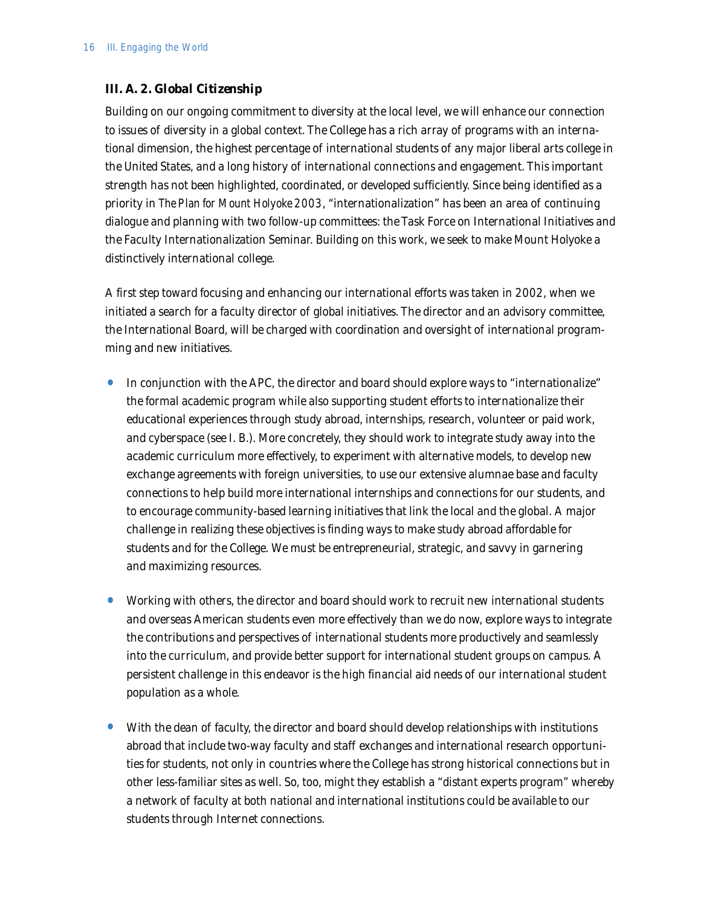### III. A. 2. Global Citizenship

Building on our ongoing commitment to diversity at the local level, we will enhance our connection to issues of diversity in a global context. The College has a rich array of programs with an international dimension, the highest percentage of international students of any major liberal arts college in the United States, and a long history of international connections and engagement. This important strength has not been highlighted, coordinated, or developed sufficiently. Since being identified as a priority in *The Plan for Mount Holyoke 2003*, "internationalization" has been an area of continuing dialogue and planning with two follow-up committees: the Task Force on International Initiatives and the Faculty Internationalization Seminar. Building on this work, we seek to make Mount Holyoke a distinctively international college.

A first step toward focusing and enhancing our international efforts was taken in 2002, when we initiated a search for a faculty director of global initiatives. The director and an advisory committee, the International Board, will be charged with coordination and oversight of international programming and new initiatives.

- In conjunction with the APC, the director and board should explore ways to "internationalize" the formal academic program while also supporting student efforts to internationalize their educational experiences through study abroad, internships, research, volunteer or paid work, and cyberspace (see I. B.). More concretely, they should work to integrate study away into the academic curriculum more effectively, to experiment with alternative models, to develop new exchange agreements with foreign universities, to use our extensive alumnae base and faculty connections to help build more international internships and connections for our students, and to encourage community-based learning initiatives that link the local and the global. A major challenge in realizing these objectives is finding ways to make study abroad affordable for students and for the College. We must be entrepreneurial, strategic, and savvy in garnering and maximizing resources.

- Working with others, the director and board should work to recruit new international students and overseas American students even more effectively than we do now, explore ways to integrate the contributions and perspectives of international students more productively and seamlessly into the curriculum, and provide better support for international student groups on campus. A persistent challenge in this endeavor is the high financial aid needs of our international student population as a whole.

- With the dean of faculty, the director and board should develop relationships with institutions abroad that include two-way faculty and staff exchanges and international research opportunities for students, not only in countries where the College has strong historical connections but in other less-familiar sites as well. So, too, might they establish a "distant experts program" whereby a network of faculty at both national and international institutions could be available to our students through Internet connections.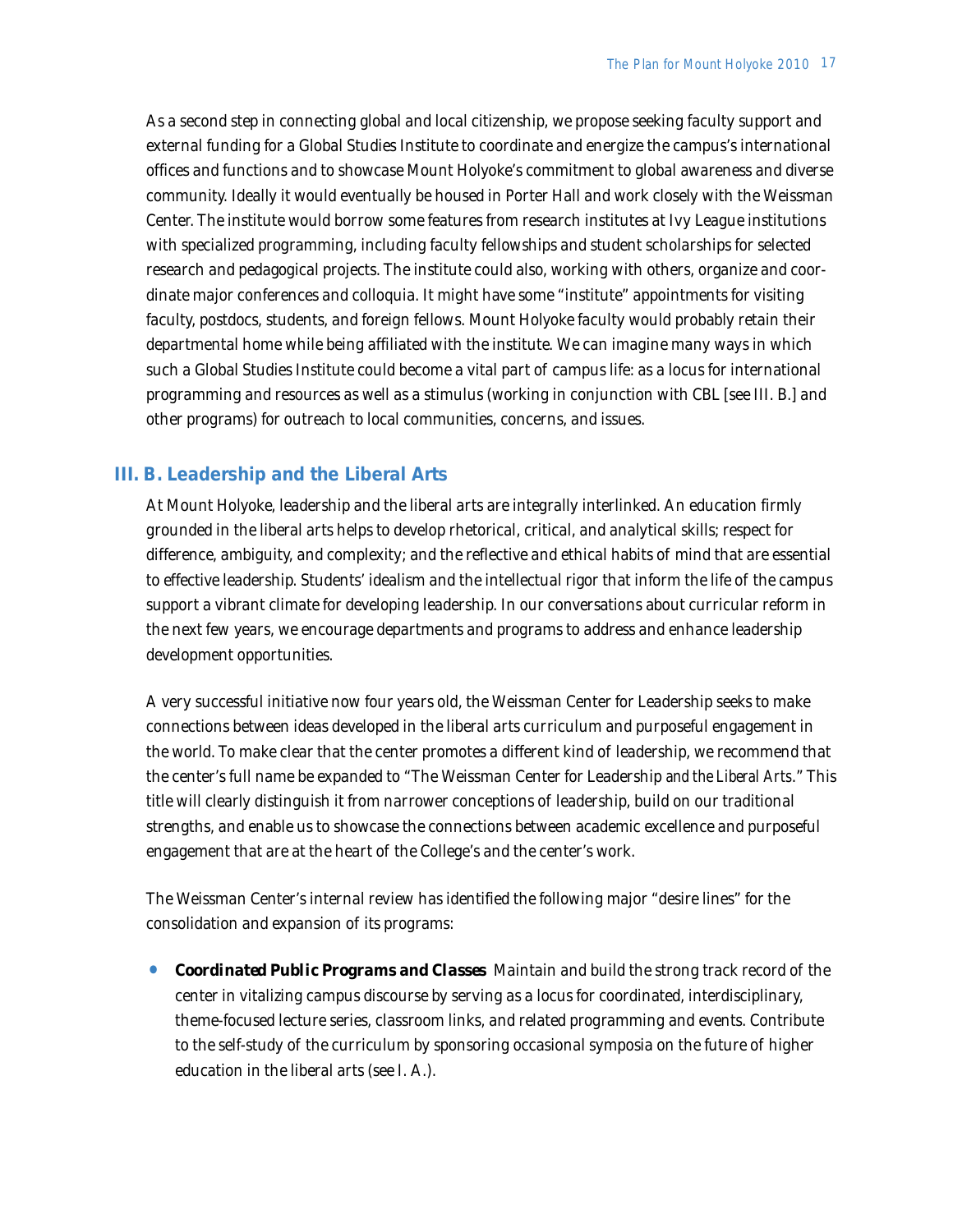As a second step in connecting global and local citizenship, we propose seeking faculty support and external funding for a Global Studies Institute to coordinate and energize the campus's international offices and functions and to showcase Mount Holyoke's commitment to global awareness and diverse community. Ideally it would eventually be housed in Porter Hall and work closely with the Weissman Center. The institute would borrow some features from research institutes at Ivy League institutions with specialized programming, including faculty fellowships and student scholarships for selected research and pedagogical projects. The institute could also, working with others, organize and coordinate major conferences and colloquia. It might have some "institute" appointments for visiting faculty, postdocs, students, and foreign fellows. Mount Holyoke faculty would probably retain their departmental home while being affiliated with the institute. We can imagine many ways in which such a Global Studies Institute could become a vital part of campus life: as a locus for international programming and resources as well as a stimulus (working in conjunction with CBL [see III. B.] and other programs) for outreach to local communities, concerns, and issues.

## III. B. Leadership and the Liberal Arts

At Mount Holyoke, leadership and the liberal arts are integrally interlinked. An education firmly grounded in the liberal arts helps to develop rhetorical, critical, and analytical skills; respect for difference, ambiguity, and complexity; and the reflective and ethical habits of mind that are essential to effective leadership. Students' idealism and the intellectual rigor that inform the life of the campus support a vibrant climate for developing leadership. In our conversations about curricular reform in the next few years, we encourage departments and programs to address and enhance leadership development opportunities.

A very successful initiative now four years old, the Weissman Center for Leadership seeks to make connections between ideas developed in the liberal arts curriculum and purposeful engagement in the world. To make clear that the center promotes a different kind of leadership, we recommend that the center's full name be expanded to "The Weissman Center for Leadership *and the Liberal Arts*." This title will clearly distinguish it from narrower conceptions of leadership, build on our traditional strengths, and enable us to showcase the connections between academic excellence and purposeful engagement that are at the heart of the College's and the center's work.

The Weissman Center's internal review has identified the following major "desire lines" for the consolidation and expansion of its programs:

- **Coordinated Public Programs and Classes** Maintain and build the strong track record of the center in vitalizing campus discourse by serving as a locus for coordinated, interdisciplinary, theme-focused lecture series, classroom links, and related programming and events. Contribute to the self-study of the curriculum by sponsoring occasional symposia on the future of higher education in the liberal arts (see I. A.).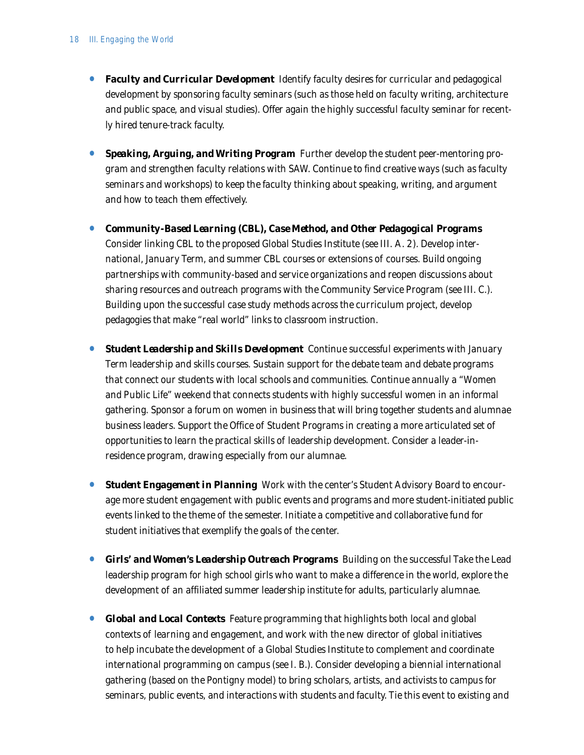- ***Faculty and Curricular Development*** Identify faculty desires for curricular and pedagogical development by sponsoring faculty seminars (such as those held on faculty writing, architecture and public space, and visual studies). Offer again the highly successful faculty seminar for recently hired tenure-track faculty.

- ***Speaking, Arguing, and Writing Program*** Further develop the student peer-mentoring program and strengthen faculty relations with SAW. Continue to find creative ways (such as faculty seminars and workshops) to keep the faculty thinking about speaking, writing, and argument and how to teach them effectively.

- ***Community-Based Learning (CBL), Case Method, and Other Pedagogical Programs*** Consider linking CBL to the proposed Global Studies Institute (see III. A. 2). Develop international, January Term, and summer CBL courses or extensions of courses. Build ongoing partnerships with community-based and service organizations and reopen discussions about sharing resources and outreach programs with the Community Service Program (see III. C.). Building upon the successful case study methods across the curriculum project, develop pedagogies that make "real world" links to classroom instruction.

- ***Student Leadership and Skills Development*** Continue successful experiments with January Term leadership and skills courses. Sustain support for the debate team and debate programs that connect our students with local schools and communities. Continue annually a "Women and Public Life" weekend that connects students with highly successful women in an informal gathering. Sponsor a forum on women in business that will bring together students and alumnae business leaders. Support the Office of Student Programs in creating a more articulated set of opportunities to learn the practical skills of leadership development. Consider a leader-in-residence program, drawing especially from our alumnae.

- ***Student Engagement in Planning*** Work with the center's Student Advisory Board to encourage more student engagement with public events and programs and more student-initiated public events linked to the theme of the semester. Initiate a competitive and collaborative fund for student initiatives that exemplify the goals of the center.

- ***Girls' and Women's Leadership Outreach Programs*** Building on the successful Take the Lead leadership program for high school girls who want to make a difference in the world, explore the development of an affiliated summer leadership institute for adults, particularly alumnae.

- ***Global and Local Contexts*** Feature programming that highlights both local and global contexts of learning and engagement, and work with the new director of global initiatives to help incubate the development of a Global Studies Institute to complement and coordinate international programming on campus (see I. B.). Consider developing a biennial international gathering (based on the Pontigny model) to bring scholars, artists, and activists to campus for seminars, public events, and interactions with students and faculty. Tie this event to existing and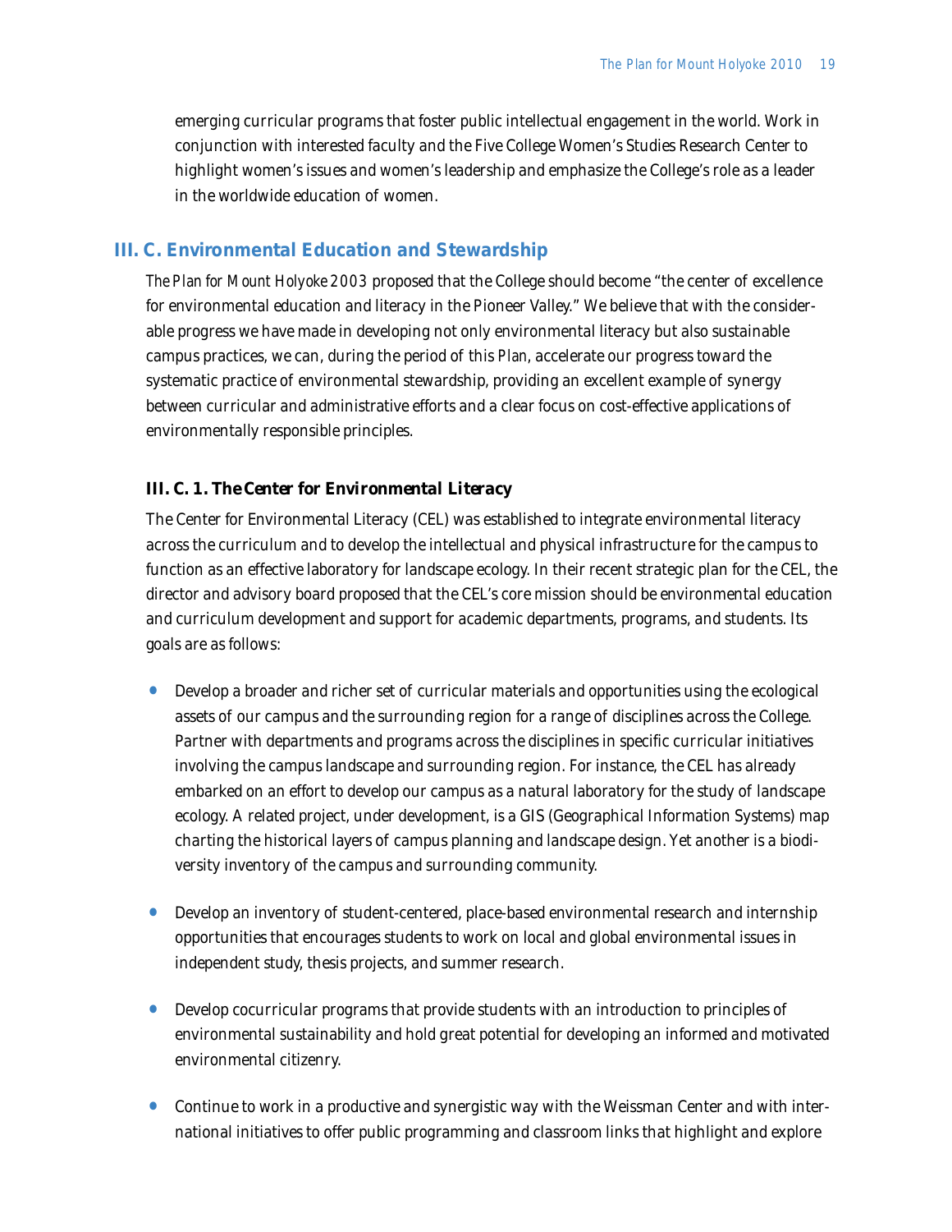emerging curricular programs that foster public intellectual engagement in the world. Work in conjunction with interested faculty and the Five College Women's Studies Research Center to highlight women's issues and women's leadership and emphasize the College's role as a leader in the worldwide education of women.

## III. C. Environmental Education and Stewardship

*The Plan for Mount Holyoke 2003* proposed that the College should become "the center of excellence for environmental education and literacy in the Pioneer Valley." We believe that with the considerable progress we have made in developing not only environmental literacy but also sustainable campus practices, we can, during the period of this *Plan*, accelerate our progress toward the systematic practice of environmental stewardship, providing an excellent example of synergy between curricular and administrative efforts and a clear focus on cost-effective applications of environmentally responsible principles.

### III. C. 1. *The Center for Environmental Literacy*

The Center for Environmental Literacy (CEL) was established to integrate environmental literacy across the curriculum and to develop the intellectual and physical infrastructure for the campus to function as an effective laboratory for landscape ecology. In their recent strategic plan for the CEL, the director and advisory board proposed that the CEL's core mission should be environmental education and curriculum development and support for academic departments, programs, and students. Its goals are as follows:

- Develop a broader and richer set of curricular materials and opportunities using the ecological assets of our campus and the surrounding region for a range of disciplines across the College. Partner with departments and programs across the disciplines in specific curricular initiatives involving the campus landscape and surrounding region. For instance, the CEL has already embarked on an effort to develop our campus as a natural laboratory for the study of landscape ecology. A related project, under development, is a GIS (Geographical Information Systems) map charting the historical layers of campus planning and landscape design. Yet another is a biodiversity inventory of the campus and surrounding community.

- Develop an inventory of student-centered, place-based environmental research and internship opportunities that encourages students to work on local and global environmental issues in independent study, thesis projects, and summer research.

- Develop cocurricular programs that provide students with an introduction to principles of environmental sustainability and hold great potential for developing an informed and motivated environmental citizenry.

- Continue to work in a productive and synergistic way with the Weissman Center and with international initiatives to offer public programming and classroom links that highlight and explore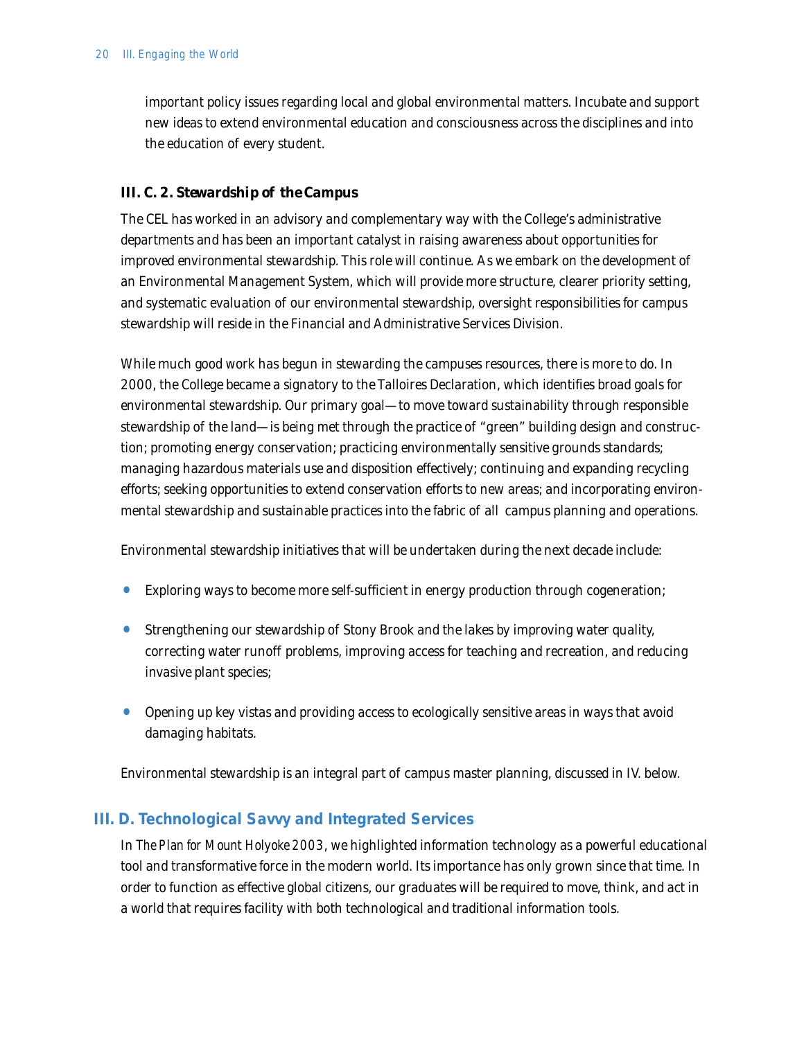important policy issues regarding local and global environmental matters. Incubate and support new ideas to extend environmental education and consciousness across the disciplines and into the education of every student.

### III. C. 2. Stewardship of the Campus

The CEL has worked in an advisory and complementary way with the College's administrative departments and has been an important catalyst in raising awareness about opportunities for improved environmental stewardship. This role will continue. As we embark on the development of an Environmental Management System, which will provide more structure, clearer priority setting, and systematic evaluation of our environmental stewardship, oversight responsibilities for campus stewardship will reside in the Financial and Administrative Services Division.

While much good work has begun in stewarding the campuses resources, there is more to do. In 2000, the College became a signatory to the Talloires Declaration, which identifies broad goals for environmental stewardship. Our primary goal—to move toward sustainability through responsible stewardship of the land—is being met through the practice of "green" building design and construction; promoting energy conservation; practicing environmentally sensitive grounds standards; managing hazardous materials use and disposition effectively; continuing and expanding recycling efforts; seeking opportunities to extend conservation efforts to new areas; and incorporating environmental stewardship and sustainable practices into the fabric of all campus planning and operations.

Environmental stewardship initiatives that will be undertaken during the next decade include:

- Exploring ways to become more self-sufficient in energy production through cogeneration;
- Strengthening our stewardship of Stony Brook and the lakes by improving water quality, correcting water runoff problems, improving access for teaching and recreation, and reducing invasive plant species;
- Opening up key vistas and providing access to ecologically sensitive areas in ways that avoid damaging habitats.

Environmental stewardship is an integral part of campus master planning, discussed in IV. below.

## III. D. Technological Savvy and Integrated Services

In *The Plan for Mount Holyoke 2003*, we highlighted information technology as a powerful educational tool and transformative force in the modern world. Its importance has only grown since that time. In order to function as effective global citizens, our graduates will be required to move, think, and act in a world that requires facility with both technological and traditional information tools.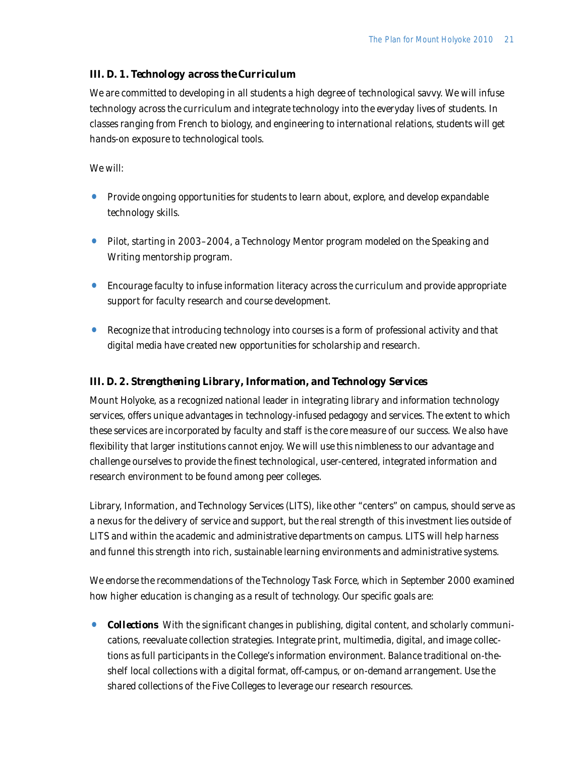### III. D. 1. *Technology across the Curriculum*

We are committed to developing in all students a high degree of technological savvy. We will infuse technology across the curriculum and integrate technology into the everyday lives of students. In classes ranging from French to biology, and engineering to international relations, students will get hands-on exposure to technological tools.

We will:

- Provide ongoing opportunities for students to learn about, explore, and develop expandable technology skills.
- Pilot, starting in 2003–2004, a Technology Mentor program modeled on the Speaking and Writing mentorship program.
- Encourage faculty to infuse information literacy across the curriculum and provide appropriate support for faculty research and course development.
- Recognize that introducing technology into courses is a form of professional activity and that digital media have created new opportunities for scholarship and research.

### III. D. 2. *Strengthening Library, Information, and Technology Services*

Mount Holyoke, as a recognized national leader in integrating library and information technology services, offers unique advantages in technology-infused pedagogy and services. The extent to which these services are incorporated by faculty and staff is the core measure of our success. We also have flexibility that larger institutions cannot enjoy. We will use this nimbleness to our advantage and challenge ourselves to provide the finest technological, user-centered, integrated information and research environment to be found among peer colleges.

Library, Information, and Technology Services (LITS), like other "centers" on campus, should serve as a nexus for the delivery of service and support, but the real strength of this investment lies outside of LITS and within the academic and administrative departments on campus. LITS will help harness and funnel this strength into rich, sustainable learning environments and administrative systems.

We endorse the recommendations of the Technology Task Force, which in September 2000 examined how higher education is changing as a result of technology. Our specific goals are:

- ***Collections*** With the significant changes in publishing, digital content, and scholarly communications, reevaluate collection strategies. Integrate print, multimedia, digital, and image collections as full participants in the College's information environment. Balance traditional on-the-shelf local collections with a digital format, off-campus, or on-demand arrangement. Use the shared collections of the Five Colleges to leverage our research resources.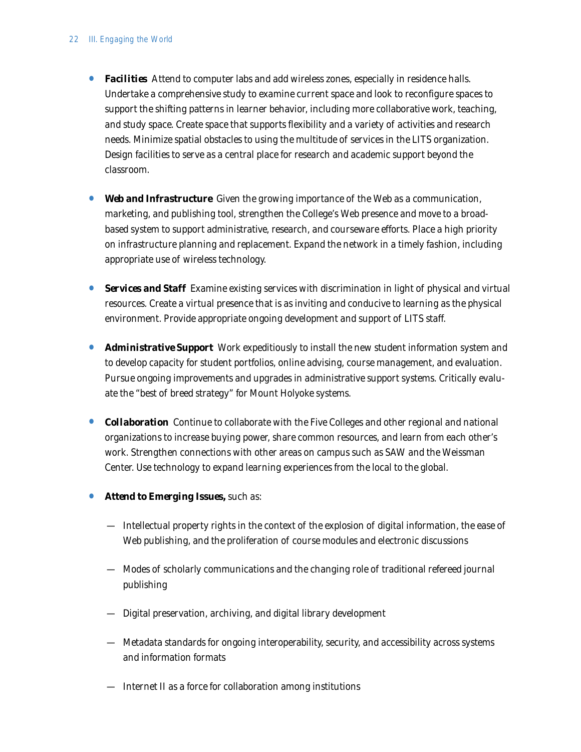- **Facilities** Attend to computer labs and add wireless zones, especially in residence halls. Undertake a comprehensive study to examine current space and look to reconfigure spaces to support the shifting patterns in learner behavior, including more collaborative work, teaching, and study space. Create space that supports flexibility and a variety of activities and research needs. Minimize spatial obstacles to using the multitude of services in the LITS organization. Design facilities to serve as a central place for research and academic support beyond the classroom.

- **Web and Infrastructure** Given the growing importance of the Web as a communication, marketing, and publishing tool, strengthen the College's Web presence and move to a broad-based system to support administrative, research, and courseware efforts. Place a high priority on infrastructure planning and replacement. Expand the network in a timely fashion, including appropriate use of wireless technology.

- **Services and Staff** Examine existing services with discrimination in light of physical and virtual resources. Create a virtual presence that is as inviting and conducive to learning as the physical environment. Provide appropriate ongoing development and support of LITS staff.

- **Administrative Support** Work expeditiously to install the new student information system and to develop capacity for student portfolios, online advising, course management, and evaluation. Pursue ongoing improvements and upgrades in administrative support systems. Critically evaluate the "best of breed strategy" for Mount Holyoke systems.

- **Collaboration** Continue to collaborate with the Five Colleges and other regional and national organizations to increase buying power, share common resources, and learn from each other's work. Strengthen connections with other areas on campus such as SAW and the Weissman Center. Use technology to expand learning experiences from the local to the global.

- **Attend to Emerging Issues,** such as:

  — Intellectual property rights in the context of the explosion of digital information, the ease of Web publishing, and the proliferation of course modules and electronic discussions

  — Modes of scholarly communications and the changing role of traditional refereed journal publishing

  — Digital preservation, archiving, and digital library development

  — Metadata standards for ongoing interoperability, security, and accessibility across systems and information formats

  — Internet II as a force for collaboration among institutions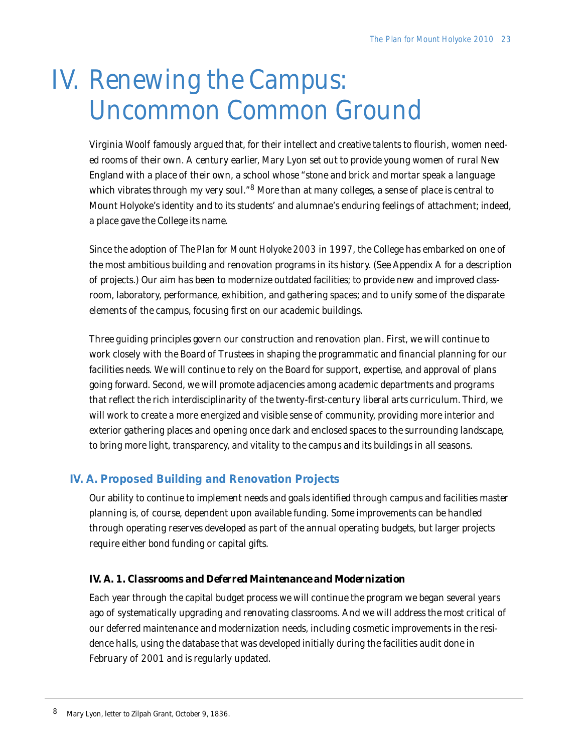# IV. Renewing the Campus: Uncommon Common Ground

Virginia Woolf famously argued that, for their intellect and creative talents to flourish, women needed rooms of their own. A century earlier, Mary Lyon set out to provide young women of rural New England with a place of their own, a school whose "stone and brick and mortar speak a language which vibrates through my very soul."[8] More than at many colleges, a sense of place is central to Mount Holyoke's identity and to its students' and alumnae's enduring feelings of attachment; indeed, a place gave the College its name.

Since the adoption of *The Plan for Mount Holyoke 2003* in 1997, the College has embarked on one of the most ambitious building and renovation programs in its history. (See Appendix A for a description of projects.) Our aim has been to modernize outdated facilities; to provide new and improved classroom, laboratory, performance, exhibition, and gathering spaces; and to unify some of the disparate elements of the campus, focusing first on our academic buildings.

Three guiding principles govern our construction and renovation plan. First, we will continue to work closely with the Board of Trustees in shaping the programmatic and financial planning for our facilities needs. We will continue to rely on the Board for support, expertise, and approval of plans going forward. Second, we will promote adjacencies among academic departments and programs that reflect the rich interdisciplinarity of the twenty-first-century liberal arts curriculum. Third, we will work to create a more energized and visible sense of community, providing more interior and exterior gathering places and opening once dark and enclosed spaces to the surrounding landscape, to bring more light, transparency, and vitality to the campus and its buildings in all seasons.

## IV. A. Proposed Building and Renovation Projects

Our ability to continue to implement needs and goals identified through campus and facilities master planning is, of course, dependent upon available funding. Some improvements can be handled through operating reserves developed as part of the annual operating budgets, but larger projects require either bond funding or capital gifts.

### *IV. A. 1. Classrooms and Deferred Maintenance and Modernization*

Each year through the capital budget process we will continue the program we began several years ago of systematically upgrading and renovating classrooms. And we will address the most critical of our deferred maintenance and modernization needs, including cosmetic improvements in the residence halls, using the database that was developed initially during the facilities audit done in February of 2001 and is regularly updated.

---

[8] *Mary Lyon, letter to Zilpah Grant, October 9, 1836.*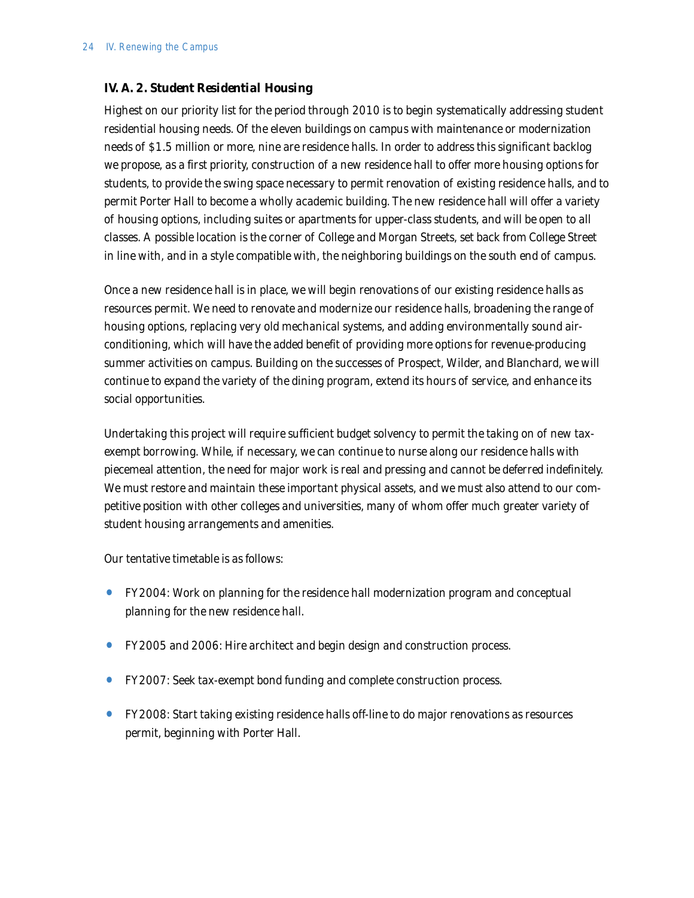### IV. A. 2. Student Residential Housing

Highest on our priority list for the period through 2010 is to begin systematically addressing student residential housing needs. Of the eleven buildings on campus with maintenance or modernization needs of $1.5 million or more, nine are residence halls. In order to address this significant backlog we propose, as a first priority, construction of a new residence hall to offer more housing options for students, to provide the swing space necessary to permit renovation of existing residence halls, and to permit Porter Hall to become a wholly academic building. The new residence hall will offer a variety of housing options, including suites or apartments for upper-class students, and will be open to all classes. A possible location is the corner of College and Morgan Streets, set back from College Street in line with, and in a style compatible with, the neighboring buildings on the south end of campus.

Once a new residence hall is in place, we will begin renovations of our existing residence halls as resources permit. We need to renovate and modernize our residence halls, broadening the range of housing options, replacing very old mechanical systems, and adding environmentally sound air-conditioning, which will have the added benefit of providing more options for revenue-producing summer activities on campus. Building on the successes of Prospect, Wilder, and Blanchard, we will continue to expand the variety of the dining program, extend its hours of service, and enhance its social opportunities.

Undertaking this project will require sufficient budget solvency to permit the taking on of new tax-exempt borrowing. While, if necessary, we can continue to nurse along our residence halls with piecemeal attention, the need for major work is real and pressing and cannot be deferred indefinitely. We must restore and maintain these important physical assets, and we must also attend to our competitive position with other colleges and universities, many of whom offer much greater variety of student housing arrangements and amenities.

Our tentative timetable is as follows:

- FY2004: Work on planning for the residence hall modernization program and conceptual planning for the new residence hall.
- FY2005 and 2006: Hire architect and begin design and construction process.
- FY2007: Seek tax-exempt bond funding and complete construction process.
- FY2008: Start taking existing residence halls off-line to do major renovations as resources permit, beginning with Porter Hall.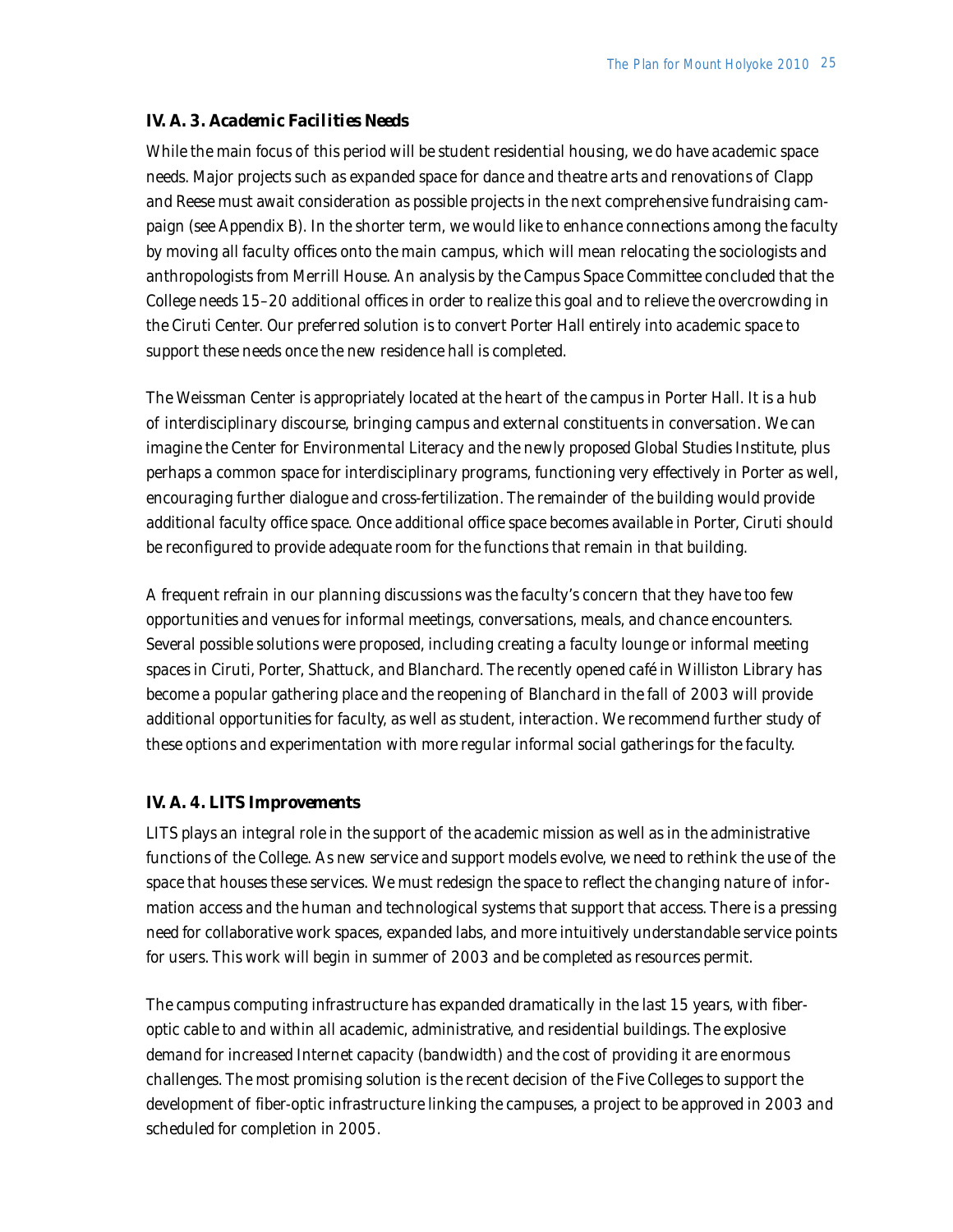### IV. A. 3. Academic Facilities Needs

While the main focus of this period will be student residential housing, we do have academic space needs. Major projects such as expanded space for dance and theatre arts and renovations of Clapp and Reese must await consideration as possible projects in the next comprehensive fundraising campaign (see Appendix B). In the shorter term, we would like to enhance connections among the faculty by moving all faculty offices onto the main campus, which will mean relocating the sociologists and anthropologists from Merrill House. An analysis by the Campus Space Committee concluded that the College needs 15–20 additional offices in order to realize this goal and to relieve the overcrowding in the Ciruti Center. Our preferred solution is to convert Porter Hall entirely into academic space to support these needs once the new residence hall is completed.

The Weissman Center is appropriately located at the heart of the campus in Porter Hall. It is a hub of interdisciplinary discourse, bringing campus and external constituents in conversation. We can imagine the Center for Environmental Literacy and the newly proposed Global Studies Institute, plus perhaps a common space for interdisciplinary programs, functioning very effectively in Porter as well, encouraging further dialogue and cross-fertilization. The remainder of the building would provide additional faculty office space. Once additional office space becomes available in Porter, Ciruti should be reconfigured to provide adequate room for the functions that remain in that building.

A frequent refrain in our planning discussions was the faculty's concern that they have too few opportunities and venues for informal meetings, conversations, meals, and chance encounters. Several possible solutions were proposed, including creating a faculty lounge or informal meeting spaces in Ciruti, Porter, Shattuck, and Blanchard. The recently opened café in Williston Library has become a popular gathering place and the reopening of Blanchard in the fall of 2003 will provide additional opportunities for faculty, as well as student, interaction. We recommend further study of these options and experimentation with more regular informal social gatherings for the faculty.

### IV. A. 4. LITS Improvements

LITS plays an integral role in the support of the academic mission as well as in the administrative functions of the College. As new service and support models evolve, we need to rethink the use of the space that houses these services. We must redesign the space to reflect the changing nature of information access and the human and technological systems that support that access. There is a pressing need for collaborative work spaces, expanded labs, and more intuitively understandable service points for users. This work will begin in summer of 2003 and be completed as resources permit.

The campus computing infrastructure has expanded dramatically in the last 15 years, with fiber-optic cable to and within all academic, administrative, and residential buildings. The explosive demand for increased Internet capacity (bandwidth) and the cost of providing it are enormous challenges. The most promising solution is the recent decision of the Five Colleges to support the development of fiber-optic infrastructure linking the campuses, a project to be approved in 2003 and scheduled for completion in 2005.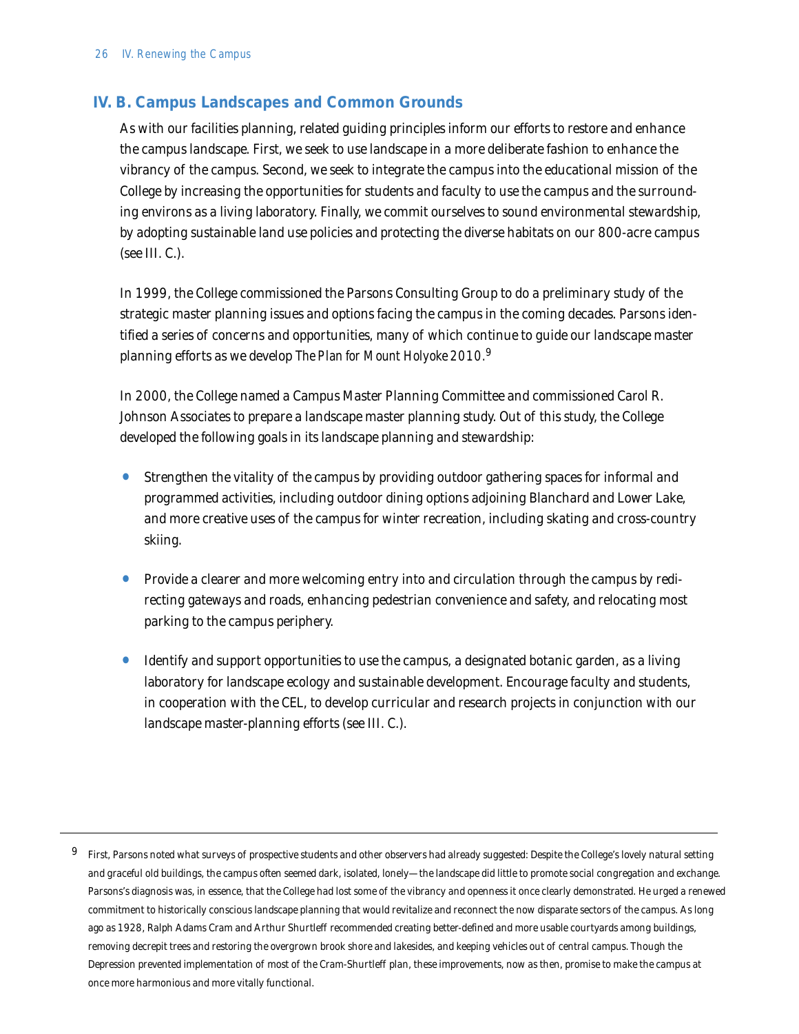## IV. B. Campus Landscapes and Common Grounds

As with our facilities planning, related guiding principles inform our efforts to restore and enhance the campus landscape. First, we seek to use landscape in a more deliberate fashion to enhance the vibrancy of the campus. Second, we seek to integrate the campus into the educational mission of the College by increasing the opportunities for students and faculty to use the campus and the surrounding environs as a living laboratory. Finally, we commit ourselves to sound environmental stewardship, by adopting sustainable land use policies and protecting the diverse habitats on our 800-acre campus (see III. C.).

In 1999, the College commissioned the Parsons Consulting Group to do a preliminary study of the strategic master planning issues and options facing the campus in the coming decades. Parsons identified a series of concerns and opportunities, many of which continue to guide our landscape master planning efforts as we develop *The Plan for Mount Holyoke 2010*.[9]

In 2000, the College named a Campus Master Planning Committee and commissioned Carol R. Johnson Associates to prepare a landscape master planning study. Out of this study, the College developed the following goals in its landscape planning and stewardship:

- Strengthen the vitality of the campus by providing outdoor gathering spaces for informal and programmed activities, including outdoor dining options adjoining Blanchard and Lower Lake, and more creative uses of the campus for winter recreation, including skating and cross-country skiing.
- Provide a clearer and more welcoming entry into and circulation through the campus by redirecting gateways and roads, enhancing pedestrian convenience and safety, and relocating most parking to the campus periphery.
- Identify and support opportunities to use the campus, a designated botanic garden, as a living laboratory for landscape ecology and sustainable development. Encourage faculty and students, in cooperation with the CEL, to develop curricular and research projects in conjunction with our landscape master-planning efforts (see III. C.).

---

[9] First, Parsons noted what surveys of prospective students and other observers had already suggested: Despite the College's lovely natural setting and graceful old buildings, the campus often seemed dark, isolated, lonely—the landscape did little to promote social congregation and exchange. Parsons's diagnosis was, in essence, that the College had lost some of the vibrancy and openness it once clearly demonstrated. He urged a renewed commitment to historically conscious landscape planning that would revitalize and reconnect the now disparate sectors of the campus. As long ago as 1928, Ralph Adams Cram and Arthur Shurtleff recommended creating better-defined and more usable courtyards among buildings, removing decrepit trees and restoring the overgrown brook shore and lakesides, and keeping vehicles out of central campus. Though the Depression prevented implementation of most of the Cram-Shurtleff plan, these improvements, now as then, promise to make the campus at once more harmonious and more vitally functional.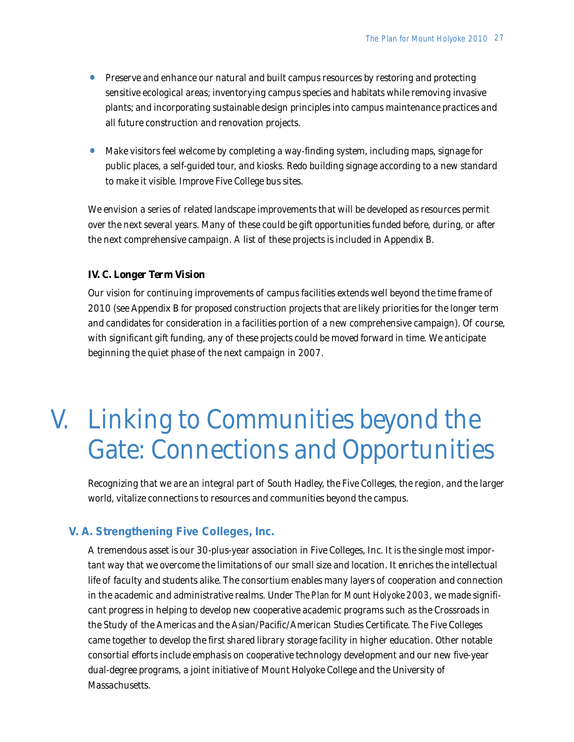- Preserve and enhance our natural and built campus resources by restoring and protecting sensitive ecological areas; inventorying campus species and habitats while removing invasive plants; and incorporating sustainable design principles into campus maintenance practices and all future construction and renovation projects.

- Make visitors feel welcome by completing a way-finding system, including maps, signage for public places, a self-guided tour, and kiosks. Redo building signage according to a new standard to make it visible. Improve Five College bus sites.

We envision a series of related landscape improvements that will be developed as resources permit over the next several years. Many of these could be gift opportunities funded before, during, or after the next comprehensive campaign. A list of these projects is included in Appendix B.

### IV. C. Longer Term Vision

Our vision for continuing improvements of campus facilities extends well beyond the time frame of 2010 (see Appendix B for proposed construction projects that are likely priorities for the longer term and candidates for consideration in a facilities portion of a new comprehensive campaign). Of course, with significant gift funding, any of these projects could be moved forward in time. We anticipate beginning the quiet phase of the next campaign in 2007.

# V. Linking to Communities beyond the Gate: Connections and Opportunities

Recognizing that we are an integral part of South Hadley, the Five Colleges, the region, and the larger world, vitalize connections to resources and communities beyond the campus.

## V. A. Strengthening Five Colleges, Inc.

A tremendous asset is our 30-plus-year association in Five Colleges, Inc. It is the single most important way that we overcome the limitations of our small size and location. It enriches the intellectual life of faculty and students alike. The consortium enables many layers of cooperation and connection in the academic and administrative realms. Under *The Plan for Mount Holyoke 2003*, we made significant progress in helping to develop new cooperative academic programs such as the Crossroads in the Study of the Americas and the Asian/Pacific/American Studies Certificate. The Five Colleges came together to develop the first shared library storage facility in higher education. Other notable consortial efforts include emphasis on cooperative technology development and our new five-year dual-degree programs, a joint initiative of Mount Holyoke College and the University of Massachusetts.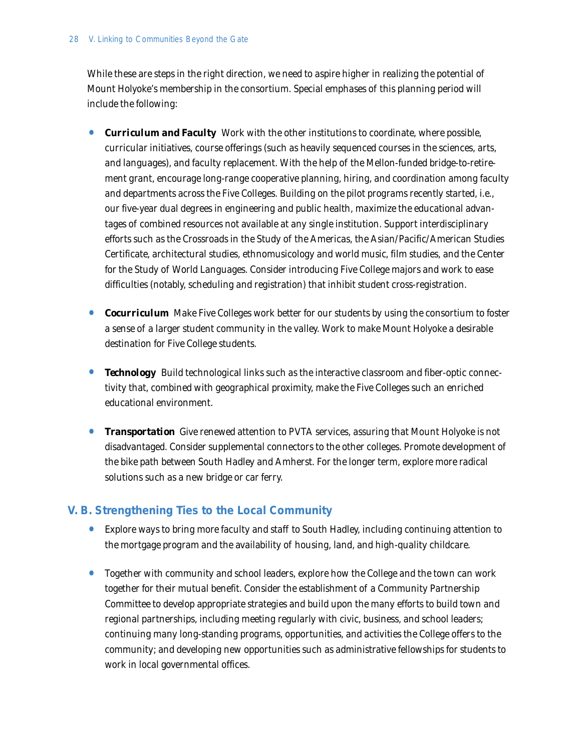While these are steps in the right direction, we need to aspire higher in realizing the potential of Mount Holyoke's membership in the consortium. Special emphases of this planning period will include the following:

- ***Curriculum and Faculty*** Work with the other institutions to coordinate, where possible, curricular initiatives, course offerings (such as heavily sequenced courses in the sciences, arts, and languages), and faculty replacement. With the help of the Mellon-funded bridge-to-retirement grant, encourage long-range cooperative planning, hiring, and coordination among faculty and departments across the Five Colleges. Building on the pilot programs recently started, i.e., our five-year dual degrees in engineering and public health, maximize the educational advantages of combined resources not available at any single institution. Support interdisciplinary efforts such as the Crossroads in the Study of the Americas, the Asian/Pacific/American Studies Certificate, architectural studies, ethnomusicology and world music, film studies, and the Center for the Study of World Languages. Consider introducing Five College majors and work to ease difficulties (notably, scheduling and registration) that inhibit student cross-registration.

- ***Cocurriculum*** Make Five Colleges work better for our students by using the consortium to foster a sense of a larger student community in the valley. Work to make Mount Holyoke a desirable destination for Five College students.

- ***Technology*** Build technological links such as the interactive classroom and fiber-optic connectivity that, combined with geographical proximity, make the Five Colleges such an enriched educational environment.

- ***Transportation*** Give renewed attention to PVTA services, assuring that Mount Holyoke is not disadvantaged. Consider supplemental connectors to the other colleges. Promote development of the bike path between South Hadley and Amherst. For the longer term, explore more radical solutions such as a new bridge or car ferry.

## V. B. Strengthening Ties to the Local Community

- Explore ways to bring more faculty and staff to South Hadley, including continuing attention to the mortgage program and the availability of housing, land, and high-quality childcare.

- Together with community and school leaders, explore how the College and the town can work together for their mutual benefit. Consider the establishment of a Community Partnership Committee to develop appropriate strategies and build upon the many efforts to build town and regional partnerships, including meeting regularly with civic, business, and school leaders; continuing many long-standing programs, opportunities, and activities the College offers to the community; and developing new opportunities such as administrative fellowships for students to work in local governmental offices.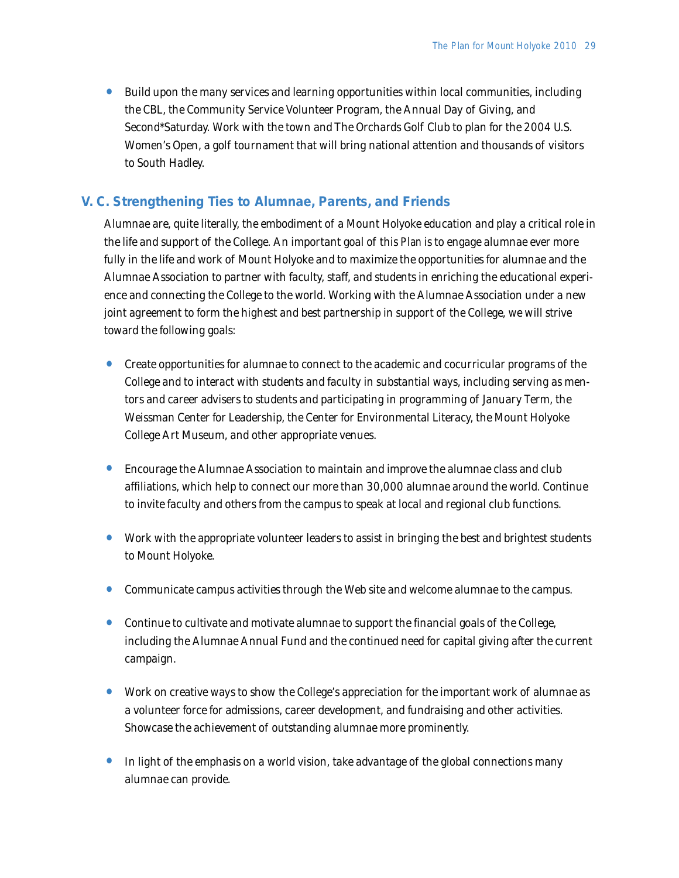- Build upon the many services and learning opportunities within local communities, including the CBL, the Community Service Volunteer Program, the Annual Day of Giving, and Second*Saturday. Work with the town and The Orchards Golf Club to plan for the 2004 U.S. Women's Open, a golf tournament that will bring national attention and thousands of visitors to South Hadley.

## V. C. Strengthening Ties to Alumnae, Parents, and Friends

Alumnae are, quite literally, the embodiment of a Mount Holyoke education and play a critical role in the life and support of the College. An important goal of this *Plan* is to engage alumnae ever more fully in the life and work of Mount Holyoke and to maximize the opportunities for alumnae and the Alumnae Association to partner with faculty, staff, and students in enriching the educational experience and connecting the College to the world. Working with the Alumnae Association under a new joint agreement to form the highest and best partnership in support of the College, we will strive toward the following goals:

- Create opportunities for alumnae to connect to the academic and cocurricular programs of the College and to interact with students and faculty in substantial ways, including serving as mentors and career advisers to students and participating in programming of January Term, the Weissman Center for Leadership, the Center for Environmental Literacy, the Mount Holyoke College Art Museum, and other appropriate venues.

- Encourage the Alumnae Association to maintain and improve the alumnae class and club affiliations, which help to connect our more than 30,000 alumnae around the world. Continue to invite faculty and others from the campus to speak at local and regional club functions.

- Work with the appropriate volunteer leaders to assist in bringing the best and brightest students to Mount Holyoke.

- Communicate campus activities through the Web site and welcome alumnae to the campus.

- Continue to cultivate and motivate alumnae to support the financial goals of the College, including the Alumnae Annual Fund and the continued need for capital giving after the current campaign.

- Work on creative ways to show the College's appreciation for the important work of alumnae as a volunteer force for admissions, career development, and fundraising and other activities. Showcase the achievement of outstanding alumnae more prominently.

- In light of the emphasis on a world vision, take advantage of the global connections many alumnae can provide.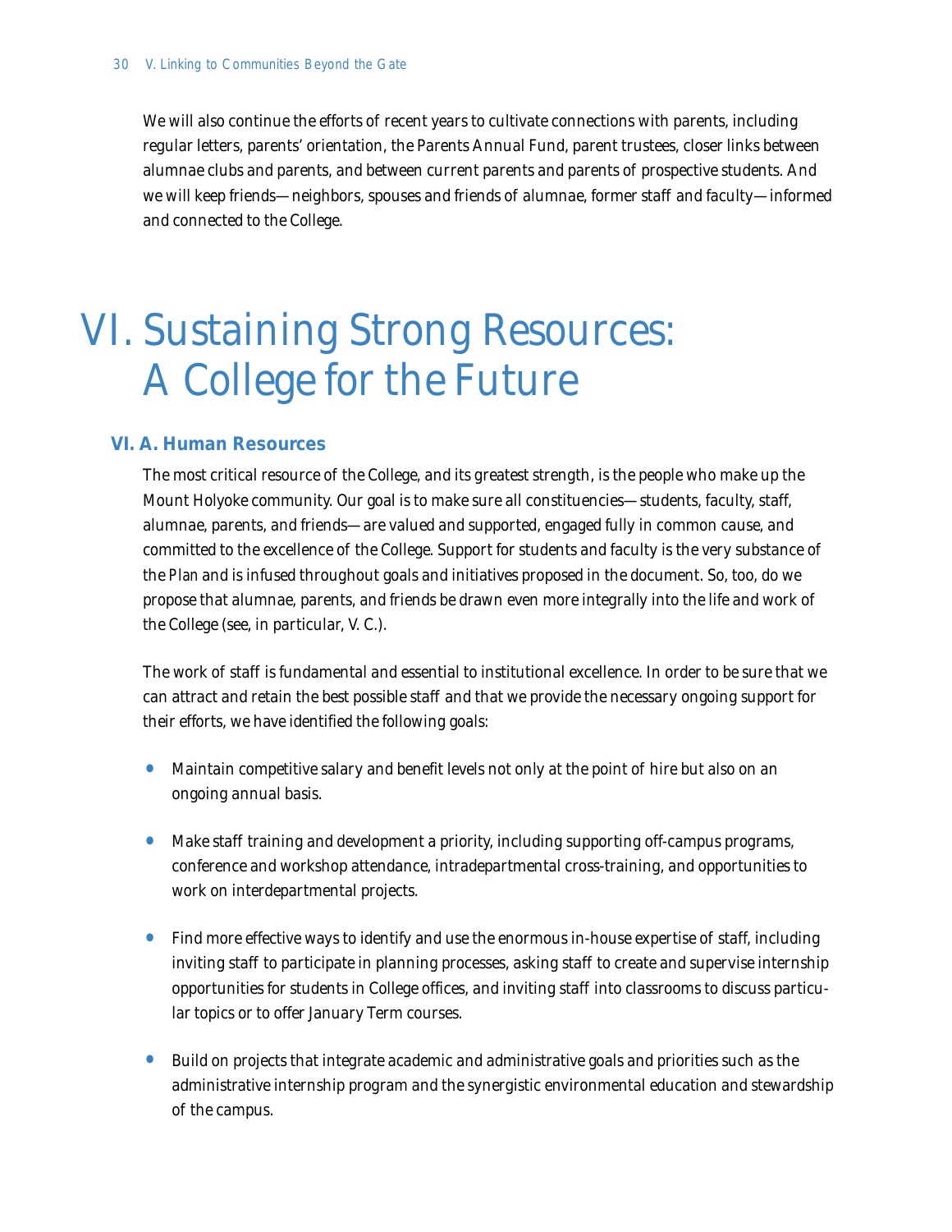We will also continue the efforts of recent years to cultivate connections with parents, including regular letters, parents' orientation, the Parents Annual Fund, parent trustees, closer links between alumnae clubs and parents, and between current parents and parents of prospective students. And we will keep friends—neighbors, spouses and friends of alumnae, former staff and faculty—informed and connected to the College.

# VI. Sustaining Strong Resources: A College for the Future

## VI. A. Human Resources

The most critical resource of the College, and its greatest strength, is the people who make up the Mount Holyoke community. Our goal is to make sure all constituencies—students, faculty, staff, alumnae, parents, and friends—are valued and supported, engaged fully in common cause, and committed to the excellence of the College. Support for students and faculty is the very substance of the *Plan* and is infused throughout goals and initiatives proposed in the document. So, too, do we propose that alumnae, parents, and friends be drawn even more integrally into the life and work of the College (see, in particular, V. C.).

The work of staff is fundamental and essential to institutional excellence. In order to be sure that we can attract and retain the best possible staff and that we provide the necessary ongoing support for their efforts, we have identified the following goals:

- Maintain competitive salary and benefit levels not only at the point of hire but also on an ongoing annual basis.
- Make staff training and development a priority, including supporting off-campus programs, conference and workshop attendance, intradepartmental cross-training, and opportunities to work on interdepartmental projects.
- Find more effective ways to identify and use the enormous in-house expertise of staff, including inviting staff to participate in planning processes, asking staff to create and supervise internship opportunities for students in College offices, and inviting staff into classrooms to discuss particular topics or to offer January Term courses.
- Build on projects that integrate academic and administrative goals and priorities such as the administrative internship program and the synergistic environmental education and stewardship of the campus.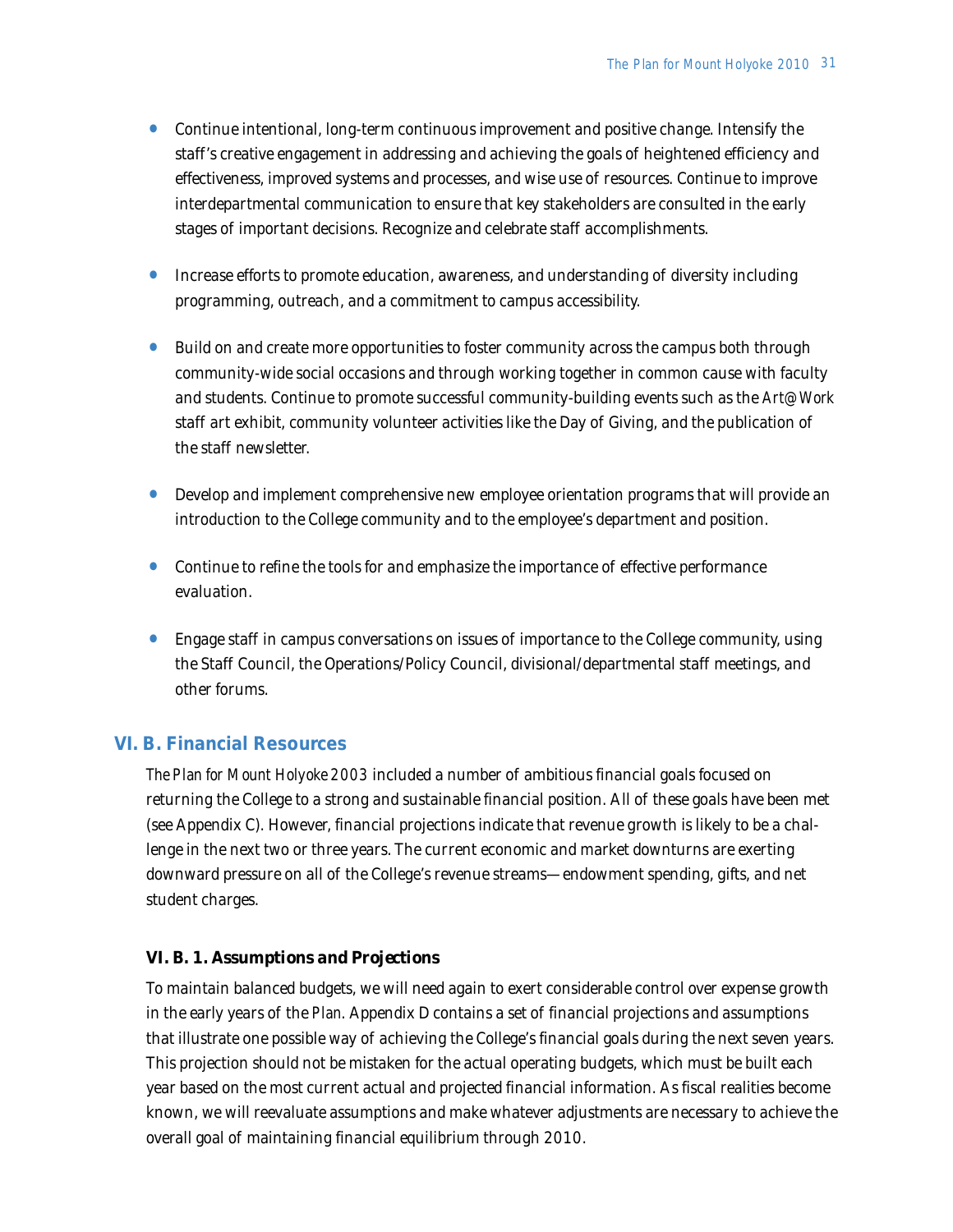- Continue intentional, long-term continuous improvement and positive change. Intensify the staff's creative engagement in addressing and achieving the goals of heightened efficiency and effectiveness, improved systems and processes, and wise use of resources. Continue to improve interdepartmental communication to ensure that key stakeholders are consulted in the early stages of important decisions. Recognize and celebrate staff accomplishments.

- Increase efforts to promote education, awareness, and understanding of diversity including programming, outreach, and a commitment to campus accessibility.

- Build on and create more opportunities to foster community across the campus both through community-wide social occasions and through working together in common cause with faculty and students. Continue to promote successful community-building events such as the *Art@Work* staff art exhibit, community volunteer activities like the Day of Giving, and the publication of the staff newsletter.

- Develop and implement comprehensive new employee orientation programs that will provide an introduction to the College community and to the employee's department and position.

- Continue to refine the tools for and emphasize the importance of effective performance evaluation.

- Engage staff in campus conversations on issues of importance to the College community, using the Staff Council, the Operations/Policy Council, divisional/departmental staff meetings, and other forums.

## VI. B. Financial Resources

*The Plan for Mount Holyoke 2003* included a number of ambitious financial goals focused on returning the College to a strong and sustainable financial position. All of these goals have been met (see Appendix C). However, financial projections indicate that revenue growth is likely to be a challenge in the next two or three years. The current economic and market downturns are exerting downward pressure on all of the College's revenue streams—endowment spending, gifts, and net student charges.

### VI. B. 1. Assumptions and Projections

To maintain balanced budgets, we will need again to exert considerable control over expense growth in the early years of the *Plan*. Appendix D contains a set of financial projections and assumptions that illustrate one possible way of achieving the College's financial goals during the next seven years. This projection should not be mistaken for the actual operating budgets, which must be built each year based on the most current actual and projected financial information. As fiscal realities become known, we will reevaluate assumptions and make whatever adjustments are necessary to achieve the overall goal of maintaining financial equilibrium through 2010.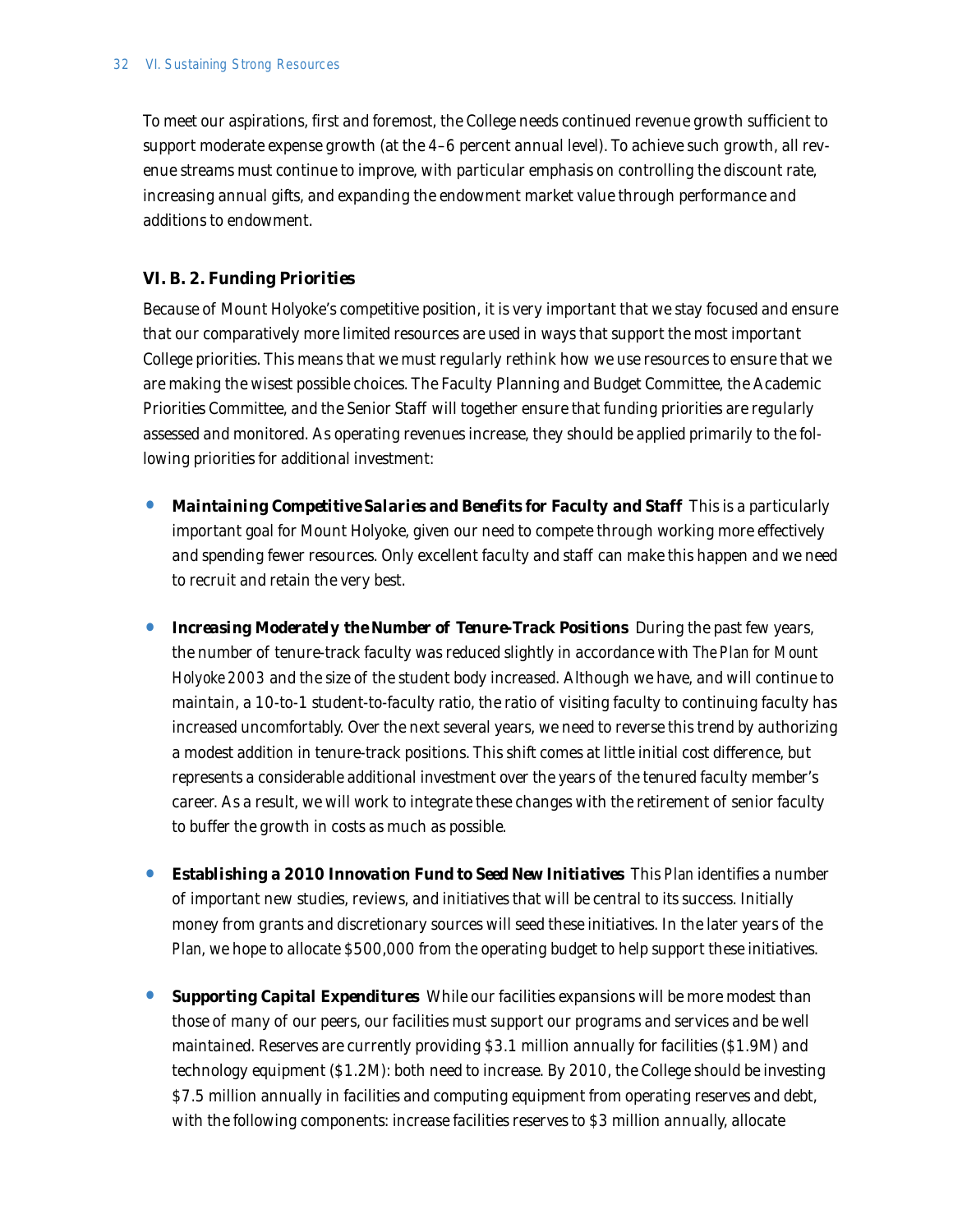To meet our aspirations, first and foremost, the College needs continued revenue growth sufficient to support moderate expense growth (at the 4–6 percent annual level). To achieve such growth, all revenue streams must continue to improve, with particular emphasis on controlling the discount rate, increasing annual gifts, and expanding the endowment market value through performance and additions to endowment.

### VI. B. 2. Funding Priorities

Because of Mount Holyoke's competitive position, it is very important that we stay focused and ensure that our comparatively more limited resources are used in ways that support the most important College priorities. This means that we must regularly rethink how we use resources to ensure that we are making the wisest possible choices. The Faculty Planning and Budget Committee, the Academic Priorities Committee, and the Senior Staff will together ensure that funding priorities are regularly assessed and monitored. As operating revenues increase, they should be applied primarily to the following priorities for additional investment:

- ***Maintaining Competitive Salaries and Benefits for Faculty and Staff*** This is a particularly important goal for Mount Holyoke, given our need to compete through working more effectively and spending fewer resources. Only excellent faculty and staff can make this happen and we need to recruit and retain the very best.

- ***Increasing Moderately the Number of Tenure-Track Positions*** During the past few years, the number of tenure-track faculty was reduced slightly in accordance with *The Plan for Mount Holyoke 2003* and the size of the student body increased. Although we have, and will continue to maintain, a 10-to-1 student-to-faculty ratio, the ratio of visiting faculty to continuing faculty has increased uncomfortably. Over the next several years, we need to reverse this trend by authorizing a modest addition in tenure-track positions. This shift comes at little initial cost difference, but represents a considerable additional investment over the years of the tenured faculty member's career. As a result, we will work to integrate these changes with the retirement of senior faculty to buffer the growth in costs as much as possible.

- ***Establishing a 2010 Innovation Fund to Seed New Initiatives*** This *Plan* identifies a number of important new studies, reviews, and initiatives that will be central to its success. Initially money from grants and discretionary sources will seed these initiatives. In the later years of the *Plan*, we hope to allocate $500,000 from the operating budget to help support these initiatives.

- ***Supporting Capital Expenditures*** While our facilities expansions will be more modest than those of many of our peers, our facilities must support our programs and services and be well maintained. Reserves are currently providing $3.1 million annually for facilities ($1.9M) and technology equipment ($1.2M): both need to increase. By 2010, the College should be investing $7.5 million annually in facilities and computing equipment from operating reserves and debt, with the following components: increase facilities reserves to $3 million annually, allocate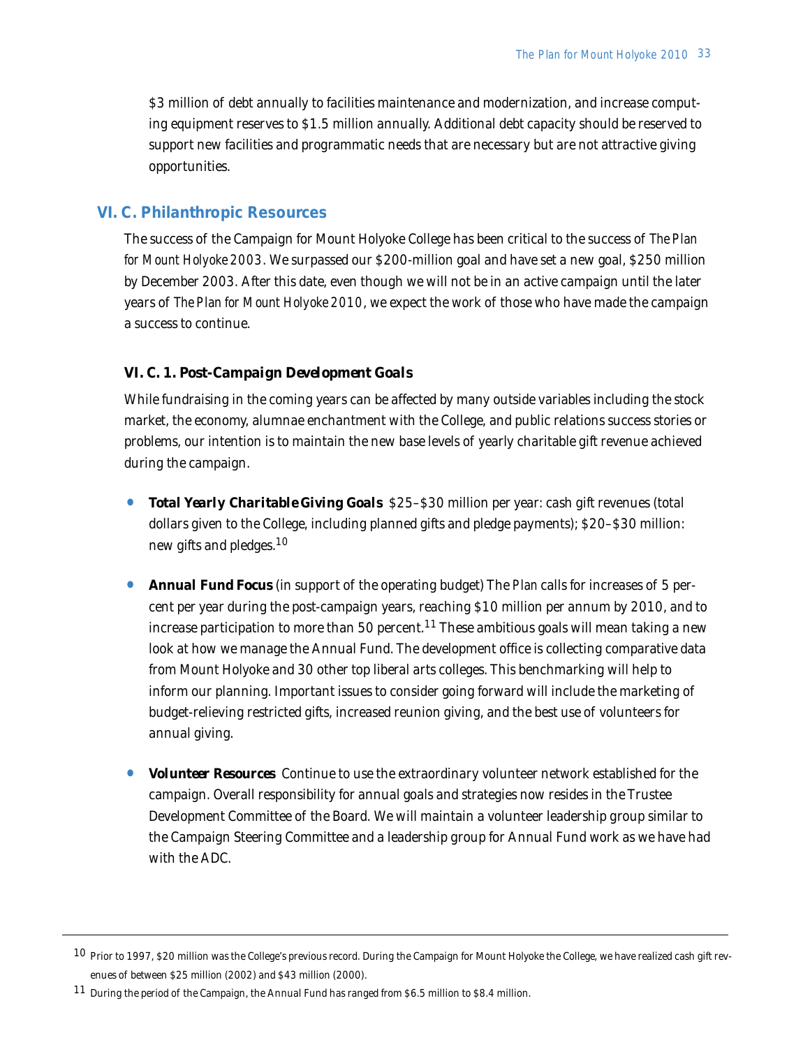$3 million of debt annually to facilities maintenance and modernization, and increase computing equipment reserves to $1.5 million annually. Additional debt capacity should be reserved to support new facilities and programmatic needs that are necessary but are not attractive giving opportunities.

## VI. C. Philanthropic Resources

The success of the Campaign for Mount Holyoke College has been critical to the success of *The Plan for Mount Holyoke 2003*. We surpassed our $200-million goal and have set a new goal, $250 million by December 2003. After this date, even though we will not be in an active campaign until the later years of *The Plan for Mount Holyoke 2010*, we expect the work of those who have made the campaign a success to continue.

### *VI. C. 1. Post-Campaign Development Goals*

While fundraising in the coming years can be affected by many outside variables including the stock market, the economy, alumnae enchantment with the College, and public relations success stories or problems, our intention is to maintain the new base levels of yearly charitable gift revenue achieved during the campaign.

- ***Total Yearly Charitable Giving Goals*** $25–$30 million per year: cash gift revenues (total dollars given to the College, including planned gifts and pledge payments); $20–$30 million: new gifts and pledges.[10]

- **Annual Fund Focus** (in support of the operating budget) The *Plan* calls for increases of 5 percent per year during the post-campaign years, reaching $10 million per annum by 2010, and to increase participation to more than 50 percent.[11] These ambitious goals will mean taking a new look at how we manage the Annual Fund. The development office is collecting comparative data from Mount Holyoke and 30 other top liberal arts colleges. This benchmarking will help to inform our planning. Important issues to consider going forward will include the marketing of budget-relieving restricted gifts, increased reunion giving, and the best use of volunteers for annual giving.

- ***Volunteer Resources*** Continue to use the extraordinary volunteer network established for the campaign. Overall responsibility for annual goals and strategies now resides in the Trustee Development Committee of the Board. We will maintain a volunteer leadership group similar to the Campaign Steering Committee and a leadership group for Annual Fund work as we have had with the ADC.

---

[10] Prior to 1997, $20 million was the College's previous record. During the Campaign for Mount Holyoke the College, we have realized cash gift revenues of between $25 million (2002) and $43 million (2000).

[11] During the period of the Campaign, the Annual Fund has ranged from $6.5 million to $8.4 million.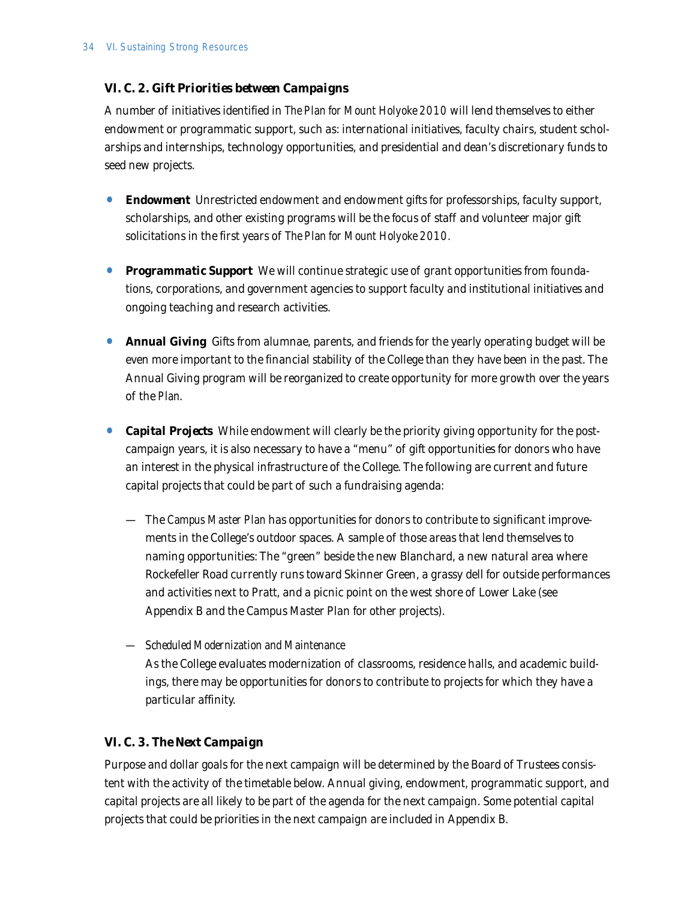### VI. C. 2. Gift Priorities between Campaigns

A number of initiatives identified in *The Plan for Mount Holyoke 2010* will lend themselves to either endowment or programmatic support, such as: international initiatives, faculty chairs, student scholarships and internships, technology opportunities, and presidential and dean's discretionary funds to seed new projects.

- **Endowment** Unrestricted endowment and endowment gifts for professorships, faculty support, scholarships, and other existing programs will be the focus of staff and volunteer major gift solicitations in the first years of *The Plan for Mount Holyoke 2010*.

- **Programmatic Support** We will continue strategic use of grant opportunities from foundations, corporations, and government agencies to support faculty and institutional initiatives and ongoing teaching and research activities.

- **Annual Giving** Gifts from alumnae, parents, and friends for the yearly operating budget will be even more important to the financial stability of the College than they have been in the past. The Annual Giving program will be reorganized to create opportunity for more growth over the years of the *Plan*.

- **Capital Projects** While endowment will clearly be the priority giving opportunity for the post-campaign years, it is also necessary to have a "menu" of gift opportunities for donors who have an interest in the physical infrastructure of the College. The following are current and future capital projects that could be part of such a fundraising agenda:

  — The *Campus Master Plan* has opportunities for donors to contribute to significant improvements in the College's outdoor spaces. A sample of those areas that lend themselves to naming opportunities: The "green" beside the new Blanchard, a new natural area where Rockefeller Road currently runs toward Skinner Green, a grassy dell for outside performances and activities next to Pratt, and a picnic point on the west shore of Lower Lake (see Appendix B and the Campus Master Plan for other projects).

  — *Scheduled Modernization and Maintenance*
  As the College evaluates modernization of classrooms, residence halls, and academic buildings, there may be opportunities for donors to contribute to projects for which they have a particular affinity.

### VI. C. 3. The Next Campaign

Purpose and dollar goals for the next campaign will be determined by the Board of Trustees consistent with the activity of the timetable below. Annual giving, endowment, programmatic support, and capital projects are all likely to be part of the agenda for the next campaign. Some potential capital projects that could be priorities in the next campaign are included in Appendix B.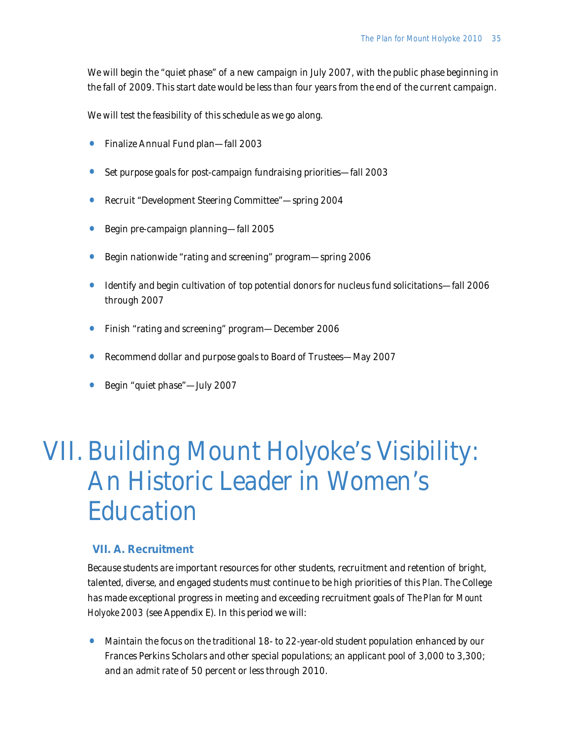We will begin the "quiet phase" of a new campaign in July 2007, with the public phase beginning in the fall of 2009. This start date would be less than four years from the end of the current campaign.

We will test the feasibility of this schedule as we go along.

- Finalize Annual Fund plan—fall 2003
- Set purpose goals for post-campaign fundraising priorities—fall 2003
- Recruit "Development Steering Committee"—spring 2004
- Begin pre-campaign planning—fall 2005
- Begin nationwide "rating and screening" program—spring 2006
- Identify and begin cultivation of top potential donors for nucleus fund solicitations—fall 2006 through 2007
- Finish "rating and screening" program—December 2006
- Recommend dollar and purpose goals to Board of Trustees—May 2007
- Begin "quiet phase"—July 2007

# VII. Building Mount Holyoke's Visibility: An Historic Leader in Women's Education

## VII. A. Recruitment

Because students are important resources for other students, recruitment and retention of bright, talented, diverse, and engaged students must continue to be high priorities of this *Plan*. The College has made exceptional progress in meeting and exceeding recruitment goals of *The Plan for Mount Holyoke 2003* (see Appendix E). In this period we will:

- Maintain the focus on the traditional 18- to 22-year-old student population enhanced by our Frances Perkins Scholars and other special populations; an applicant pool of 3,000 to 3,300; and an admit rate of 50 percent or less through 2010.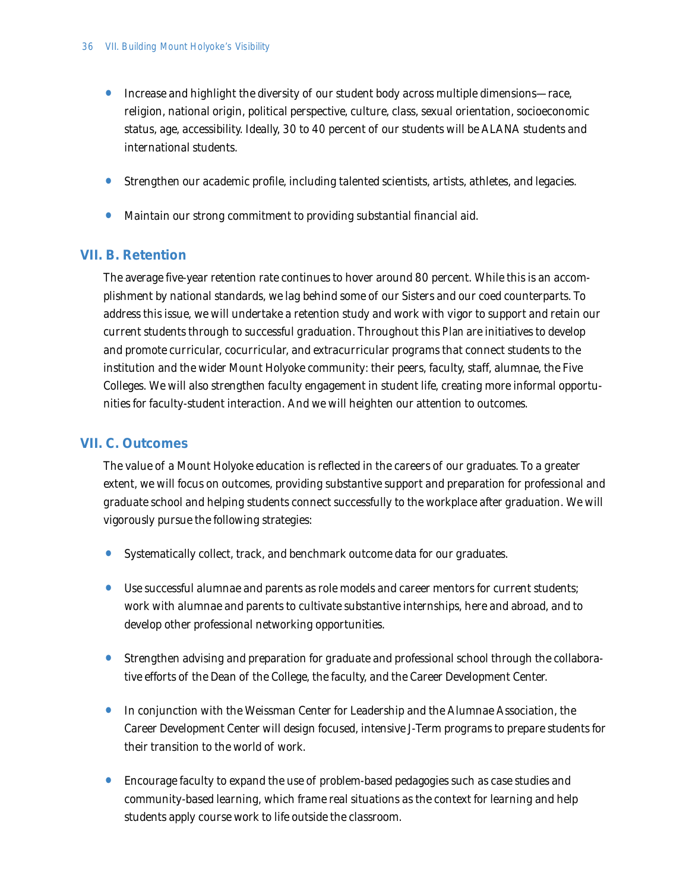- Increase and highlight the diversity of our student body across multiple dimensions—race, religion, national origin, political perspective, culture, class, sexual orientation, socioeconomic status, age, accessibility. Ideally, 30 to 40 percent of our students will be ALANA students and international students.

- Strengthen our academic profile, including talented scientists, artists, athletes, and legacies.

- Maintain our strong commitment to providing substantial financial aid.

## VII. B. Retention

The average five-year retention rate continues to hover around 80 percent. While this is an accomplishment by national standards, we lag behind some of our Sisters and our coed counterparts. To address this issue, we will undertake a retention study and work with vigor to support and retain our current students through to successful graduation. Throughout this *Plan* are initiatives to develop and promote curricular, cocurricular, and extracurricular programs that connect students to the institution and the wider Mount Holyoke community: their peers, faculty, staff, alumnae, the Five Colleges. We will also strengthen faculty engagement in student life, creating more informal opportunities for faculty-student interaction. And we will heighten our attention to outcomes.

## VII. C. Outcomes

The value of a Mount Holyoke education is reflected in the careers of our graduates. To a greater extent, we will focus on outcomes, providing substantive support and preparation for professional and graduate school and helping students connect successfully to the workplace after graduation. We will vigorously pursue the following strategies:

- Systematically collect, track, and benchmark outcome data for our graduates.

- Use successful alumnae and parents as role models and career mentors for current students; work with alumnae and parents to cultivate substantive internships, here and abroad, and to develop other professional networking opportunities.

- Strengthen advising and preparation for graduate and professional school through the collaborative efforts of the Dean of the College, the faculty, and the Career Development Center.

- In conjunction with the Weissman Center for Leadership and the Alumnae Association, the Career Development Center will design focused, intensive J-Term programs to prepare students for their transition to the world of work.

- Encourage faculty to expand the use of problem-based pedagogies such as case studies and community-based learning, which frame real situations as the context for learning and help students apply course work to life outside the classroom.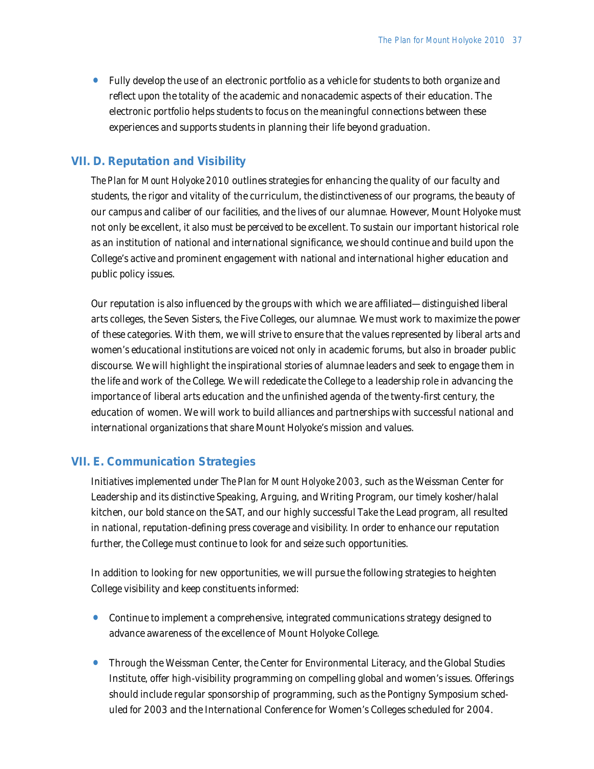- Fully develop the use of an electronic portfolio as a vehicle for students to both organize and reflect upon the totality of the academic and nonacademic aspects of their education. The electronic portfolio helps students to focus on the meaningful connections between these experiences and supports students in planning their life beyond graduation.

## VII. D. Reputation and Visibility

*The Plan for Mount Holyoke 2010* outlines strategies for enhancing the quality of our faculty and students, the rigor and vitality of the curriculum, the distinctiveness of our programs, the beauty of our campus and caliber of our facilities, and the lives of our alumnae. However, Mount Holyoke must not only be excellent, it also must be *perceived* to be excellent. To sustain our important historical role as an institution of national and international significance, we should continue and build upon the College's active and prominent engagement with national and international higher education and public policy issues.

Our reputation is also influenced by the groups with which we are affiliated—distinguished liberal arts colleges, the Seven Sisters, the Five Colleges, our alumnae. We must work to maximize the power of these categories. With them, we will strive to ensure that the values represented by liberal arts and women's educational institutions are voiced not only in academic forums, but also in broader public discourse. We will highlight the inspirational stories of alumnae leaders and seek to engage them in the life and work of the College. We will rededicate the College to a leadership role in advancing the importance of liberal arts education and the unfinished agenda of the twenty-first century, the education of women. We will work to build alliances and partnerships with successful national and international organizations that share Mount Holyoke's mission and values.

## VII. E. Communication Strategies

Initiatives implemented under *The Plan for Mount Holyoke 2003*, such as the Weissman Center for Leadership and its distinctive Speaking, Arguing, and Writing Program, our timely kosher/halal kitchen, our bold stance on the SAT, and our highly successful Take the Lead program, all resulted in national, reputation-defining press coverage and visibility. In order to enhance our reputation further, the College must continue to look for and seize such opportunities.

In addition to looking for new opportunities, we will pursue the following strategies to heighten College visibility and keep constituents informed:

- Continue to implement a comprehensive, integrated communications strategy designed to advance awareness of the excellence of Mount Holyoke College.

- Through the Weissman Center, the Center for Environmental Literacy, and the Global Studies Institute, offer high-visibility programming on compelling global and women's issues. Offerings should include regular sponsorship of programming, such as the Pontigny Symposium scheduled for 2003 and the International Conference for Women's Colleges scheduled for 2004.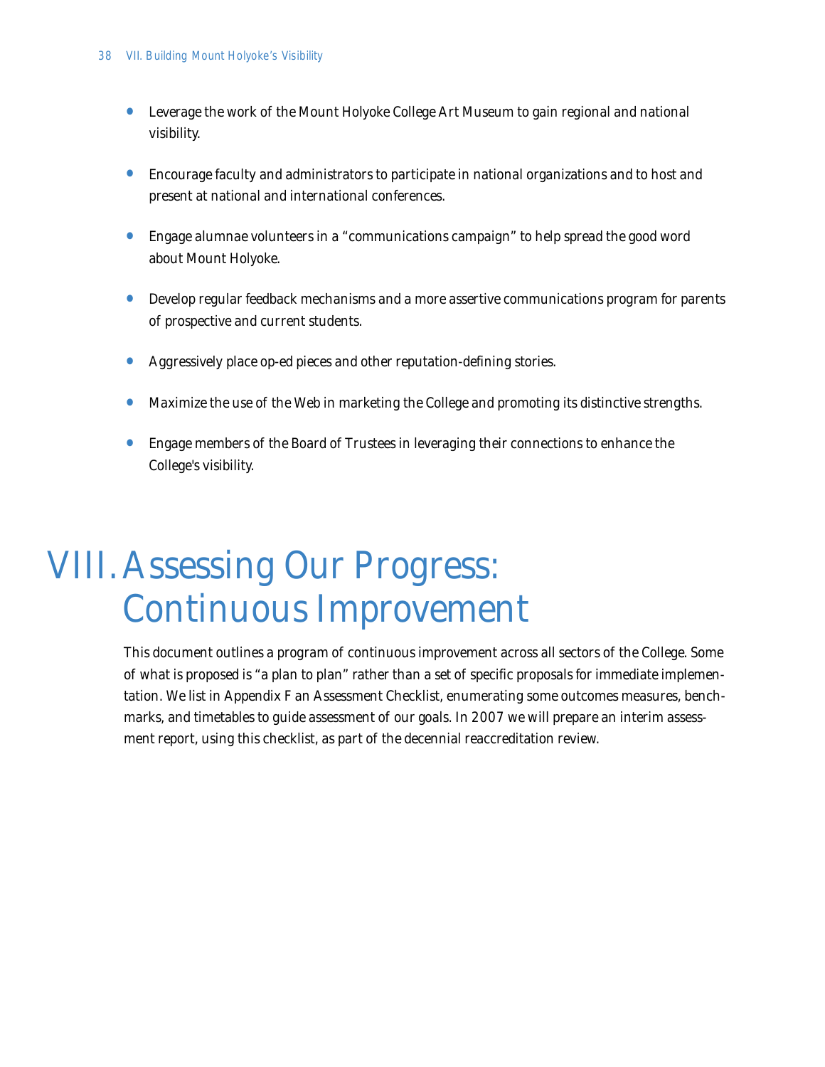- Leverage the work of the Mount Holyoke College Art Museum to gain regional and national visibility.
- Encourage faculty and administrators to participate in national organizations and to host and present at national and international conferences.
- Engage alumnae volunteers in a "communications campaign" to help spread the good word about Mount Holyoke.
- Develop regular feedback mechanisms and a more assertive communications program for parents of prospective and current students.
- Aggressively place op-ed pieces and other reputation-defining stories.
- Maximize the use of the Web in marketing the College and promoting its distinctive strengths.
- Engage members of the Board of Trustees in leveraging their connections to enhance the College's visibility.

# VIII. Assessing Our Progress: Continuous Improvement

This document outlines a program of continuous improvement across all sectors of the College. Some of what is proposed is "a plan to plan" rather than a set of specific proposals for immediate implementation. We list in Appendix F an Assessment Checklist, enumerating some outcomes measures, benchmarks, and timetables to guide assessment of our goals. In 2007 we will prepare an interim assessment report, using this checklist, as part of the decennial reaccreditation review.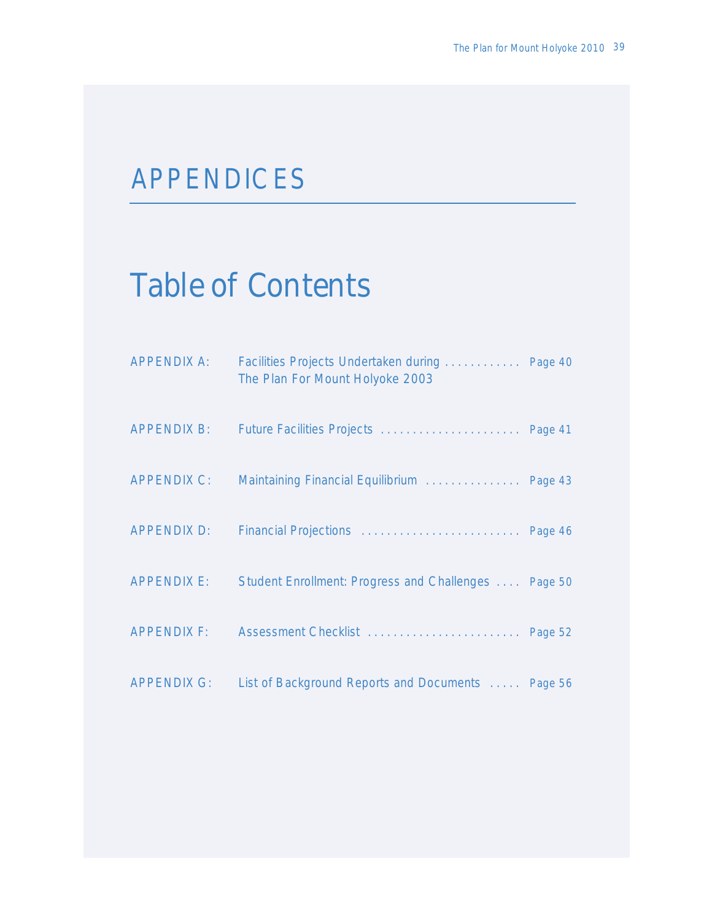# APPENDICES

## Table of Contents

| | | |
|---|---|---|
| APPENDIX A: | Facilities Projects Undertaken during The Plan For Mount Holyoke 2003 | Page 40 |
| APPENDIX B: | Future Facilities Projects | Page 41 |
| APPENDIX C: | Maintaining Financial Equilibrium | Page 43 |
| APPENDIX D: | Financial Projections | Page 46 |
| APPENDIX E: | Student Enrollment: Progress and Challenges | Page 50 |
| APPENDIX F: | Assessment Checklist | Page 52 |
| APPENDIX G: | List of Background Reports and Documents | Page 56 |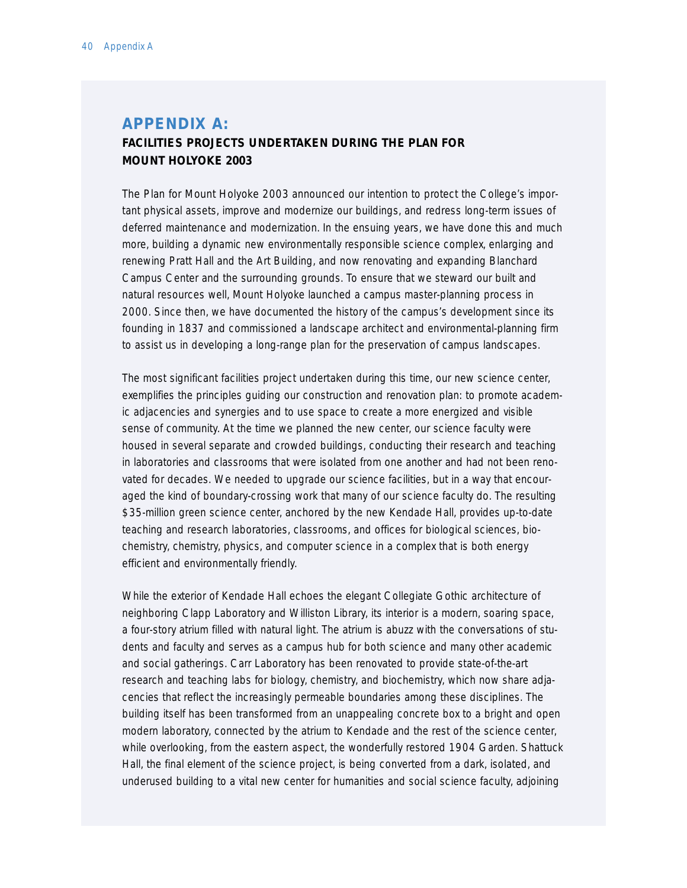# APPENDIX A:

## FACILITIES PROJECTS UNDERTAKEN DURING THE PLAN FOR MOUNT HOLYOKE 2003

The Plan for Mount Holyoke 2003 announced our intention to protect the College's important physical assets, improve and modernize our buildings, and redress long-term issues of deferred maintenance and modernization. In the ensuing years, we have done this and much more, building a dynamic new environmentally responsible science complex, enlarging and renewing Pratt Hall and the Art Building, and now renovating and expanding Blanchard Campus Center and the surrounding grounds. To ensure that we steward our built and natural resources well, Mount Holyoke launched a campus master-planning process in 2000. Since then, we have documented the history of the campus's development since its founding in 1837 and commissioned a landscape architect and environmental-planning firm to assist us in developing a long-range plan for the preservation of campus landscapes.

The most significant facilities project undertaken during this time, our new science center, exemplifies the principles guiding our construction and renovation plan: to promote academic adjacencies and synergies and to use space to create a more energized and visible sense of community. At the time we planned the new center, our science faculty were housed in several separate and crowded buildings, conducting their research and teaching in laboratories and classrooms that were isolated from one another and had not been renovated for decades. We needed to upgrade our science facilities, but in a way that encouraged the kind of boundary-crossing work that many of our science faculty do. The resulting $35-million green science center, anchored by the new Kendade Hall, provides up-to-date teaching and research laboratories, classrooms, and offices for biological sciences, biochemistry, chemistry, physics, and computer science in a complex that is both energy efficient and environmentally friendly.

While the exterior of Kendade Hall echoes the elegant Collegiate Gothic architecture of neighboring Clapp Laboratory and Williston Library, its interior is a modern, soaring space, a four-story atrium filled with natural light. The atrium is abuzz with the conversations of students and faculty and serves as a campus hub for both science and many other academic and social gatherings. Carr Laboratory has been renovated to provide state-of-the-art research and teaching labs for biology, chemistry, and biochemistry, which now share adjacencies that reflect the increasingly permeable boundaries among these disciplines. The building itself has been transformed from an unappealing concrete box to a bright and open modern laboratory, connected by the atrium to Kendade and the rest of the science center, while overlooking, from the eastern aspect, the wonderfully restored 1904 Garden. Shattuck Hall, the final element of the science project, is being converted from a dark, isolated, and underused building to a vital new center for humanities and social science faculty, adjoining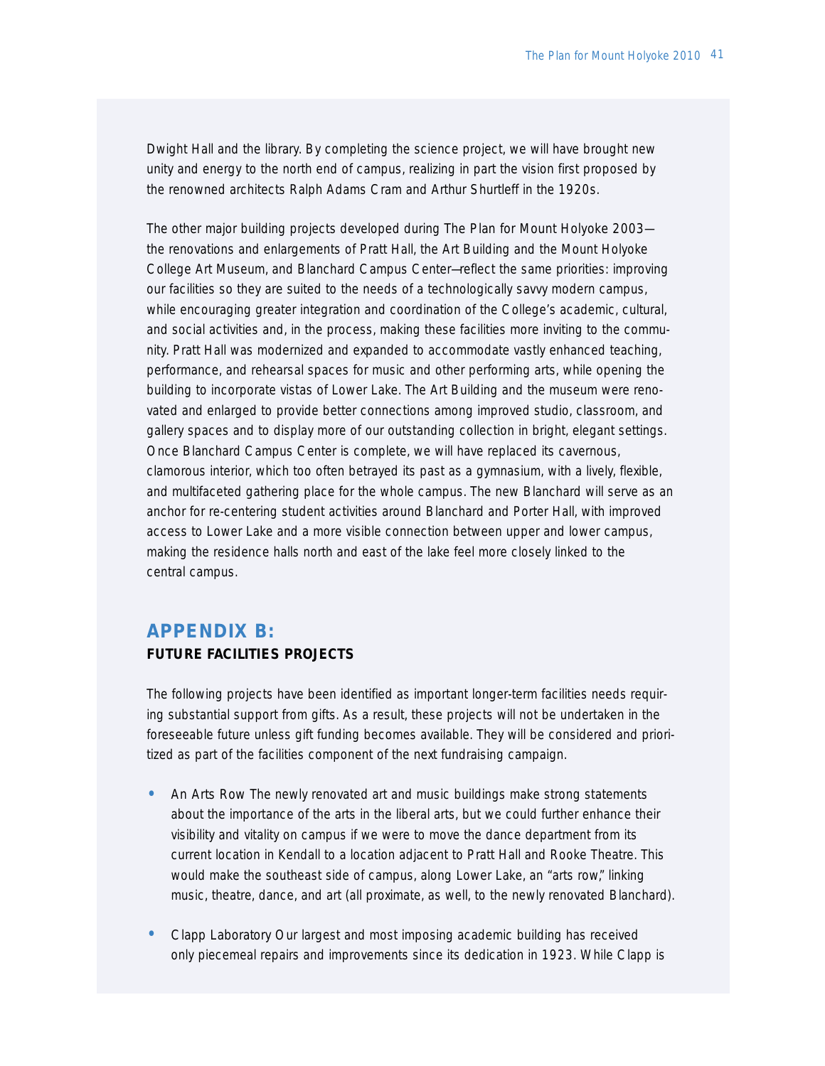Dwight Hall and the library. By completing the science project, we will have brought new unity and energy to the north end of campus, realizing in part the vision first proposed by the renowned architects Ralph Adams Cram and Arthur Shurtleff in the 1920s.

The other major building projects developed during The Plan for Mount Holyoke 2003—the renovations and enlargements of Pratt Hall, the Art Building and the Mount Holyoke College Art Museum, and Blanchard Campus Center—reflect the same priorities: improving our facilities so they are suited to the needs of a technologically savvy modern campus, while encouraging greater integration and coordination of the College's academic, cultural, and social activities and, in the process, making these facilities more inviting to the community. Pratt Hall was modernized and expanded to accommodate vastly enhanced teaching, performance, and rehearsal spaces for music and other performing arts, while opening the building to incorporate vistas of Lower Lake. The Art Building and the museum were renovated and enlarged to provide better connections among improved studio, classroom, and gallery spaces and to display more of our outstanding collection in bright, elegant settings. Once Blanchard Campus Center is complete, we will have replaced its cavernous, clamorous interior, which too often betrayed its past as a gymnasium, with a lively, flexible, and multifaceted gathering place for the whole campus. The new Blanchard will serve as an anchor for re-centering student activities around Blanchard and Porter Hall, with improved access to Lower Lake and a more visible connection between upper and lower campus, making the residence halls north and east of the lake feel more closely linked to the central campus.

## APPENDIX B:
### FUTURE FACILITIES PROJECTS

The following projects have been identified as important longer-term facilities needs requiring substantial support from gifts. As a result, these projects will not be undertaken in the foreseeable future unless gift funding becomes available. They will be considered and prioritized as part of the facilities component of the next fundraising campaign.

- An Arts Row The newly renovated art and music buildings make strong statements about the importance of the arts in the liberal arts, but we could further enhance their visibility and vitality on campus if we were to move the dance department from its current location in Kendall to a location adjacent to Pratt Hall and Rooke Theatre. This would make the southeast side of campus, along Lower Lake, an "arts row," linking music, theatre, dance, and art (all proximate, as well, to the newly renovated Blanchard).

- Clapp Laboratory Our largest and most imposing academic building has received only piecemeal repairs and improvements since its dedication in 1923. While Clapp is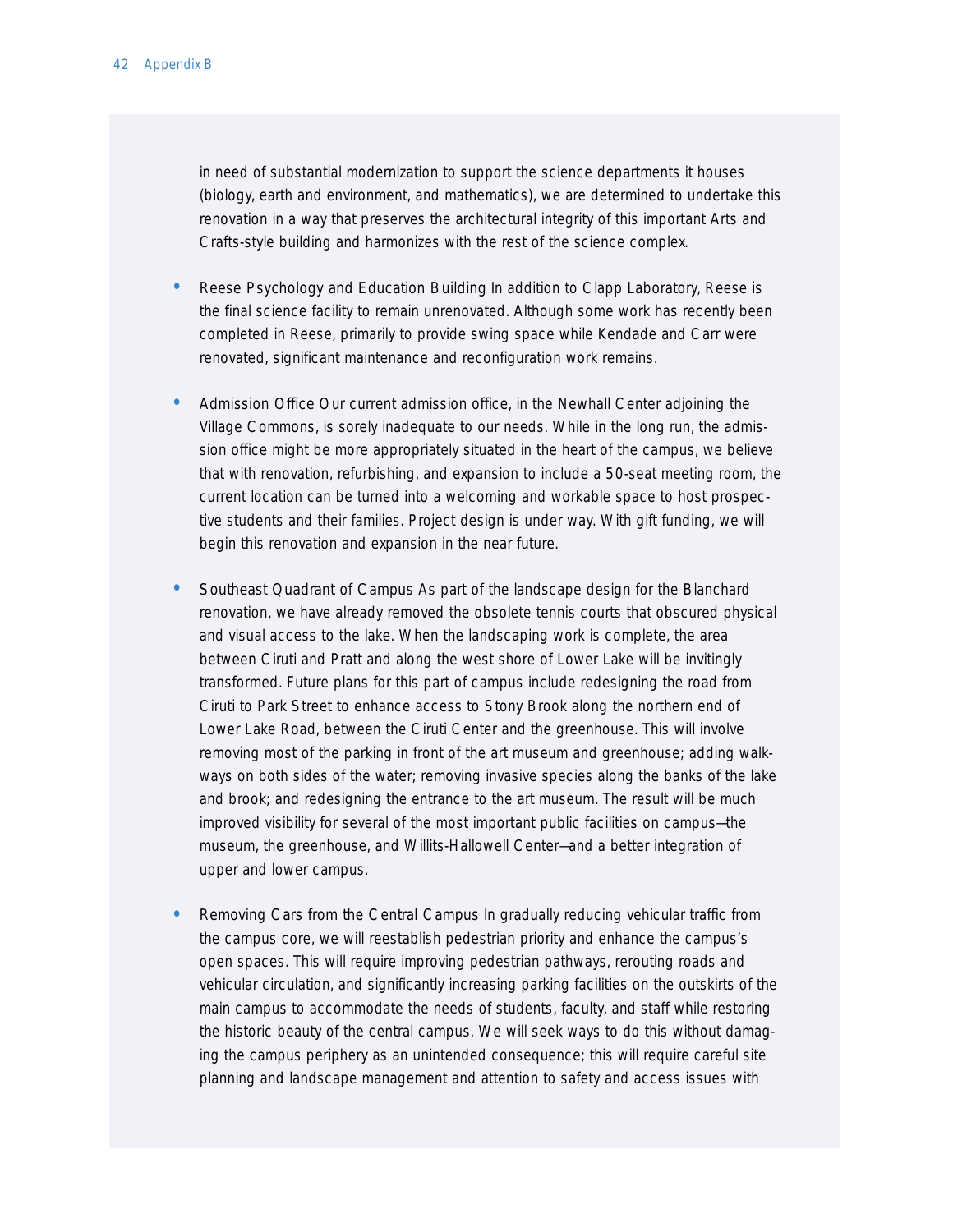in need of substantial modernization to support the science departments it houses (biology, earth and environment, and mathematics), we are determined to undertake this renovation in a way that preserves the architectural integrity of this important Arts and Crafts-style building and harmonizes with the rest of the science complex.

- Reese Psychology and Education Building In addition to Clapp Laboratory, Reese is the final science facility to remain unrenovated. Although some work has recently been completed in Reese, primarily to provide swing space while Kendade and Carr were renovated, significant maintenance and reconfiguration work remains.

- Admission Office Our current admission office, in the Newhall Center adjoining the Village Commons, is sorely inadequate to our needs. While in the long run, the admission office might be more appropriately situated in the heart of the campus, we believe that with renovation, refurbishing, and expansion to include a 50-seat meeting room, the current location can be turned into a welcoming and workable space to host prospective students and their families. Project design is under way. With gift funding, we will begin this renovation and expansion in the near future.

- Southeast Quadrant of Campus As part of the landscape design for the Blanchard renovation, we have already removed the obsolete tennis courts that obscured physical and visual access to the lake. When the landscaping work is complete, the area between Ciruti and Pratt and along the west shore of Lower Lake will be invitingly transformed. Future plans for this part of campus include redesigning the road from Ciruti to Park Street to enhance access to Stony Brook along the northern end of Lower Lake Road, between the Ciruti Center and the greenhouse. This will involve removing most of the parking in front of the art museum and greenhouse; adding walkways on both sides of the water; removing invasive species along the banks of the lake and brook; and redesigning the entrance to the art museum. The result will be much improved visibility for several of the most important public facilities on campus—the museum, the greenhouse, and Willits-Hallowell Center—and a better integration of upper and lower campus.

- Removing Cars from the Central Campus In gradually reducing vehicular traffic from the campus core, we will reestablish pedestrian priority and enhance the campus's open spaces. This will require improving pedestrian pathways, rerouting roads and vehicular circulation, and significantly increasing parking facilities on the outskirts of the main campus to accommodate the needs of students, faculty, and staff while restoring the historic beauty of the central campus. We will seek ways to do this without damaging the campus periphery as an unintended consequence; this will require careful site planning and landscape management and attention to safety and access issues with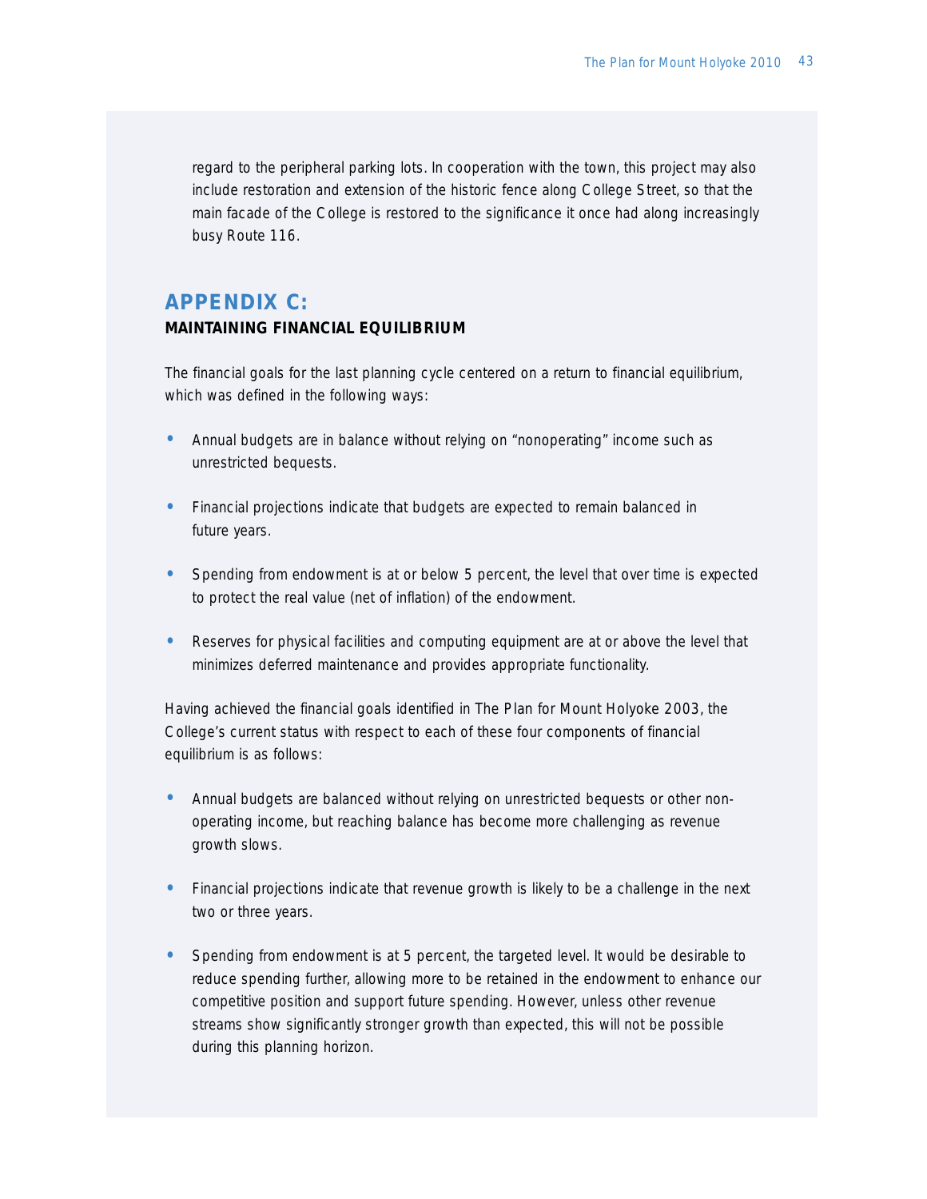regard to the peripheral parking lots. In cooperation with the town, this project may also include restoration and extension of the historic fence along College Street, so that the main facade of the College is restored to the significance it once had along increasingly busy Route 116.

## APPENDIX C:

### MAINTAINING FINANCIAL EQUILIBRIUM

The financial goals for the last planning cycle centered on a return to financial equilibrium, which was defined in the following ways:

- Annual budgets are in balance without relying on "nonoperating" income such as unrestricted bequests.
- Financial projections indicate that budgets are expected to remain balanced in future years.
- Spending from endowment is at or below 5 percent, the level that over time is expected to protect the real value (net of inflation) of the endowment.
- Reserves for physical facilities and computing equipment are at or above the level that minimizes deferred maintenance and provides appropriate functionality.

Having achieved the financial goals identified in The Plan for Mount Holyoke 2003, the College's current status with respect to each of these four components of financial equilibrium is as follows:

- Annual budgets are balanced without relying on unrestricted bequests or other non-operating income, but reaching balance has become more challenging as revenue growth slows.
- Financial projections indicate that revenue growth is likely to be a challenge in the next two or three years.
- Spending from endowment is at 5 percent, the targeted level. It would be desirable to reduce spending further, allowing more to be retained in the endowment to enhance our competitive position and support future spending. However, unless other revenue streams show significantly stronger growth than expected, this will not be possible during this planning horizon.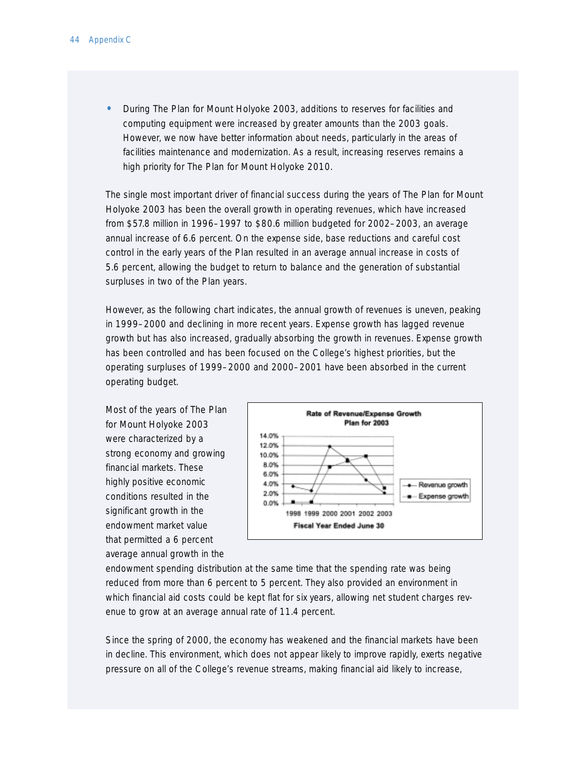- During The Plan for Mount Holyoke 2003, additions to reserves for facilities and computing equipment were increased by greater amounts than the 2003 goals. However, we now have better information about needs, particularly in the areas of facilities maintenance and modernization. As a result, increasing reserves remains a high priority for The Plan for Mount Holyoke 2010.

The single most important driver of financial success during the years of The Plan for Mount Holyoke 2003 has been the overall growth in operating revenues, which have increased from $57.8 million in 1996–1997 to $80.6 million budgeted for 2002–2003, an average annual increase of 6.6 percent. On the expense side, base reductions and careful cost control in the early years of the Plan resulted in an average annual increase in costs of 5.6 percent, allowing the budget to return to balance and the generation of substantial surpluses in two of the Plan years.

However, as the following chart indicates, the annual growth of revenues is uneven, peaking in 1999–2000 and declining in more recent years. Expense growth has lagged revenue growth but has also increased, gradually absorbing the growth in revenues. Expense growth has been controlled and has been focused on the College's highest priorities, but the operating surpluses of 1999–2000 and 2000–2001 have been absorbed in the current operating budget.

**Rate of Revenue/Expense Growth Plan for 2003**

(Chart: Revenue growth and Expense growth, Fiscal Year Ended June 30, 1998–2003; y-axis 0.0%–14.0%)

Most of the years of The Plan for Mount Holyoke 2003 were characterized by a strong economy and growing financial markets. These highly positive economic conditions resulted in the significant growth in the endowment market value that permitted a 6 percent average annual growth in the endowment spending distribution at the same time that the spending rate was being reduced from more than 6 percent to 5 percent. They also provided an environment in which financial aid costs could be kept flat for six years, allowing net student charges revenue to grow at an average annual rate of 11.4 percent.

Since the spring of 2000, the economy has weakened and the financial markets have been in decline. This environment, which does not appear likely to improve rapidly, exerts negative pressure on all of the College's revenue streams, making financial aid likely to increase,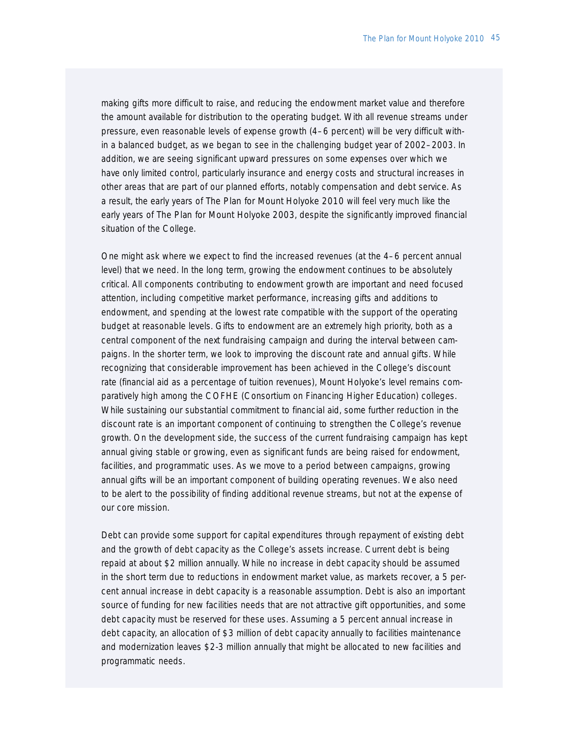making gifts more difficult to raise, and reducing the endowment market value and therefore the amount available for distribution to the operating budget. With all revenue streams under pressure, even reasonable levels of expense growth (4–6 percent) will be very difficult within a balanced budget, as we began to see in the challenging budget year of 2002–2003. In addition, we are seeing significant upward pressures on some expenses over which we have only limited control, particularly insurance and energy costs and structural increases in other areas that are part of our planned efforts, notably compensation and debt service. As a result, the early years of The Plan for Mount Holyoke 2010 will feel very much like the early years of The Plan for Mount Holyoke 2003, despite the significantly improved financial situation of the College.

One might ask where we expect to find the increased revenues (at the 4–6 percent annual level) that we need. In the long term, growing the endowment continues to be absolutely critical. All components contributing to endowment growth are important and need focused attention, including competitive market performance, increasing gifts and additions to endowment, and spending at the lowest rate compatible with the support of the operating budget at reasonable levels. Gifts to endowment are an extremely high priority, both as a central component of the next fundraising campaign and during the interval between campaigns. In the shorter term, we look to improving the discount rate and annual gifts. While recognizing that considerable improvement has been achieved in the College's discount rate (financial aid as a percentage of tuition revenues), Mount Holyoke's level remains comparatively high among the COFHE (Consortium on Financing Higher Education) colleges. While sustaining our substantial commitment to financial aid, some further reduction in the discount rate is an important component of continuing to strengthen the College's revenue growth. On the development side, the success of the current fundraising campaign has kept annual giving stable or growing, even as significant funds are being raised for endowment, facilities, and programmatic uses. As we move to a period between campaigns, growing annual gifts will be an important component of building operating revenues. We also need to be alert to the possibility of finding additional revenue streams, but not at the expense of our core mission.

Debt can provide some support for capital expenditures through repayment of existing debt and the growth of debt capacity as the College's assets increase. Current debt is being repaid at about $2 million annually. While no increase in debt capacity should be assumed in the short term due to reductions in endowment market value, as markets recover, a 5 percent annual increase in debt capacity is a reasonable assumption. Debt is also an important source of funding for new facilities needs that are not attractive gift opportunities, and some debt capacity must be reserved for these uses. Assuming a 5 percent annual increase in debt capacity, an allocation of $3 million of debt capacity annually to facilities maintenance and modernization leaves $2-3 million annually that might be allocated to new facilities and programmatic needs.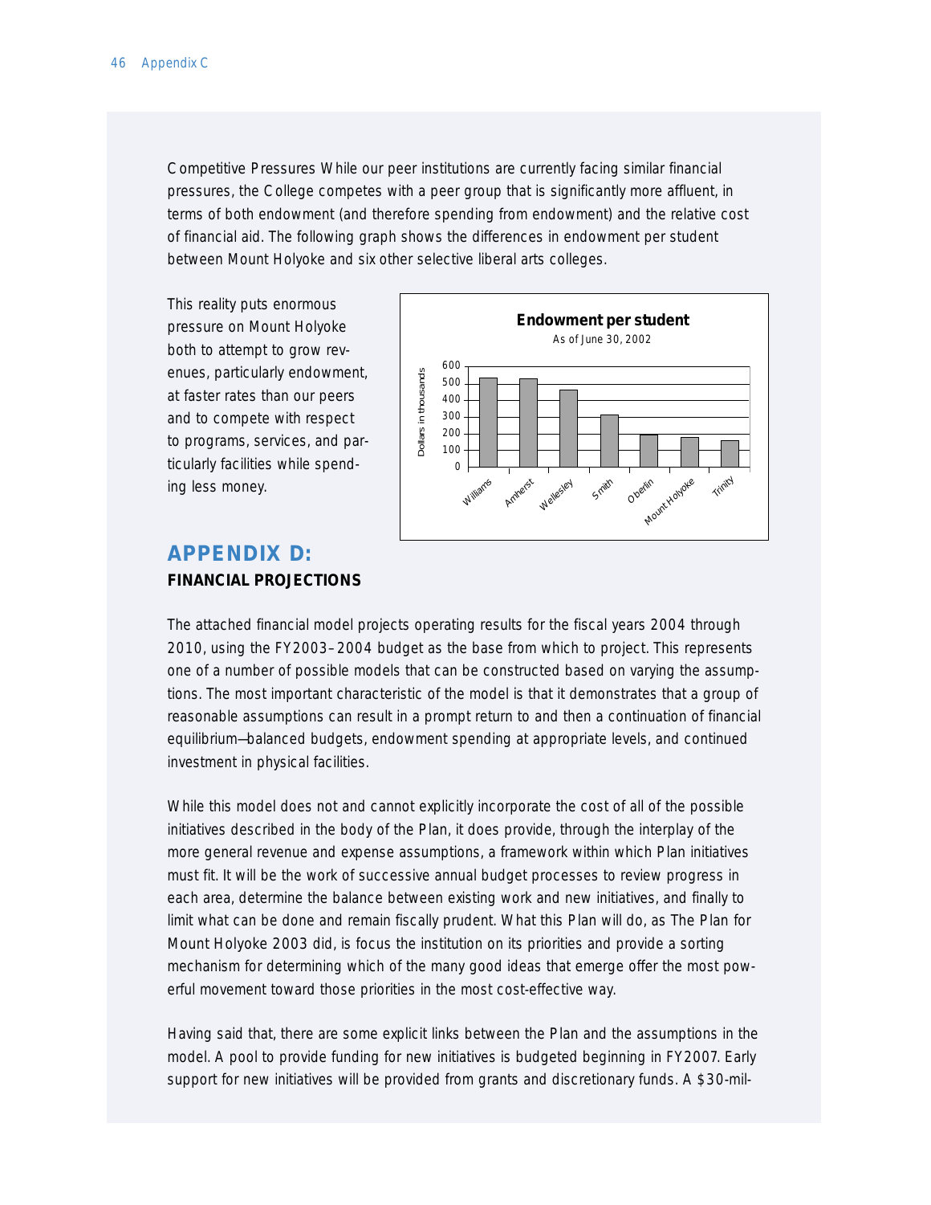Competitive Pressures While our peer institutions are currently facing similar financial pressures, the College competes with a peer group that is significantly more affluent, in terms of both endowment (and therefore spending from endowment) and the relative cost of financial aid. The following graph shows the differences in endowment per student between Mount Holyoke and six other selective liberal arts colleges.

This reality puts enormous pressure on Mount Holyoke both to attempt to grow revenues, particularly endowment, at faster rates than our peers and to compete with respect to programs, services, and particularly facilities while spending less money.

**Endowment per student**
As of June 30, 2002

| College | Dollars in thousands |
|---|---|
| Williams | ~530 |
| Amherst | ~525 |
| Wellesley | ~460 |
| Smith | ~310 |
| Oberlin | ~195 |
| Mount Holyoke | ~180 |
| Trinity | ~160 |

## APPENDIX D:
### FINANCIAL PROJECTIONS

The attached financial model projects operating results for the fiscal years 2004 through 2010, using the FY2003–2004 budget as the base from which to project. This represents one of a number of possible models that can be constructed based on varying the assumptions. The most important characteristic of the model is that it demonstrates that a group of reasonable assumptions can result in a prompt return to and then a continuation of financial equilibrium—balanced budgets, endowment spending at appropriate levels, and continued investment in physical facilities.

While this model does not and cannot explicitly incorporate the cost of all of the possible initiatives described in the body of the Plan, it does provide, through the interplay of the more general revenue and expense assumptions, a framework within which Plan initiatives must fit. It will be the work of successive annual budget processes to review progress in each area, determine the balance between existing work and new initiatives, and finally to limit what can be done and remain fiscally prudent. What this Plan will do, as The Plan for Mount Holyoke 2003 did, is focus the institution on its priorities and provide a sorting mechanism for determining which of the many good ideas that emerge offer the most powerful movement toward those priorities in the most cost-effective way.

Having said that, there are some explicit links between the Plan and the assumptions in the model. A pool to provide funding for new initiatives is budgeted beginning in FY2007. Early support for new initiatives will be provided from grants and discretionary funds. A $30-mil-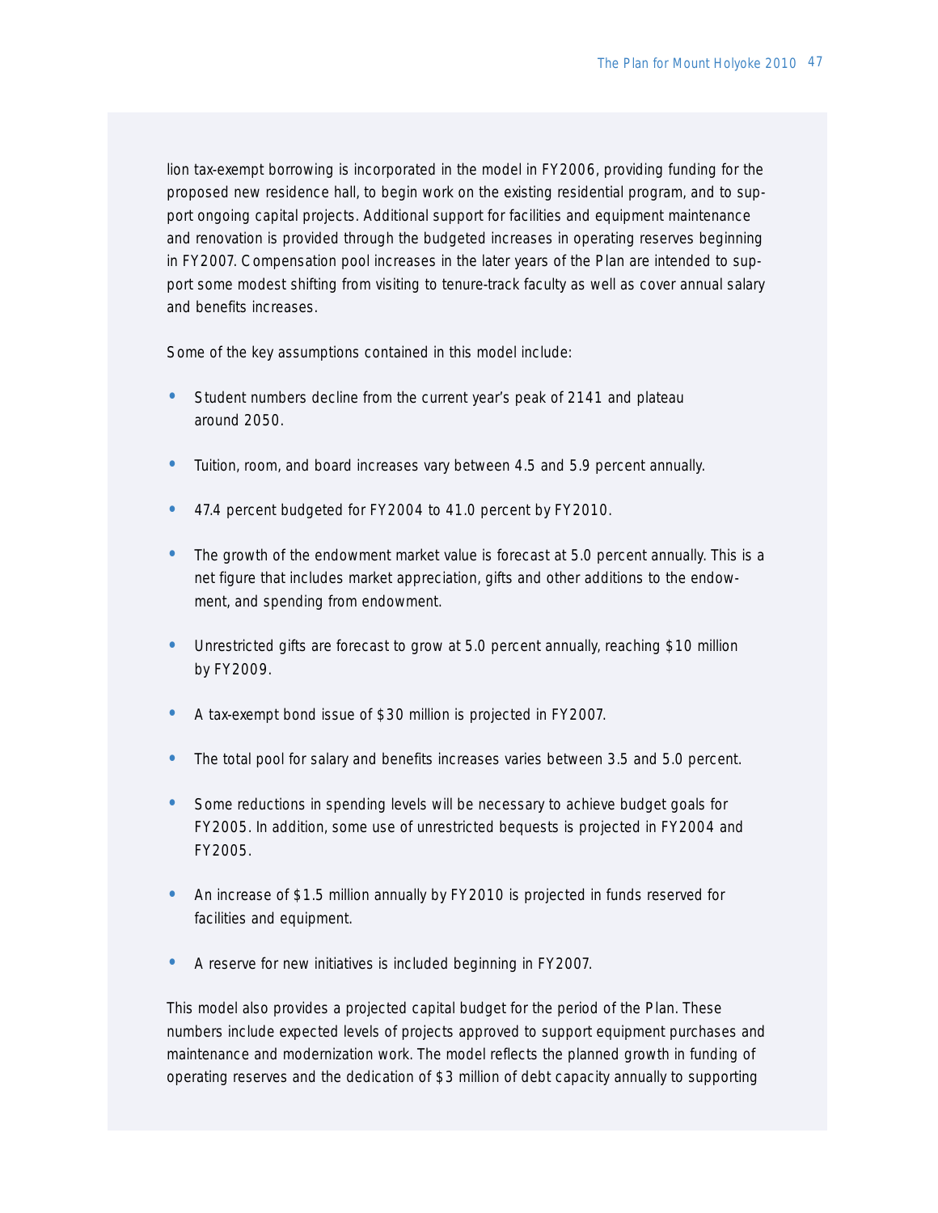lion tax-exempt borrowing is incorporated in the model in FY2006, providing funding for the proposed new residence hall, to begin work on the existing residential program, and to support ongoing capital projects. Additional support for facilities and equipment maintenance and renovation is provided through the budgeted increases in operating reserves beginning in FY2007. Compensation pool increases in the later years of the Plan are intended to support some modest shifting from visiting to tenure-track faculty as well as cover annual salary and benefits increases.

Some of the key assumptions contained in this model include:

- Student numbers decline from the current year's peak of 2141 and plateau around 2050.
- Tuition, room, and board increases vary between 4.5 and 5.9 percent annually.
- 47.4 percent budgeted for FY2004 to 41.0 percent by FY2010.
- The growth of the endowment market value is forecast at 5.0 percent annually. This is a net figure that includes market appreciation, gifts and other additions to the endowment, and spending from endowment.
- Unrestricted gifts are forecast to grow at 5.0 percent annually, reaching $10 million by FY2009.
- A tax-exempt bond issue of $30 million is projected in FY2007.
- The total pool for salary and benefits increases varies between 3.5 and 5.0 percent.
- Some reductions in spending levels will be necessary to achieve budget goals for FY2005. In addition, some use of unrestricted bequests is projected in FY2004 and FY2005.
- An increase of $1.5 million annually by FY2010 is projected in funds reserved for facilities and equipment.
- A reserve for new initiatives is included beginning in FY2007.

This model also provides a projected capital budget for the period of the Plan. These numbers include expected levels of projects approved to support equipment purchases and maintenance and modernization work. The model reflects the planned growth in funding of operating reserves and the dedication of $3 million of debt capacity annually to supporting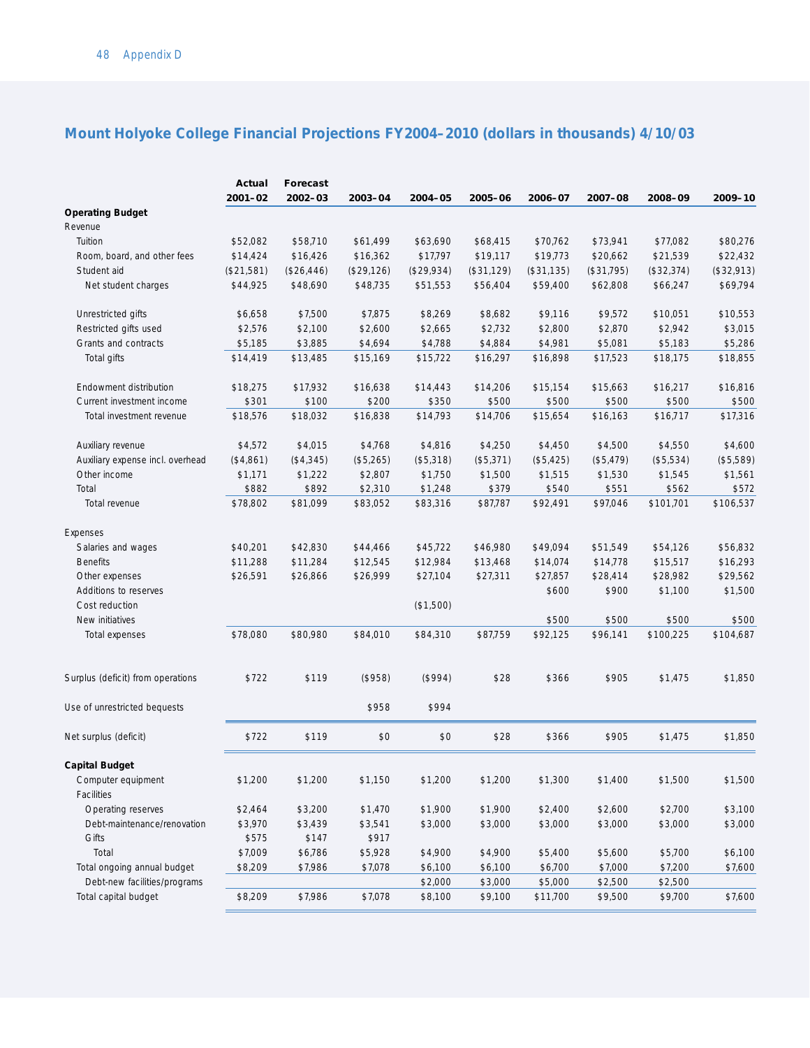## Mount Holyoke College Financial Projections FY2004–2010 (dollars in thousands) 4/10/03

| | Actual 2001–02 | Forecast 2002–03 | 2003–04 | 2004–05 | 2005–06 | 2006–07 | 2007–08 | 2008–09 | 2009–10 |
|---|---|---|---|---|---|---|---|---|---|
| **Operating Budget** | | | | | | | | | |
| Revenue | | | | | | | | | |
| Tuition | $52,082 | $58,710 | $61,499 | $63,690 | $68,415 | $70,762 | $73,941 | $77,082 | $80,276 |
| Room, board, and other fees | $14,424 | $16,426 | $16,362 | $17,797 | $19,117 | $19,773 | $20,662 | $21,539 | $22,432 |
| Student aid | ($21,581) | ($26,446) | ($29,126) | ($29,934) | ($31,129) | ($31,135) | ($31,795) | ($32,374) | ($32,913) |
| Net student charges | $44,925 | $48,690 | $48,735 | $51,553 | $56,404 | $59,400 | $62,808 | $66,247 | $69,794 |
| Unrestricted gifts | $6,658 | $7,500 | $7,875 | $8,269 | $8,682 | $9,116 | $9,572 | $10,051 | $10,553 |
| Restricted gifts used | $2,576 | $2,100 | $2,600 | $2,665 | $2,732 | $2,800 | $2,870 | $2,942 | $3,015 |
| Grants and contracts | $5,185 | $3,885 | $4,694 | $4,788 | $4,884 | $4,981 | $5,081 | $5,183 | $5,286 |
| Total gifts | $14,419 | $13,485 | $15,169 | $15,722 | $16,297 | $16,898 | $17,523 | $18,175 | $18,855 |
| Endowment distribution | $18,275 | $17,932 | $16,638 | $14,443 | $14,206 | $15,154 | $15,663 | $16,217 | $16,816 |
| Current investment income | $301 | $100 | $200 | $350 | $500 | $500 | $500 | $500 | $500 |
| Total investment revenue | $18,576 | $18,032 | $16,838 | $14,793 | $14,706 | $15,654 | $16,163 | $16,717 | $17,316 |
| Auxiliary revenue | $4,572 | $4,015 | $4,768 | $4,816 | $4,250 | $4,450 | $4,500 | $4,550 | $4,600 |
| Auxiliary expense incl. overhead | ($4,861) | ($4,345) | ($5,265) | ($5,318) | ($5,371) | ($5,425) | ($5,479) | ($5,534) | ($5,589) |
| Other income | $1,171 | $1,222 | $2,807 | $1,750 | $1,500 | $1,515 | $1,530 | $1,545 | $1,561 |
| Total | $882 | $892 | $2,310 | $1,248 | $379 | $540 | $551 | $562 | $572 |
| Total revenue | $78,802 | $81,099 | $83,052 | $83,316 | $87,787 | $92,491 | $97,046 | $101,701 | $106,537 |
| Expenses | | | | | | | | | |
| Salaries and wages | $40,201 | $42,830 | $44,466 | $45,722 | $46,980 | $49,094 | $51,549 | $54,126 | $56,832 |
| Benefits | $11,288 | $11,284 | $12,545 | $12,984 | $13,468 | $14,074 | $14,778 | $15,517 | $16,293 |
| Other expenses | $26,591 | $26,866 | $26,999 | $27,104 | $27,311 | $27,857 | $28,414 | $28,982 | $29,562 |
| Additions to reserves | | | | | | $600 | $900 | $1,100 | $1,500 |
| Cost reduction | | | | ($1,500) | | | | | |
| New initiatives | | | | | | $500 | $500 | $500 | $500 |
| Total expenses | $78,080 | $80,980 | $84,010 | $84,310 | $87,759 | $92,125 | $96,141 | $100,225 | $104,687 |
| Surplus (deficit) from operations | $722 | $119 | ($958) | ($994) | $28 | $366 | $905 | $1,475 | $1,850 |
| Use of unrestricted bequests | | | $958 | $994 | | | | | |
| Net surplus (deficit) | $722 | $119 | $0 | $0 | $28 | $366 | $905 | $1,475 | $1,850 |
| **Capital Budget** | | | | | | | | | |
| Computer equipment | $1,200 | $1,200 | $1,150 | $1,200 | $1,200 | $1,300 | $1,400 | $1,500 | $1,500 |
| Facilities | | | | | | | | | |
| Operating reserves | $2,464 | $3,200 | $1,470 | $1,900 | $1,900 | $2,400 | $2,600 | $2,700 | $3,100 |
| Debt-maintenance/renovation | $3,970 | $3,439 | $3,541 | $3,000 | $3,000 | $3,000 | $3,000 | $3,000 | $3,000 |
| Gifts | $575 | $147 | $917 | | | | | | |
| Total | $7,009 | $6,786 | $5,928 | $4,900 | $4,900 | $5,400 | $5,600 | $5,700 | $6,100 |
| Total ongoing annual budget | $8,209 | $7,986 | $7,078 | $6,100 | $6,100 | $6,700 | $7,000 | $7,200 | $7,600 |
| Debt-new facilities/programs | | | | $2,000 | $3,000 | $5,000 | $2,500 | $2,500 | |
| Total capital budget | $8,209 | $7,986 | $7,078 | $8,100 | $9,100 | $11,700 | $9,500 | $9,700 | $7,600 |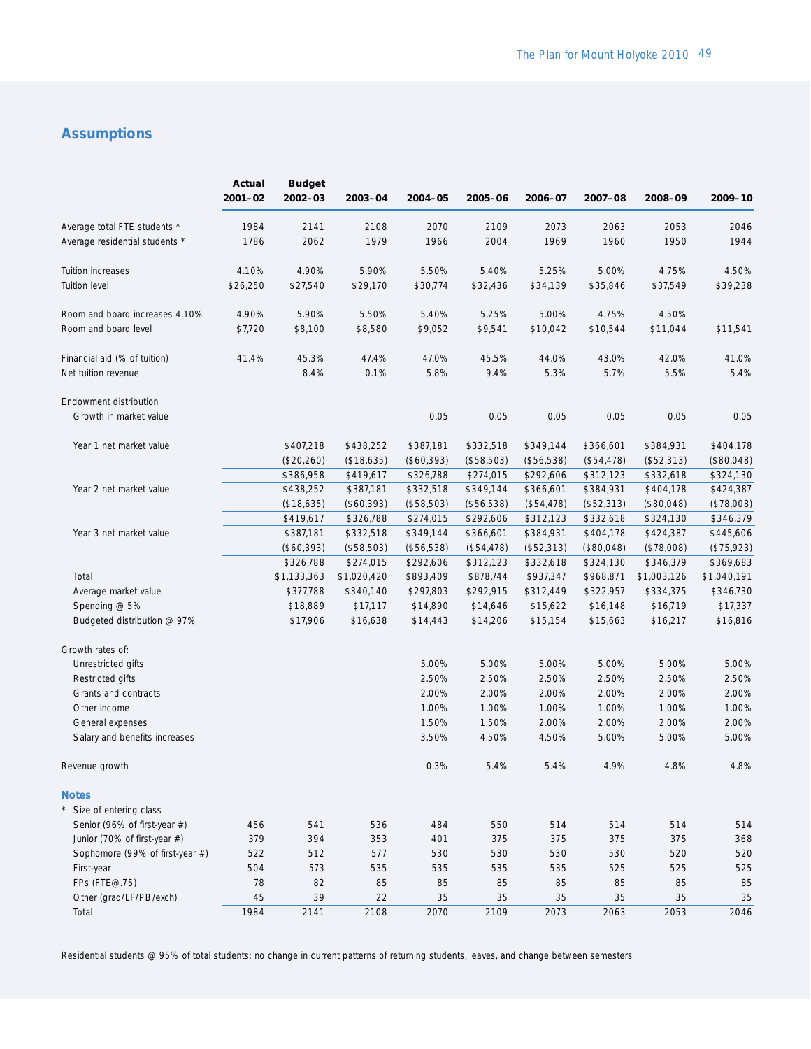## Assumptions

| | Actual 2001–02 | Budget 2002–03 | 2003–04 | 2004–05 | 2005–06 | 2006–07 | 2007–08 | 2008–09 | 2009–10 |
|---|---|---|---|---|---|---|---|---|---|
| Average total FTE students * | 1984 | 2141 | 2108 | 2070 | 2109 | 2073 | 2063 | 2053 | 2046 |
| Average residential students * | 1786 | 2062 | 1979 | 1966 | 2004 | 1969 | 1960 | 1950 | 1944 |
| | | | | | | | | | |
| Tuition increases | 4.10% | 4.90% | 5.90% | 5.50% | 5.40% | 5.25% | 5.00% | 4.75% | 4.50% |
| Tuition level | $26,250 | $27,540 | $29,170 | $30,774 | $32,436 | $34,139 | $35,846 | $37,549 | $39,238 |
| | | | | | | | | | |
| Room and board increases 4.10% | 4.90% | 5.90% | 5.50% | 5.40% | 5.25% | 5.00% | 4.75% | 4.50% | |
| Room and board level | $7,720 | $8,100 | $8,580 | $9,052 | $9,541 | $10,042 | $10,544 | $11,044 | $11,541 |
| | | | | | | | | | |
| Financial aid (% of tuition) | 41.4% | 45.3% | 47.4% | 47.0% | 45.5% | 44.0% | 43.0% | 42.0% | 41.0% |
| Net tuition revenue | | 8.4% | 0.1% | 5.8% | 9.4% | 5.3% | 5.7% | 5.5% | 5.4% |
| | | | | | | | | | |
| Endowment distribution | | | | | | | | | |
| Growth in market value | | | | 0.05 | 0.05 | 0.05 | 0.05 | 0.05 | 0.05 |
| | | | | | | | | | |
| Year 1 net market value | | $407,218 | $438,252 | $387,181 | $332,518 | $349,144 | $366,601 | $384,931 | $404,178 |
| | | ($20,260) | ($18,635) | ($60,393) | ($58,503) | ($56,538) | ($54,478) | ($52,313) | ($80,048) |
| | | $386,958 | $419,617 | $326,788 | $274,015 | $292,606 | $312,123 | $332,618 | $324,130 |
| Year 2 net market value | | $438,252 | $387,181 | $332,518 | $349,144 | $366,601 | $384,931 | $404,178 | $424,387 |
| | | ($18,635) | ($60,393) | ($58,503) | ($56,538) | ($54,478) | ($52,313) | ($80,048) | ($78,008) |
| | | $419,617 | $326,788 | $274,015 | $292,606 | $312,123 | $332,618 | $324,130 | $346,379 |
| Year 3 net market value | | $387,181 | $332,518 | $349,144 | $366,601 | $384,931 | $404,178 | $424,387 | $445,606 |
| | | ($60,393) | ($58,503) | ($56,538) | ($54,478) | ($52,313) | ($80,048) | ($78,008) | ($75,923) |
| | | $326,788 | $274,015 | $292,606 | $312,123 | $332,618 | $324,130 | $346,379 | $369,683 |
| Total | | $1,133,363 | $1,020,420 | $893,409 | $878,744 | $937,347 | $968,871 | $1,003,126 | $1,040,191 |
| Average market value | | $377,788 | $340,140 | $297,803 | $292,915 | $312,449 | $322,957 | $334,375 | $346,730 |
| Spending @ 5% | | $18,889 | $17,117 | $14,890 | $14,646 | $15,622 | $16,148 | $16,719 | $17,337 |
| Budgeted distribution @ 97% | | $17,906 | $16,638 | $14,443 | $14,206 | $15,154 | $15,663 | $16,217 | $16,816 |
| | | | | | | | | | |
| Growth rates of: | | | | | | | | | |
| Unrestricted gifts | | | | 5.00% | 5.00% | 5.00% | 5.00% | 5.00% | 5.00% |
| Restricted gifts | | | | 2.50% | 2.50% | 2.50% | 2.50% | 2.50% | 2.50% |
| Grants and contracts | | | | 2.00% | 2.00% | 2.00% | 2.00% | 2.00% | 2.00% |
| Other income | | | | 1.00% | 1.00% | 1.00% | 1.00% | 1.00% | 1.00% |
| General expenses | | | | 1.50% | 1.50% | 2.00% | 2.00% | 2.00% | 2.00% |
| Salary and benefits increases | | | | 3.50% | 4.50% | 4.50% | 5.00% | 5.00% | 5.00% |
| | | | | | | | | | |
| Revenue growth | | | | 0.3% | 5.4% | 5.4% | 4.9% | 4.8% | 4.8% |

### Notes

| * Size of entering class | Actual 2001–02 | Budget 2002–03 | 2003–04 | 2004–05 | 2005–06 | 2006–07 | 2007–08 | 2008–09 | 2009–10 |
|---|---|---|---|---|---|---|---|---|---|
| Senior (96% of first-year #) | 456 | 541 | 536 | 484 | 550 | 514 | 514 | 514 | 514 |
| Junior (70% of first-year #) | 379 | 394 | 353 | 401 | 375 | 375 | 375 | 375 | 368 |
| Sophomore (99% of first-year #) | 522 | 512 | 577 | 530 | 530 | 530 | 530 | 520 | 520 |
| First-year | 504 | 573 | 535 | 535 | 535 | 535 | 525 | 525 | 525 |
| FPs (FTE@.75) | 78 | 82 | 85 | 85 | 85 | 85 | 85 | 85 | 85 |
| Other (grad/LF/PB/exch) | 45 | 39 | 22 | 35 | 35 | 35 | 35 | 35 | 35 |
| Total | 1984 | 2141 | 2108 | 2070 | 2109 | 2073 | 2063 | 2053 | 2046 |

Residential students @ 95% of total students; no change in current patterns of returning students, leaves, and change between semesters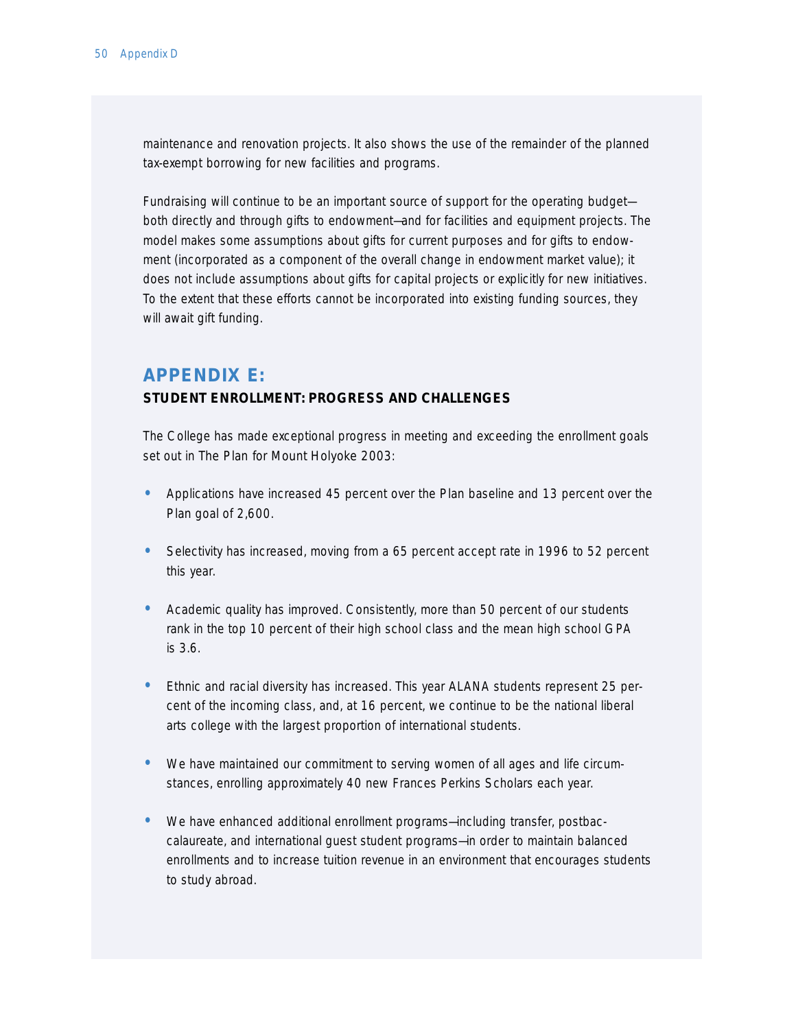maintenance and renovation projects. It also shows the use of the remainder of the planned tax-exempt borrowing for new facilities and programs.

Fundraising will continue to be an important source of support for the operating budget—both directly and through gifts to endowment—and for facilities and equipment projects. The model makes some assumptions about gifts for current purposes and for gifts to endowment (incorporated as a component of the overall change in endowment market value); it does not include assumptions about gifts for capital projects or explicitly for new initiatives. To the extent that these efforts cannot be incorporated into existing funding sources, they will await gift funding.

## APPENDIX E:

### STUDENT ENROLLMENT: PROGRESS AND CHALLENGES

The College has made exceptional progress in meeting and exceeding the enrollment goals set out in The Plan for Mount Holyoke 2003:

- Applications have increased 45 percent over the Plan baseline and 13 percent over the Plan goal of 2,600.
- Selectivity has increased, moving from a 65 percent accept rate in 1996 to 52 percent this year.
- Academic quality has improved. Consistently, more than 50 percent of our students rank in the top 10 percent of their high school class and the mean high school GPA is 3.6.
- Ethnic and racial diversity has increased. This year ALANA students represent 25 percent of the incoming class, and, at 16 percent, we continue to be the national liberal arts college with the largest proportion of international students.
- We have maintained our commitment to serving women of all ages and life circumstances, enrolling approximately 40 new Frances Perkins Scholars each year.
- We have enhanced additional enrollment programs—including transfer, postbaccalaureate, and international guest student programs—in order to maintain balanced enrollments and to increase tuition revenue in an environment that encourages students to study abroad.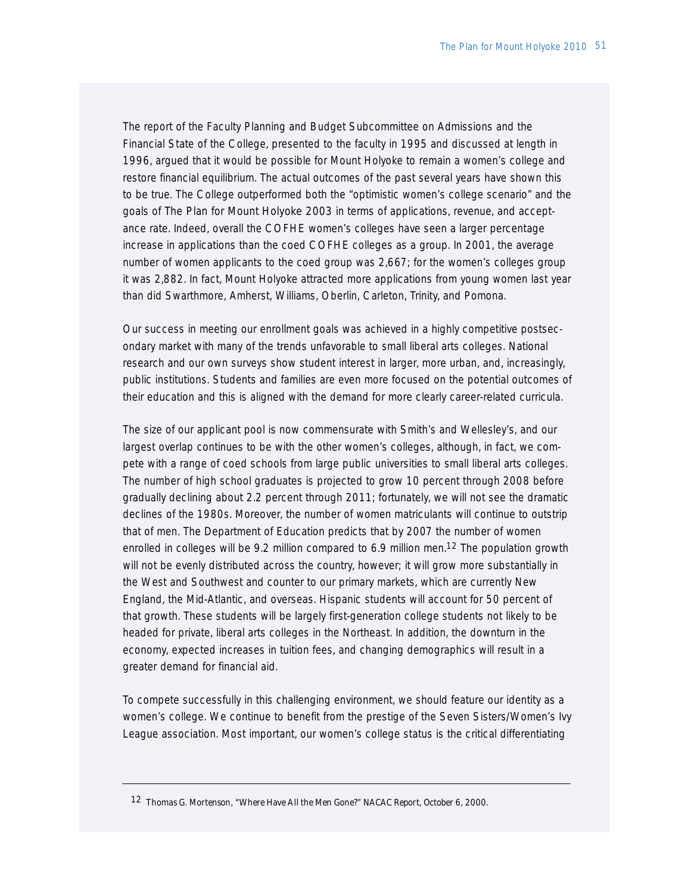The report of the Faculty Planning and Budget Subcommittee on Admissions and the Financial State of the College, presented to the faculty in 1995 and discussed at length in 1996, argued that it would be possible for Mount Holyoke to remain a women's college and restore financial equilibrium. The actual outcomes of the past several years have shown this to be true. The College outperformed both the "optimistic women's college scenario" and the goals of The Plan for Mount Holyoke 2003 in terms of applications, revenue, and acceptance rate. Indeed, overall the COFHE women's colleges have seen a larger percentage increase in applications than the coed COFHE colleges as a group. In 2001, the average number of women applicants to the coed group was 2,667; for the women's colleges group it was 2,882. In fact, Mount Holyoke attracted more applications from young women last year than did Swarthmore, Amherst, Williams, Oberlin, Carleton, Trinity, and Pomona.

Our success in meeting our enrollment goals was achieved in a highly competitive postsecondary market with many of the trends unfavorable to small liberal arts colleges. National research and our own surveys show student interest in larger, more urban, and, increasingly, public institutions. Students and families are even more focused on the potential outcomes of their education and this is aligned with the demand for more clearly career-related curricula.

The size of our applicant pool is now commensurate with Smith's and Wellesley's, and our largest overlap continues to be with the other women's colleges, although, in fact, we compete with a range of coed schools from large public universities to small liberal arts colleges. The number of high school graduates is projected to grow 10 percent through 2008 before gradually declining about 2.2 percent through 2011; fortunately, we will not see the dramatic declines of the 1980s. Moreover, the number of women matriculants will continue to outstrip that of men. The Department of Education predicts that by 2007 the number of women enrolled in colleges will be 9.2 million compared to 6.9 million men.[12] The population growth will not be evenly distributed across the country, however; it will grow more substantially in the West and Southwest and counter to our primary markets, which are currently New England, the Mid-Atlantic, and overseas. Hispanic students will account for 50 percent of that growth. These students will be largely first-generation college students not likely to be headed for private, liberal arts colleges in the Northeast. In addition, the downturn in the economy, expected increases in tuition fees, and changing demographics will result in a greater demand for financial aid.

To compete successfully in this challenging environment, we should feature our identity as a women's college. We continue to benefit from the prestige of the Seven Sisters/Women's Ivy League association. Most important, our women's college status is the critical differentiating

---

[12] Thomas G. Mortenson, "Where Have All the Men Gone?" NACAC Report, October 6, 2000.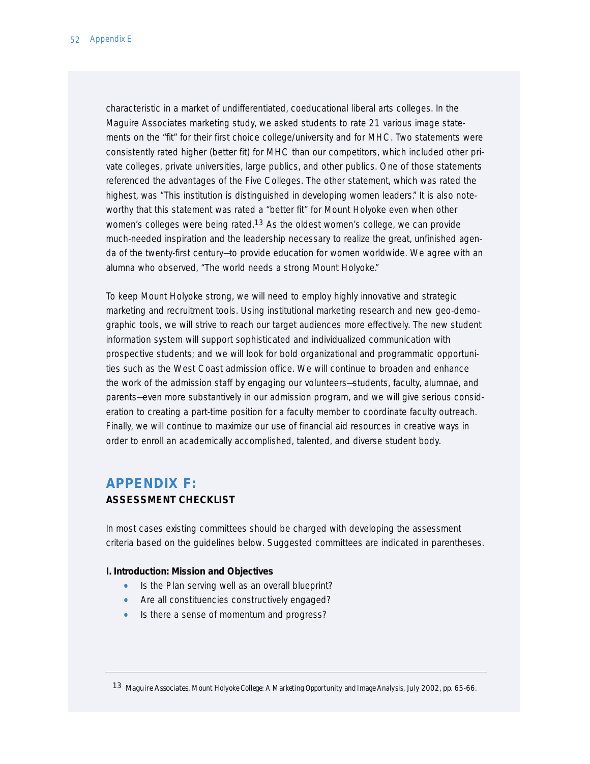characteristic in a market of undifferentiated, coeducational liberal arts colleges. In the Maguire Associates marketing study, we asked students to rate 21 various image statements on the "fit" for their first choice college/university and for MHC. Two statements were consistently rated higher (better fit) for MHC than our competitors, which included other private colleges, private universities, large publics, and other publics. One of those statements referenced the advantages of the Five Colleges. The other statement, which was rated the highest, was "This institution is distinguished in developing women leaders." It is also noteworthy that this statement was rated a "better fit" for Mount Holyoke even when other women's colleges were being rated.[13] As the oldest women's college, we can provide much-needed inspiration and the leadership necessary to realize the great, unfinished agenda of the twenty-first century—to provide education for women worldwide. We agree with an alumna who observed, "The world needs a strong Mount Holyoke."

To keep Mount Holyoke strong, we will need to employ highly innovative and strategic marketing and recruitment tools. Using institutional marketing research and new geo-demographic tools, we will strive to reach our target audiences more effectively. The new student information system will support sophisticated and individualized communication with prospective students; and we will look for bold organizational and programmatic opportunities such as the West Coast admission office. We will continue to broaden and enhance the work of the admission staff by engaging our volunteers—students, faculty, alumnae, and parents—even more substantively in our admission program, and we will give serious consideration to creating a part-time position for a faculty member to coordinate faculty outreach. Finally, we will continue to maximize our use of financial aid resources in creative ways in order to enroll an academically accomplished, talented, and diverse student body.

## APPENDIX F:
### ASSESSMENT CHECKLIST

In most cases existing committees should be charged with developing the assessment criteria based on the guidelines below. Suggested committees are indicated in parentheses.

**I. Introduction: Mission and Objectives**

- Is the Plan serving well as an overall blueprint?
- Are all constituencies constructively engaged?
- Is there a sense of momentum and progress?

---

[13] Maguire Associates, *Mount Holyoke College: A Marketing Opportunity and Image Analysis*, July 2002, pp. 65-66.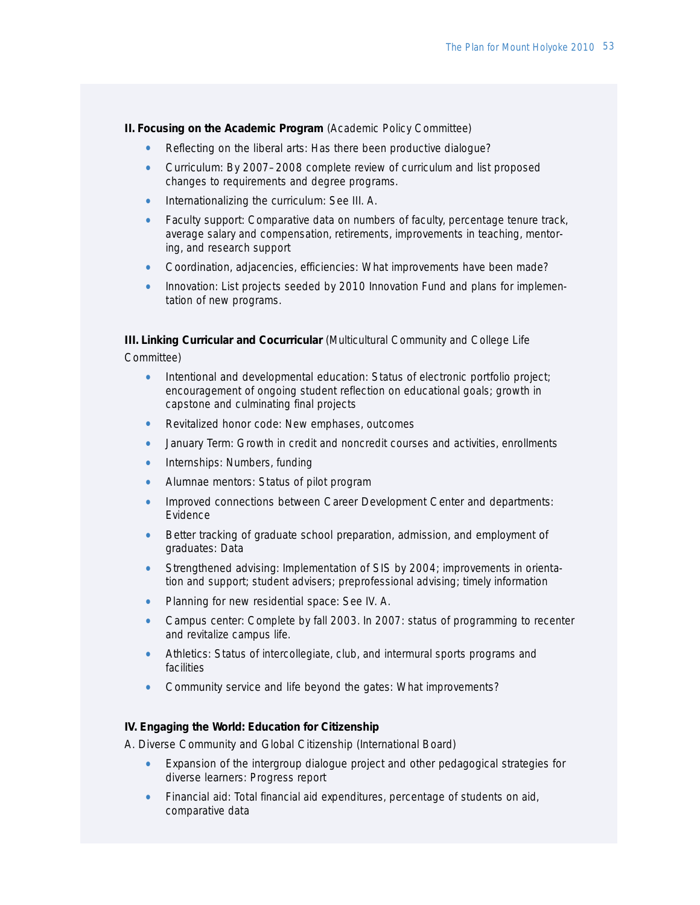**II. Focusing on the Academic Program** (Academic Policy Committee)

- Reflecting on the liberal arts: Has there been productive dialogue?
- Curriculum: By 2007–2008 complete review of curriculum and list proposed changes to requirements and degree programs.
- Internationalizing the curriculum: See III. A.
- Faculty support: Comparative data on numbers of faculty, percentage tenure track, average salary and compensation, retirements, improvements in teaching, mentoring, and research support
- Coordination, adjacencies, efficiencies: What improvements have been made?
- Innovation: List projects seeded by 2010 Innovation Fund and plans for implementation of new programs.

**III. Linking Curricular and Cocurricular** (Multicultural Community and College Life Committee)

- Intentional and developmental education: Status of electronic portfolio project; encouragement of ongoing student reflection on educational goals; growth in capstone and culminating final projects
- Revitalized honor code: New emphases, outcomes
- January Term: Growth in credit and noncredit courses and activities, enrollments
- Internships: Numbers, funding
- Alumnae mentors: Status of pilot program
- Improved connections between Career Development Center and departments: Evidence
- Better tracking of graduate school preparation, admission, and employment of graduates: Data
- Strengthened advising: Implementation of SIS by 2004; improvements in orientation and support; student advisers; preprofessional advising; timely information
- Planning for new residential space: See IV. A.
- Campus center: Complete by fall 2003. In 2007: status of programming to recenter and revitalize campus life.
- Athletics: Status of intercollegiate, club, and intermural sports programs and facilities
- Community service and life beyond the gates: What improvements?

**IV. Engaging the World: Education for Citizenship**

A. Diverse Community and Global Citizenship (International Board)

- Expansion of the intergroup dialogue project and other pedagogical strategies for diverse learners: Progress report
- Financial aid: Total financial aid expenditures, percentage of students on aid, comparative data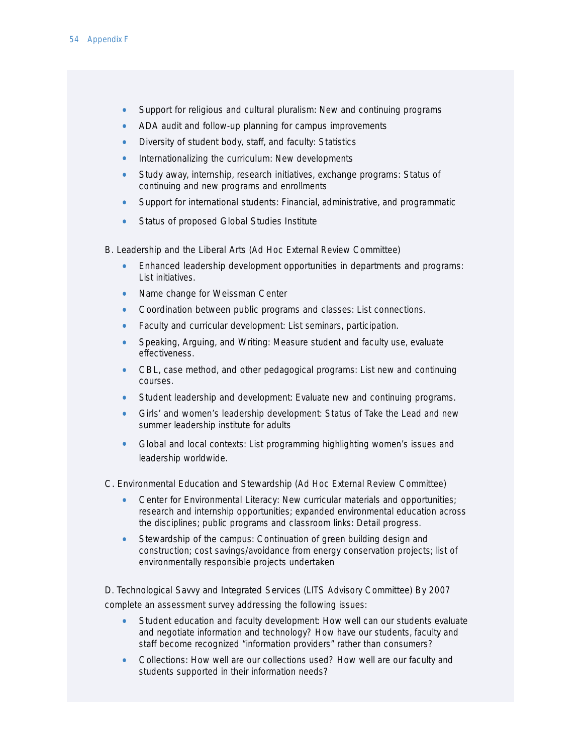- Support for religious and cultural pluralism: New and continuing programs
- ADA audit and follow-up planning for campus improvements
- Diversity of student body, staff, and faculty: Statistics
- Internationalizing the curriculum: New developments
- Study away, internship, research initiatives, exchange programs: Status of continuing and new programs and enrollments
- Support for international students: Financial, administrative, and programmatic
- Status of proposed Global Studies Institute

B. Leadership and the Liberal Arts (Ad Hoc External Review Committee)

- Enhanced leadership development opportunities in departments and programs: List initiatives.
- Name change for Weissman Center
- Coordination between public programs and classes: List connections.
- Faculty and curricular development: List seminars, participation.
- Speaking, Arguing, and Writing: Measure student and faculty use, evaluate effectiveness.
- CBL, case method, and other pedagogical programs: List new and continuing courses.
- Student leadership and development: Evaluate new and continuing programs.
- Girls' and women's leadership development: Status of Take the Lead and new summer leadership institute for adults
- Global and local contexts: List programming highlighting women's issues and leadership worldwide.

C. Environmental Education and Stewardship (Ad Hoc External Review Committee)

- Center for Environmental Literacy: New curricular materials and opportunities; research and internship opportunities; expanded environmental education across the disciplines; public programs and classroom links: Detail progress.
- Stewardship of the campus: Continuation of green building design and construction; cost savings/avoidance from energy conservation projects; list of environmentally responsible projects undertaken

D. Technological Savvy and Integrated Services (LITS Advisory Committee) By 2007 complete an assessment survey addressing the following issues:

- Student education and faculty development: How well can our students evaluate and negotiate information and technology? How have our students, faculty and staff become recognized "information providers" rather than consumers?
- Collections: How well are our collections used? How well are our faculty and students supported in their information needs?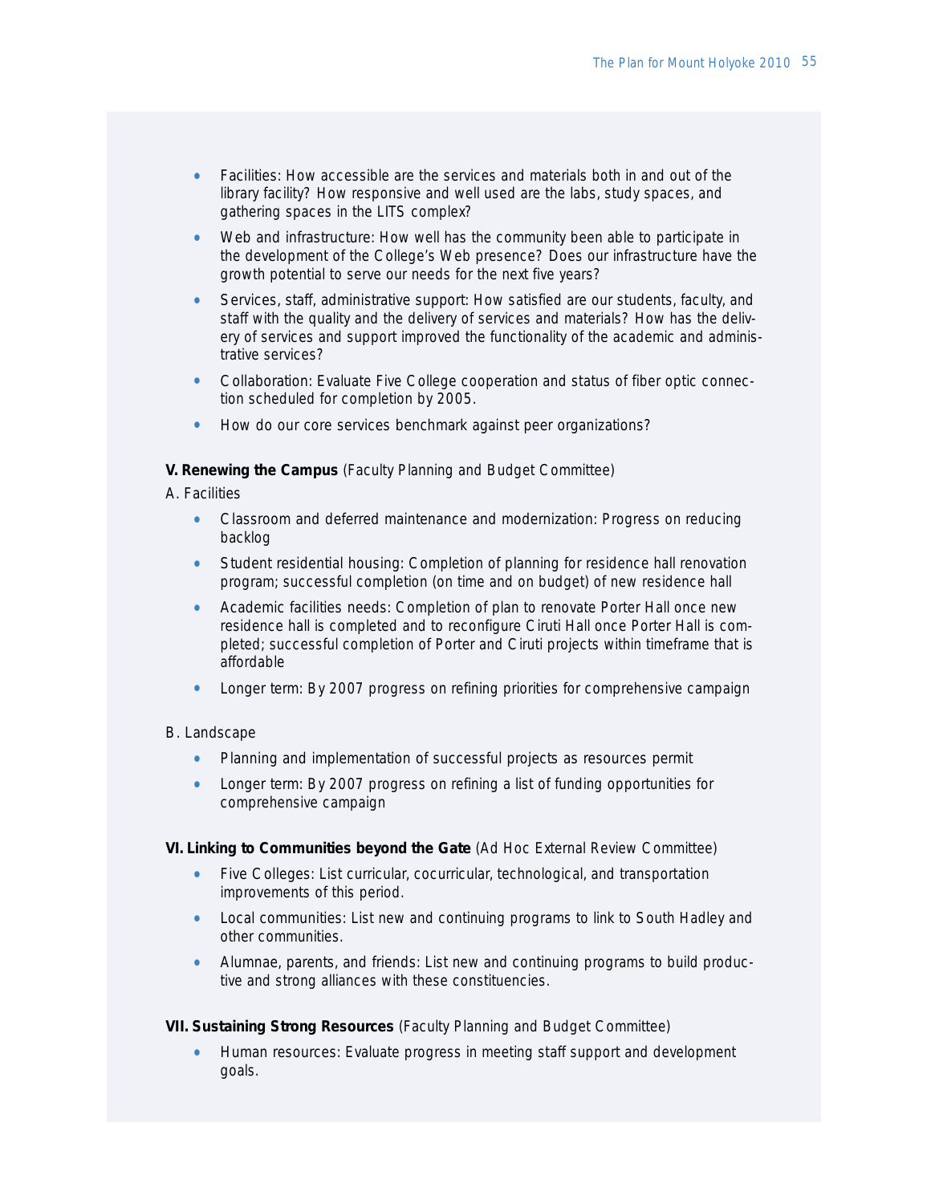- Facilities: How accessible are the services and materials both in and out of the library facility? How responsive and well used are the labs, study spaces, and gathering spaces in the LITS complex?
- Web and infrastructure: How well has the community been able to participate in the development of the College's Web presence? Does our infrastructure have the growth potential to serve our needs for the next five years?
- Services, staff, administrative support: How satisfied are our students, faculty, and staff with the quality and the delivery of services and materials? How has the delivery of services and support improved the functionality of the academic and administrative services?
- Collaboration: Evaluate Five College cooperation and status of fiber optic connection scheduled for completion by 2005.
- How do our core services benchmark against peer organizations?

**V. Renewing the Campus** (Faculty Planning and Budget Committee)

A. Facilities

- Classroom and deferred maintenance and modernization: Progress on reducing backlog
- Student residential housing: Completion of planning for residence hall renovation program; successful completion (on time and on budget) of new residence hall
- Academic facilities needs: Completion of plan to renovate Porter Hall once new residence hall is completed and to reconfigure Ciruti Hall once Porter Hall is completed; successful completion of Porter and Ciruti projects within timeframe that is affordable
- Longer term: By 2007 progress on refining priorities for comprehensive campaign

B. Landscape

- Planning and implementation of successful projects as resources permit
- Longer term: By 2007 progress on refining a list of funding opportunities for comprehensive campaign

**VI. Linking to Communities beyond the Gate** (Ad Hoc External Review Committee)

- Five Colleges: List curricular, cocurricular, technological, and transportation improvements of this period.
- Local communities: List new and continuing programs to link to South Hadley and other communities.
- Alumnae, parents, and friends: List new and continuing programs to build productive and strong alliances with these constituencies.

**VII. Sustaining Strong Resources** (Faculty Planning and Budget Committee)

- Human resources: Evaluate progress in meeting staff support and development goals.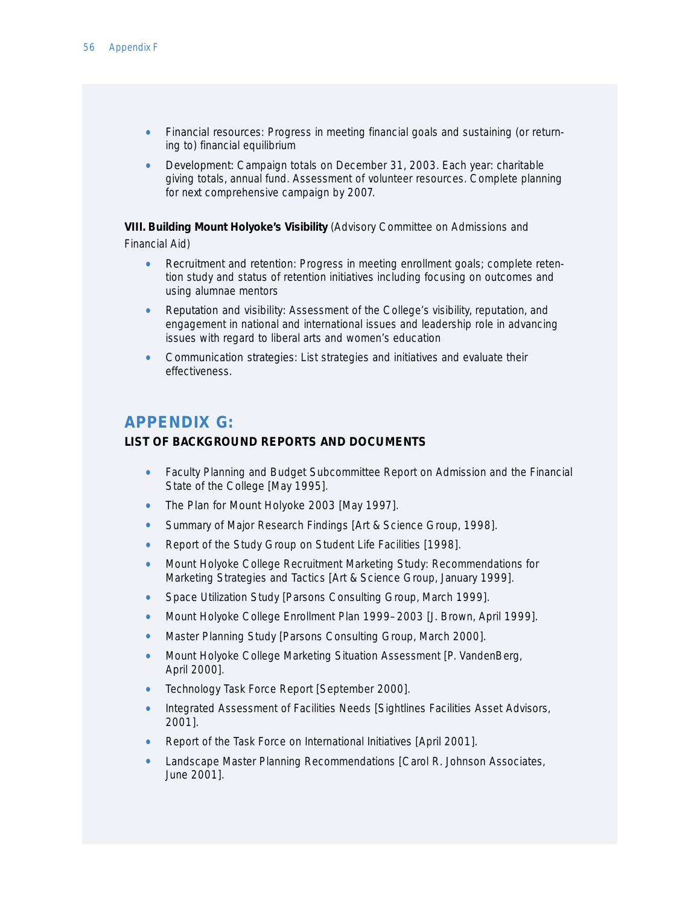- Financial resources: Progress in meeting financial goals and sustaining (or returning to) financial equilibrium
- Development: Campaign totals on December 31, 2003. Each year: charitable giving totals, annual fund. Assessment of volunteer resources. Complete planning for next comprehensive campaign by 2007.

**VIII. Building Mount Holyoke's Visibility** (Advisory Committee on Admissions and Financial Aid)

- Recruitment and retention: Progress in meeting enrollment goals; complete retention study and status of retention initiatives including focusing on outcomes and using alumnae mentors
- Reputation and visibility: Assessment of the College's visibility, reputation, and engagement in national and international issues and leadership role in advancing issues with regard to liberal arts and women's education
- Communication strategies: List strategies and initiatives and evaluate their effectiveness.

## APPENDIX G:

### LIST OF BACKGROUND REPORTS AND DOCUMENTS

- Faculty Planning and Budget Subcommittee Report on Admission and the Financial State of the College [May 1995].
- The Plan for Mount Holyoke 2003 [May 1997].
- Summary of Major Research Findings [Art & Science Group, 1998].
- Report of the Study Group on Student Life Facilities [1998].
- Mount Holyoke College Recruitment Marketing Study: Recommendations for Marketing Strategies and Tactics [Art & Science Group, January 1999].
- Space Utilization Study [Parsons Consulting Group, March 1999].
- Mount Holyoke College Enrollment Plan 1999–2003 [J. Brown, April 1999].
- Master Planning Study [Parsons Consulting Group, March 2000].
- Mount Holyoke College Marketing Situation Assessment [P. VandenBerg, April 2000].
- Technology Task Force Report [September 2000].
- Integrated Assessment of Facilities Needs [Sightlines Facilities Asset Advisors, 2001].
- Report of the Task Force on International Initiatives [April 2001].
- Landscape Master Planning Recommendations [Carol R. Johnson Associates, June 2001].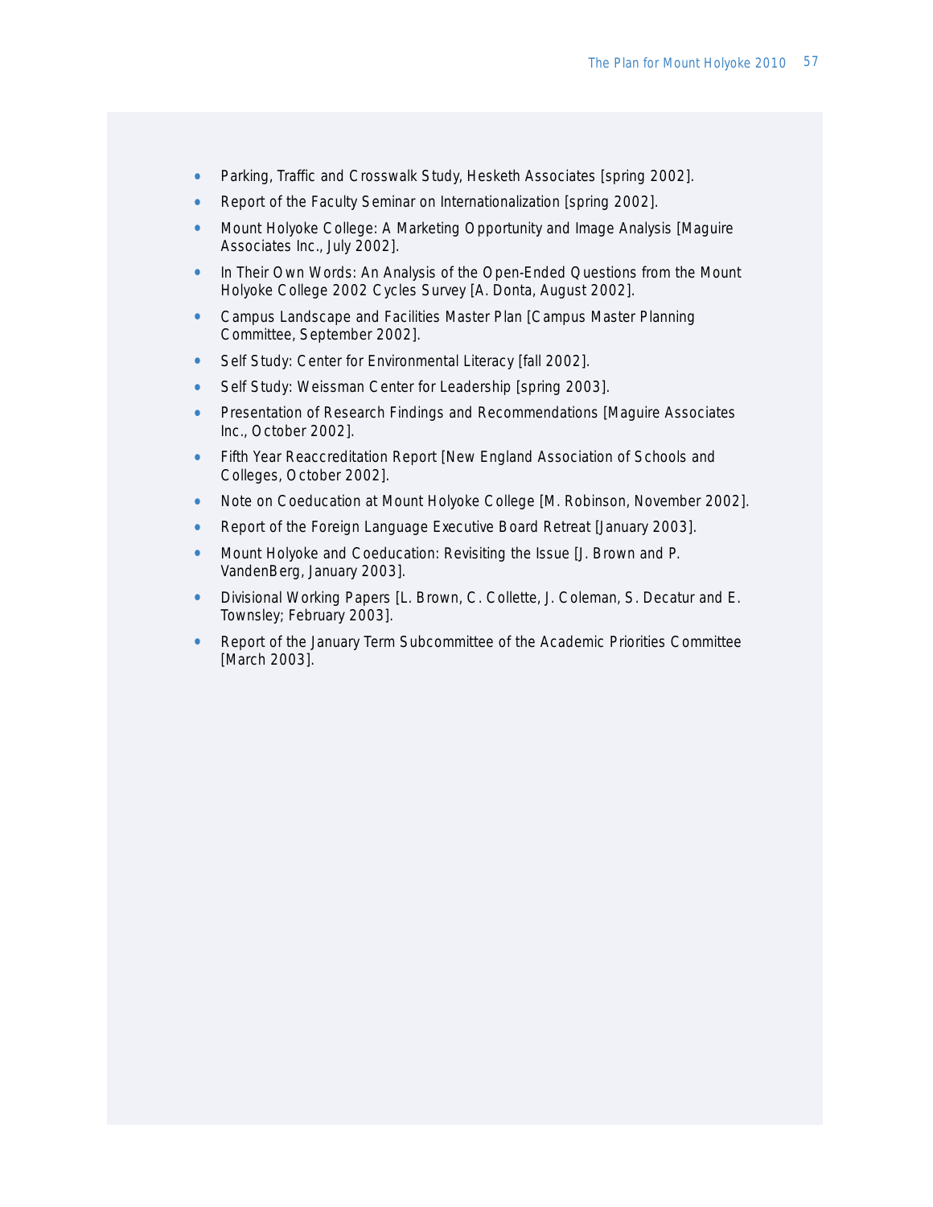- Parking, Traffic and Crosswalk Study, Hesketh Associates [spring 2002].
- Report of the Faculty Seminar on Internationalization [spring 2002].
- Mount Holyoke College: A Marketing Opportunity and Image Analysis [Maguire Associates Inc., July 2002].
- In Their Own Words: An Analysis of the Open-Ended Questions from the Mount Holyoke College 2002 Cycles Survey [A. Donta, August 2002].
- Campus Landscape and Facilities Master Plan [Campus Master Planning Committee, September 2002].
- Self Study: Center for Environmental Literacy [fall 2002].
- Self Study: Weissman Center for Leadership [spring 2003].
- Presentation of Research Findings and Recommendations [Maguire Associates Inc., October 2002].
- Fifth Year Reaccreditation Report [New England Association of Schools and Colleges, October 2002].
- Note on Coeducation at Mount Holyoke College [M. Robinson, November 2002].
- Report of the Foreign Language Executive Board Retreat [January 2003].
- Mount Holyoke and Coeducation: Revisiting the Issue [J. Brown and P. VandenBerg, January 2003].
- Divisional Working Papers [L. Brown, C. Collette, J. Coleman, S. Decatur and E. Townsley; February 2003].
- Report of the January Term Subcommittee of the Academic Priorities Committee [March 2003].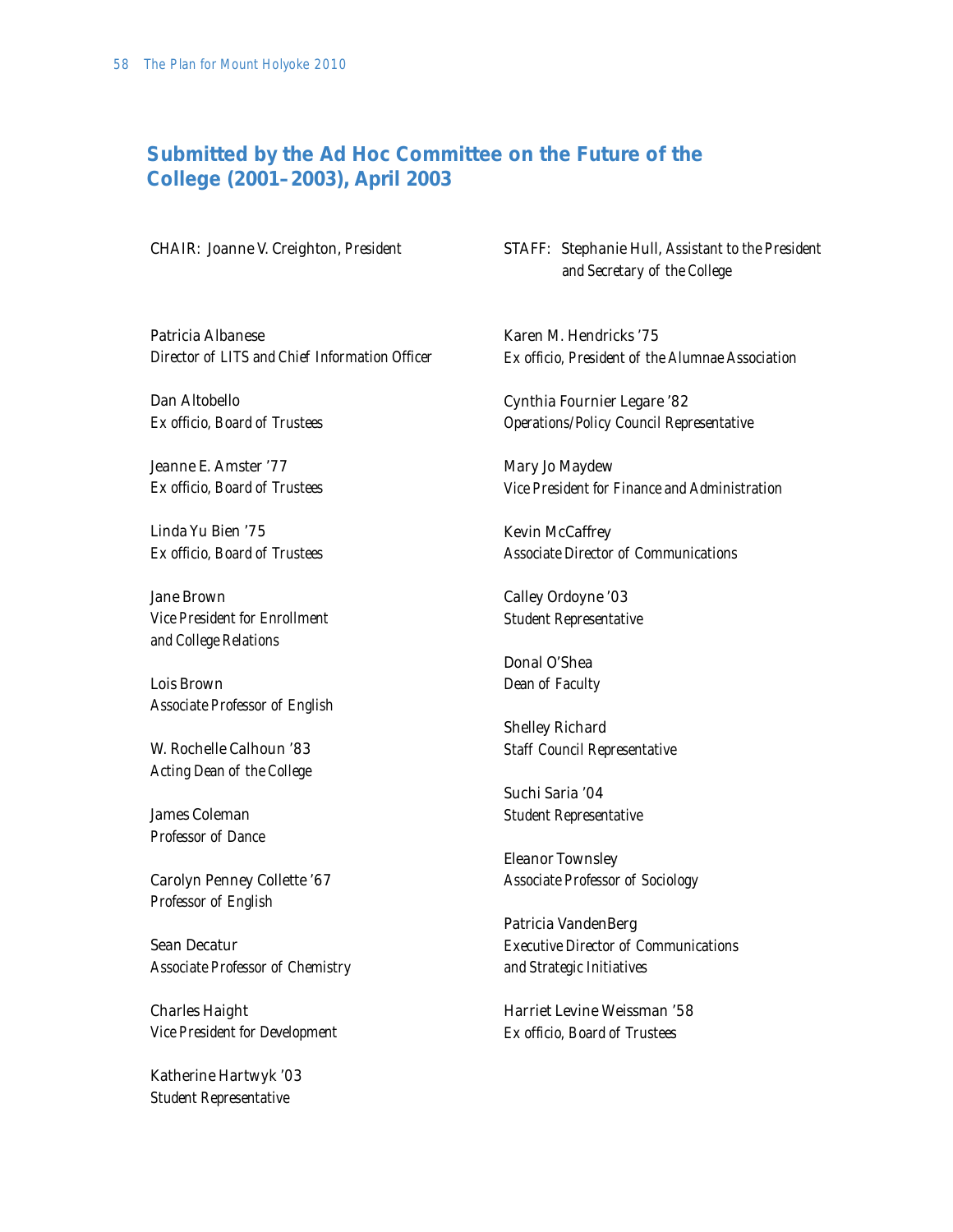## Submitted by the Ad Hoc Committee on the Future of the College (2001–2003), April 2003

CHAIR: Joanne V. Creighton, *President*

STAFF: Stephanie Hull, *Assistant to the President and Secretary of the College*

Patricia Albanese
*Director of LITS and Chief Information Officer*

Dan Altobello
*Ex officio, Board of Trustees*

Jeanne E. Amster '77
*Ex officio, Board of Trustees*

Linda Yu Bien '75
*Ex officio, Board of Trustees*

Jane Brown
*Vice President for Enrollment and College Relations*

Lois Brown
*Associate Professor of English*

W. Rochelle Calhoun '83
*Acting Dean of the College*

James Coleman
*Professor of Dance*

Carolyn Penney Collette '67
*Professor of English*

Sean Decatur
*Associate Professor of Chemistry*

Charles Haight
*Vice President for Development*

Katherine Hartwyk '03
*Student Representative*

Karen M. Hendricks '75
*Ex officio, President of the Alumnae Association*

Cynthia Fournier Legare '82
*Operations/Policy Council Representative*

Mary Jo Maydew
*Vice President for Finance and Administration*

Kevin McCaffrey
*Associate Director of Communications*

Calley Ordoyne '03
*Student Representative*

Donal O'Shea
*Dean of Faculty*

Shelley Richard
*Staff Council Representative*

Suchi Saria '04
*Student Representative*

Eleanor Townsley
*Associate Professor of Sociology*

Patricia VandenBerg
*Executive Director of Communications and Strategic Initiatives*

Harriet Levine Weissman '58
*Ex officio, Board of Trustees*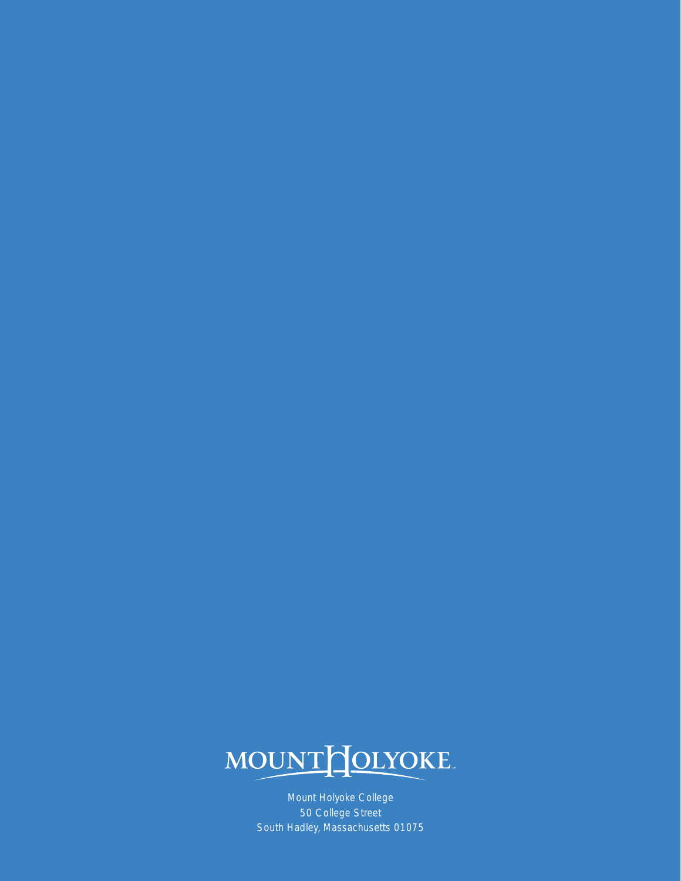MOUNT HOLYOKE

Mount Holyoke College
50 College Street
South Hadley, Massachusetts 01075